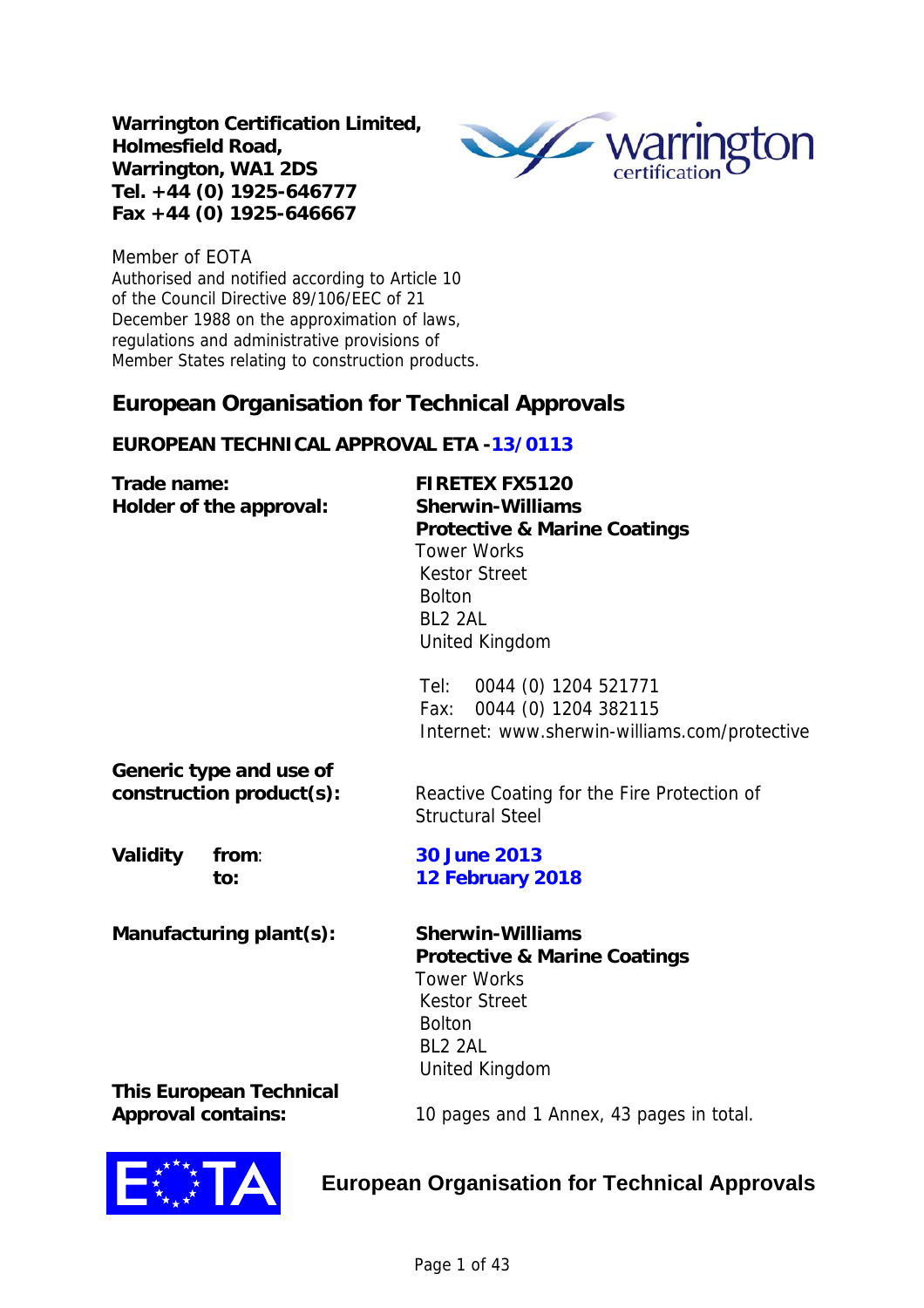**Warrington Certification Limited,**
**Holmesfield Road,**
**Warrington, WA1 2DS**
**Tel. +44 (0) 1925-646777**
**Fax +44 (0) 1925-646667**

Member of EOTA
Authorised and notified according to Article 10 of the Council Directive 89/106/EEC of 21 December 1988 on the approximation of laws, regulations and administrative provisions of Member States relating to construction products.

## European Organisation for Technical Approvals

### EUROPEAN TECHNICAL APPROVAL ETA -13/0113

| | |
|---|---|
| **Trade name:** | **FIRETEX FX5120** |
| **Holder of the approval:** | **Sherwin-Williams**<br>**Protective & Marine Coatings**<br>Tower Works<br>Kestor Street<br>Bolton<br>BL2 2AL<br>United Kingdom<br><br>Tel: 0044 (0) 1204 521771<br>Fax: 0044 (0) 1204 382115<br>Internet: www.sherwin-williams.com/protective |
| **Generic type and use of construction product(s):** | Reactive Coating for the Fire Protection of Structural Steel |
| **Validity from:** | **30 June 2013** |
| **to:** | **12 February 2018** |
| **Manufacturing plant(s):** | **Sherwin-Williams**<br>**Protective & Marine Coatings**<br>Tower Works<br>Kestor Street<br>Bolton<br>BL2 2AL<br>United Kingdom |
| **This European Technical Approval contains:** | 10 pages and 1 Annex, 43 pages in total. |

**European Organisation for Technical Approvals**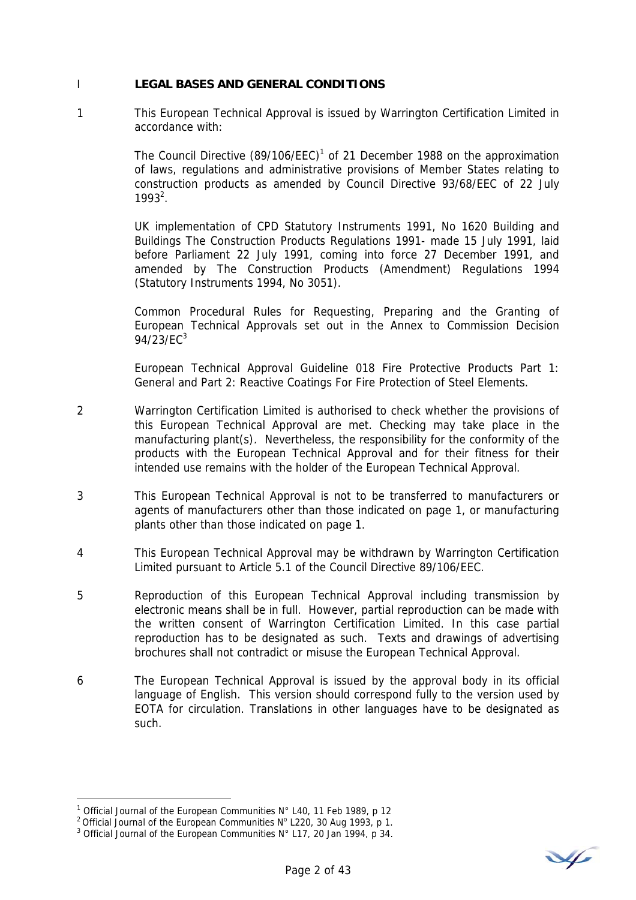## I LEGAL BASES AND GENERAL CONDITIONS

1 This European Technical Approval is issued by Warrington Certification Limited in accordance with:

The Council Directive (89/106/EEC)[1] of 21 December 1988 on the approximation of laws, regulations and administrative provisions of Member States relating to construction products as amended by Council Directive 93/68/EEC of 22 July 1993[2].

UK implementation of CPD Statutory Instruments 1991, No 1620 Building and Buildings The Construction Products Regulations 1991- made 15 July 1991, laid before Parliament 22 July 1991, coming into force 27 December 1991, and amended by The Construction Products (Amendment) Regulations 1994 (Statutory Instruments 1994, No 3051).

Common Procedural Rules for Requesting, Preparing and the Granting of European Technical Approvals set out in the Annex to Commission Decision 94/23/EC[3]

European Technical Approval Guideline 018 Fire Protective Products Part 1: General and Part 2: Reactive Coatings For Fire Protection of Steel Elements.

2 Warrington Certification Limited is authorised to check whether the provisions of this European Technical Approval are met. Checking may take place in the manufacturing plant(s). Nevertheless, the responsibility for the conformity of the products with the European Technical Approval and for their fitness for their intended use remains with the holder of the European Technical Approval.

3 This European Technical Approval is not to be transferred to manufacturers or agents of manufacturers other than those indicated on page 1, or manufacturing plants other than those indicated on page 1.

4 This European Technical Approval may be withdrawn by Warrington Certification Limited pursuant to Article 5.1 of the Council Directive 89/106/EEC.

5 Reproduction of this European Technical Approval including transmission by electronic means shall be in full. However, partial reproduction can be made with the written consent of Warrington Certification Limited. In this case partial reproduction has to be designated as such. Texts and drawings of advertising brochures shall not contradict or misuse the European Technical Approval.

6 The European Technical Approval is issued by the approval body in its official language of English. This version should correspond fully to the version used by EOTA for circulation. Translations in other languages have to be designated as such.

---

[1] Official Journal of the European Communities N° L40, 11 Feb 1989, p 12

[2] Official Journal of the European Communities N° L220, 30 Aug 1993, p 1.

[3] Official Journal of the European Communities N° L17, 20 Jan 1994, p 34.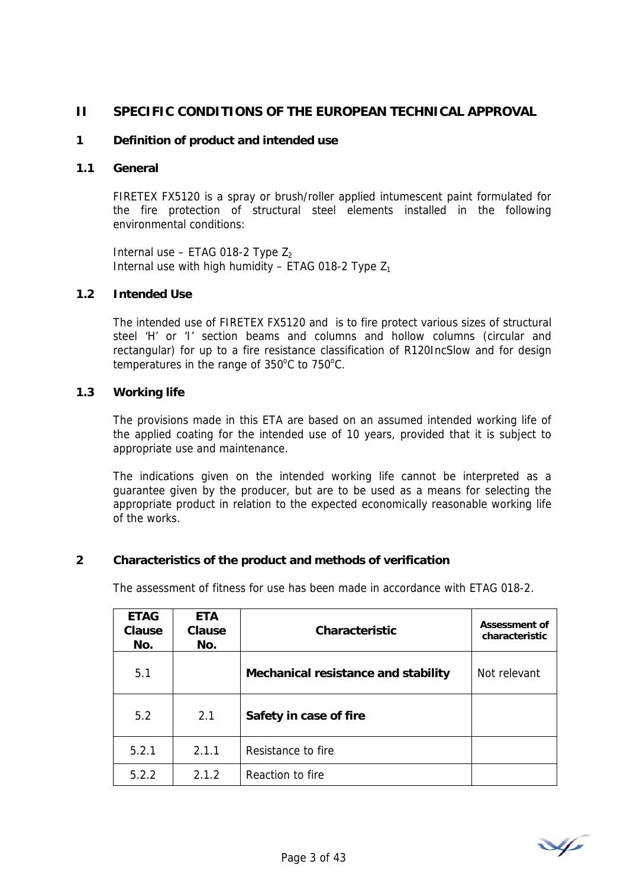## II SPECIFIC CONDITIONS OF THE EUROPEAN TECHNICAL APPROVAL

### 1 Definition of product and intended use

#### 1.1 General

FIRETEX FX5120 is a spray or brush/roller applied intumescent paint formulated for the fire protection of structural steel elements installed in the following environmental conditions:

Internal use – ETAG 018-2 Type $Z_2$
Internal use with high humidity – ETAG 018-2 Type $Z_1$

#### 1.2 Intended Use

The intended use of FIRETEX FX5120 and  is to fire protect various sizes of structural steel 'H' or 'I' section beams and columns and hollow columns (circular and rectangular) for up to a fire resistance classification of R120IncSlow and for design temperatures in the range of 350°C to 750°C.

#### 1.3 Working life

The provisions made in this ETA are based on an assumed intended working life of the applied coating for the intended use of 10 years, provided that it is subject to appropriate use and maintenance.

The indications given on the intended working life cannot be interpreted as a guarantee given by the producer, but are to be used as a means for selecting the appropriate product in relation to the expected economically reasonable working life of the works.

### 2 Characteristics of the product and methods of verification

The assessment of fitness for use has been made in accordance with ETAG 018-2.

| ETAG Clause No. | ETA Clause No. | Characteristic | Assessment of characteristic |
|---|---|---|---|
| 5.1 | | **Mechanical resistance and stability** | Not relevant |
| 5.2 | 2.1 | **Safety in case of fire** | |
| 5.2.1 | 2.1.1 | Resistance to fire | |
| 5.2.2 | 2.1.2 | Reaction to fire | |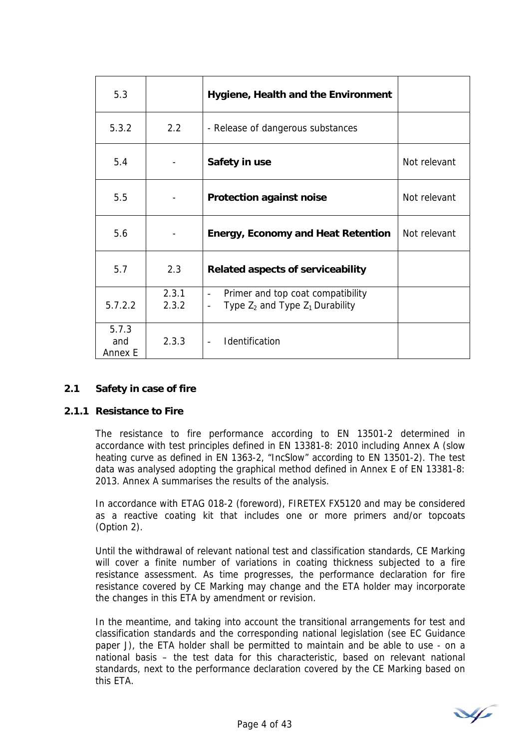| | | | |
|---|---|---|---|
| 5.3 | | **Hygiene, Health and the Environment** | |
| 5.3.2 | 2.2 | - Release of dangerous substances | |
| 5.4 | - | **Safety in use** | Not relevant |
| 5.5 | - | **Protection against noise** | Not relevant |
| 5.6 | - | **Energy, Economy and Heat Retention** | Not relevant |
| 5.7 | 2.3 | **Related aspects of serviceability** | |
| 5.7.2.2 | 2.3.1<br>2.3.2 | - Primer and top coat compatibility<br>- Type $Z_2$ and Type $Z_1$ Durability | |
| 5.7.3 and Annex E | 2.3.3 | - Identification | |

## 2.1 Safety in case of fire

### 2.1.1 Resistance to Fire

The resistance to fire performance according to EN 13501-2 determined in accordance with test principles defined in EN 13381-8: 2010 including Annex A (slow heating curve as defined in EN 1363-2, "IncSlow" according to EN 13501-2). The test data was analysed adopting the graphical method defined in Annex E of EN 13381-8: 2013. Annex A summarises the results of the analysis.

In accordance with ETAG 018-2 (foreword), FIRETEX FX5120 and may be considered as a reactive coating kit that includes one or more primers and/or topcoats (Option 2).

Until the withdrawal of relevant national test and classification standards, CE Marking will cover a finite number of variations in coating thickness subjected to a fire resistance assessment. As time progresses, the performance declaration for fire resistance covered by CE Marking may change and the ETA holder may incorporate the changes in this ETA by amendment or revision.

In the meantime, and taking into account the transitional arrangements for test and classification standards and the corresponding national legislation (see EC Guidance paper J), the ETA holder shall be permitted to maintain and be able to use - on a national basis – the test data for this characteristic, based on relevant national standards, next to the performance declaration covered by the CE Marking based on this ETA.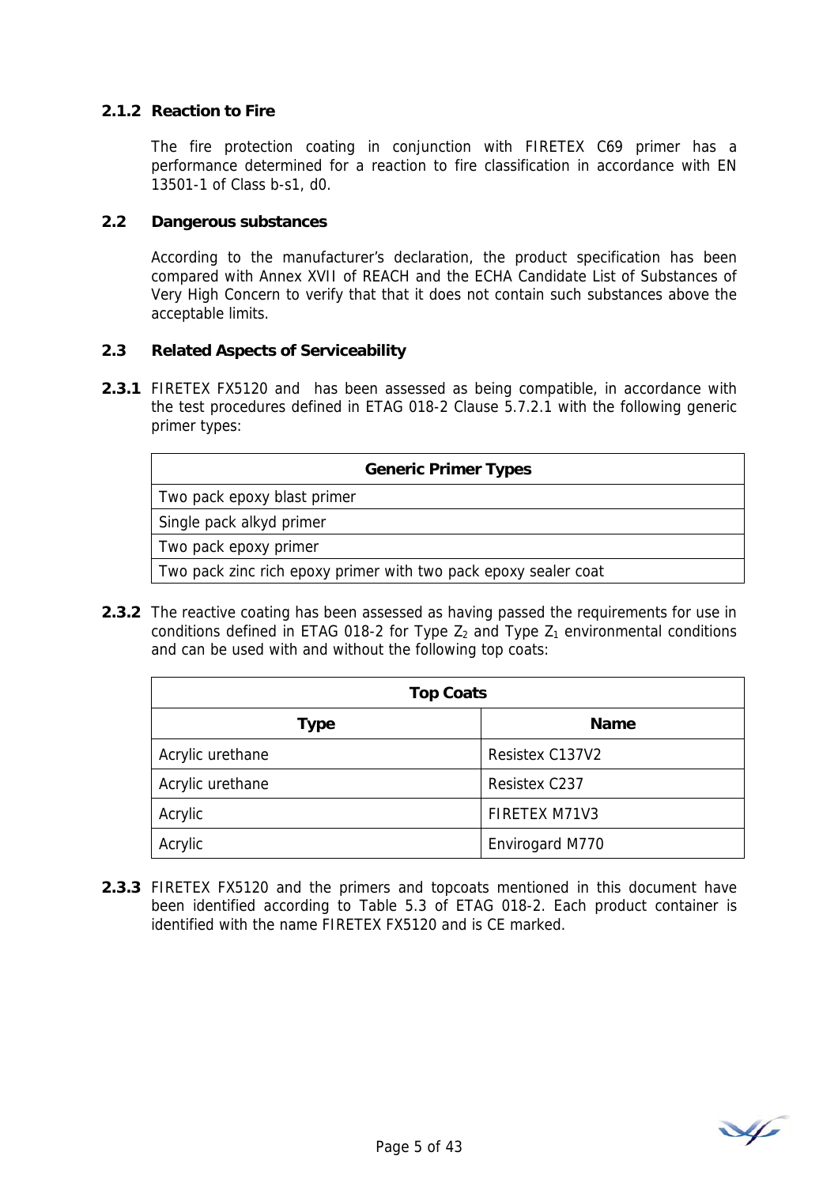### 2.1.2 Reaction to Fire

The fire protection coating in conjunction with FIRETEX C69 primer has a performance determined for a reaction to fire classification in accordance with EN 13501-1 of Class b-s1, d0.

## 2.2 Dangerous substances

According to the manufacturer's declaration, the product specification has been compared with Annex XVII of REACH and the ECHA Candidate List of Substances of Very High Concern to verify that that it does not contain such substances above the acceptable limits.

## 2.3 Related Aspects of Serviceability

**2.3.1** FIRETEX FX5120 and has been assessed as being compatible, in accordance with the test procedures defined in ETAG 018-2 Clause 5.7.2.1 with the following generic primer types:

| Generic Primer Types |
|---|
| Two pack epoxy blast primer |
| Single pack alkyd primer |
| Two pack epoxy primer |
| Two pack zinc rich epoxy primer with two pack epoxy sealer coat |

**2.3.2** The reactive coating has been assessed as having passed the requirements for use in conditions defined in ETAG 018-2 for Type $Z_2$ and Type $Z_1$ environmental conditions and can be used with and without the following top coats:

| Top Coats | |
|---|---|
| **Type** | **Name** |
| Acrylic urethane | Resistex C137V2 |
| Acrylic urethane | Resistex C237 |
| Acrylic | FIRETEX M71V3 |
| Acrylic | Envirogard M770 |

**2.3.3** FIRETEX FX5120 and the primers and topcoats mentioned in this document have been identified according to Table 5.3 of ETAG 018-2. Each product container is identified with the name FIRETEX FX5120 and is CE marked.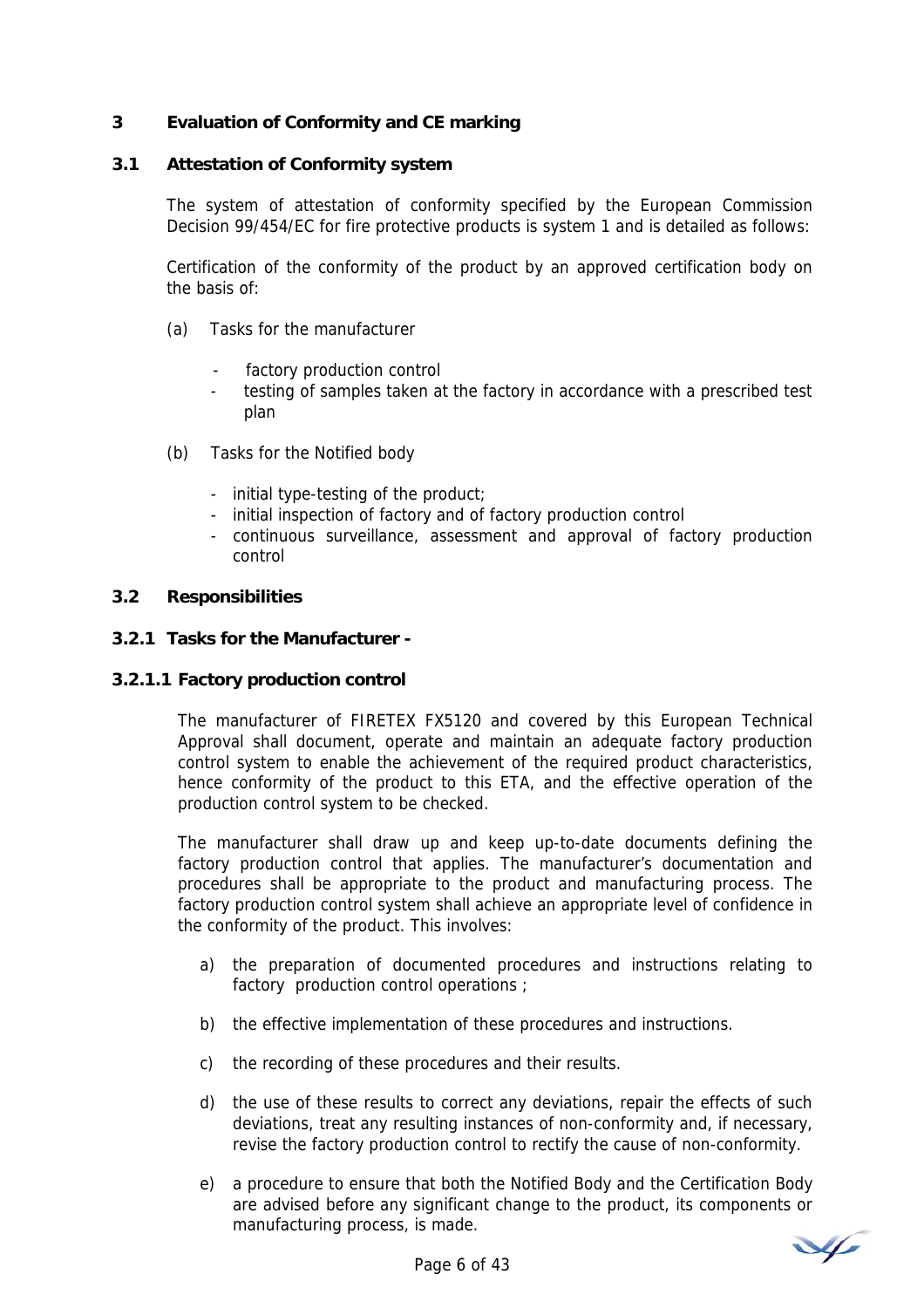## 3 Evaluation of Conformity and CE marking

### 3.1 Attestation of Conformity system

The system of attestation of conformity specified by the European Commission Decision 99/454/EC for fire protective products is system 1 and is detailed as follows:

Certification of the conformity of the product by an approved certification body on the basis of:

(a) Tasks for the manufacturer

- factory production control
- testing of samples taken at the factory in accordance with a prescribed test plan

(b) Tasks for the Notified body

- initial type-testing of the product;
- initial inspection of factory and of factory production control
- continuous surveillance, assessment and approval of factory production control

### 3.2 Responsibilities

#### 3.2.1 Tasks for the Manufacturer -

##### 3.2.1.1 Factory production control

The manufacturer of FIRETEX FX5120 and covered by this European Technical Approval shall document, operate and maintain an adequate factory production control system to enable the achievement of the required product characteristics, hence conformity of the product to this ETA, and the effective operation of the production control system to be checked.

The manufacturer shall draw up and keep up-to-date documents defining the factory production control that applies. The manufacturer's documentation and procedures shall be appropriate to the product and manufacturing process. The factory production control system shall achieve an appropriate level of confidence in the conformity of the product. This involves:

a) the preparation of documented procedures and instructions relating to factory production control operations ;

b) the effective implementation of these procedures and instructions.

c) the recording of these procedures and their results.

d) the use of these results to correct any deviations, repair the effects of such deviations, treat any resulting instances of non-conformity and, if necessary, revise the factory production control to rectify the cause of non-conformity.

e) a procedure to ensure that both the Notified Body and the Certification Body are advised before any significant change to the product, its components or manufacturing process, is made.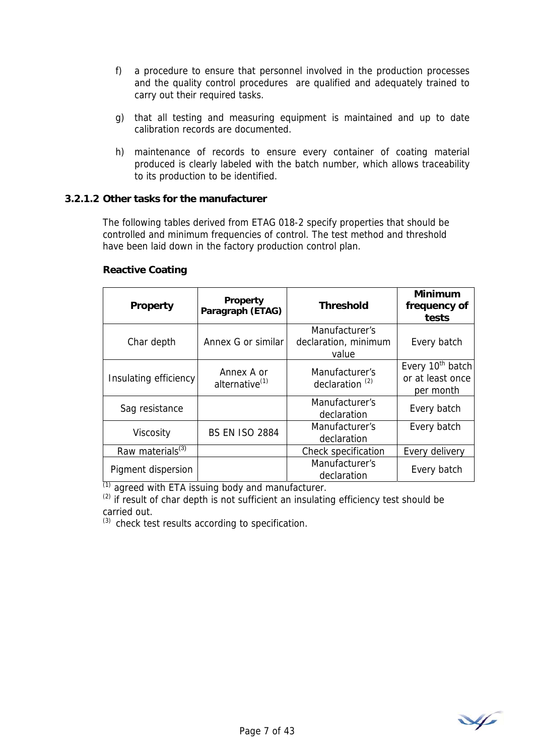f) a procedure to ensure that personnel involved in the production processes and the quality control procedures are qualified and adequately trained to carry out their required tasks.

g) that all testing and measuring equipment is maintained and up to date calibration records are documented.

h) maintenance of records to ensure every container of coating material produced is clearly labeled with the batch number, which allows traceability to its production to be identified.

### 3.2.1.2 Other tasks for the manufacturer

The following tables derived from ETAG 018-2 specify properties that should be controlled and minimum frequencies of control. The test method and threshold have been laid down in the factory production control plan.

**Reactive Coating**

| Property | Property Paragraph (ETAG) | Threshold | Minimum frequency of tests |
|---|---|---|---|
| Char depth | Annex G or similar | Manufacturer's declaration, minimum value | Every batch |
| Insulating efficiency | Annex A or alternative[1] | Manufacturer's declaration [2] | Every 10th batch or at least once per month |
| Sag resistance | | Manufacturer's declaration | Every batch |
| Viscosity | BS EN ISO 2884 | Manufacturer's declaration | Every batch |
| Raw materials[3] | | Check specification | Every delivery |
| Pigment dispersion | | Manufacturer's declaration | Every batch |

[1] agreed with ETA issuing body and manufacturer.
[2] if result of char depth is not sufficient an insulating efficiency test should be carried out.
[3] check test results according to specification.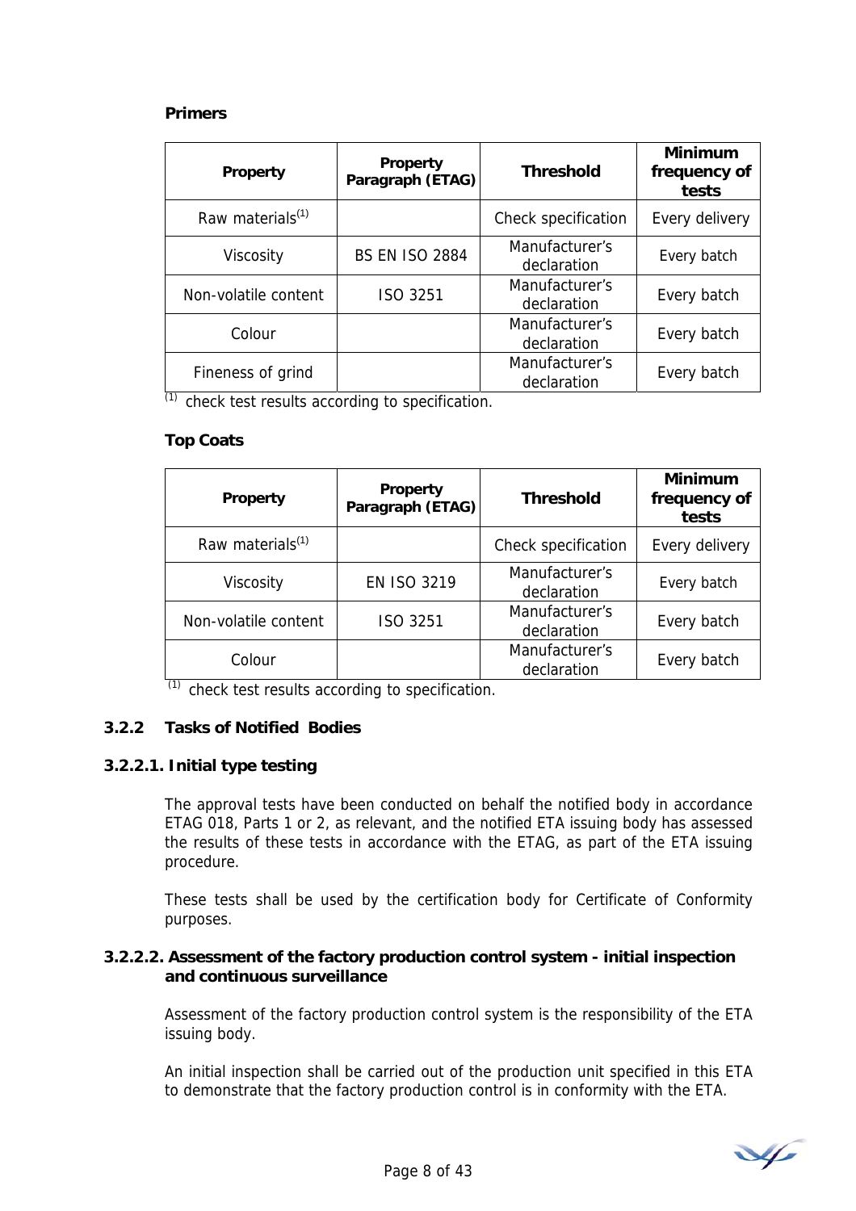**Primers**

| Property | Property Paragraph (ETAG) | Threshold | Minimum frequency of tests |
|---|---|---|---|
| Raw materials[1] | | Check specification | Every delivery |
| Viscosity | BS EN ISO 2884 | Manufacturer's declaration | Every batch |
| Non-volatile content | ISO 3251 | Manufacturer's declaration | Every batch |
| Colour | | Manufacturer's declaration | Every batch |
| Fineness of grind | | Manufacturer's declaration | Every batch |

[1] check test results according to specification.

**Top Coats**

| Property | Property Paragraph (ETAG) | Threshold | Minimum frequency of tests |
|---|---|---|---|
| Raw materials[1] | | Check specification | Every delivery |
| Viscosity | EN ISO 3219 | Manufacturer's declaration | Every batch |
| Non-volatile content | ISO 3251 | Manufacturer's declaration | Every batch |
| Colour | | Manufacturer's declaration | Every batch |

[1] check test results according to specification.

### 3.2.2 Tasks of Notified Bodies

#### 3.2.2.1. Initial type testing

The approval tests have been conducted on behalf the notified body in accordance ETAG 018, Parts 1 or 2, as relevant, and the notified ETA issuing body has assessed the results of these tests in accordance with the ETAG, as part of the ETA issuing procedure.

These tests shall be used by the certification body for Certificate of Conformity purposes.

#### 3.2.2.2. Assessment of the factory production control system - initial inspection and continuous surveillance

Assessment of the factory production control system is the responsibility of the ETA issuing body.

An initial inspection shall be carried out of the production unit specified in this ETA to demonstrate that the factory production control is in conformity with the ETA.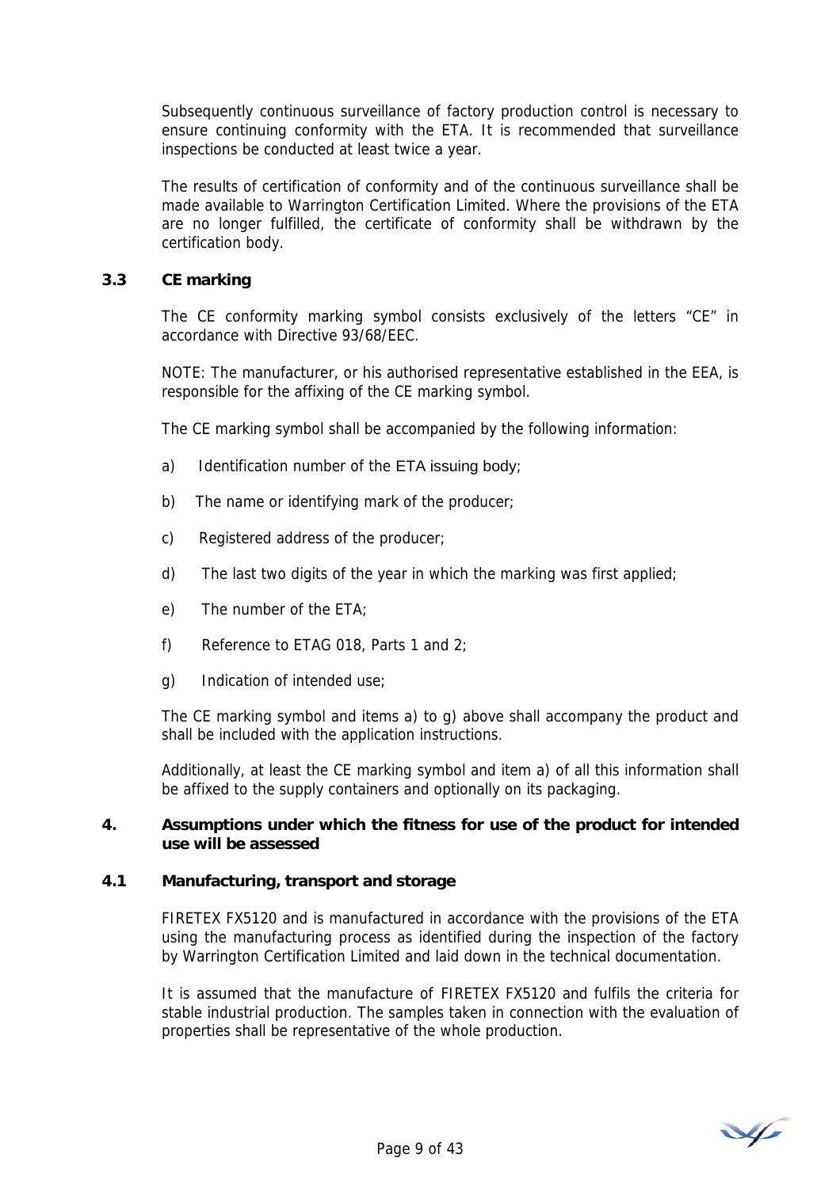Subsequently continuous surveillance of factory production control is necessary to ensure continuing conformity with the ETA. It is recommended that surveillance inspections be conducted at least twice a year.

The results of certification of conformity and of the continuous surveillance shall be made available to Warrington Certification Limited. Where the provisions of the ETA are no longer fulfilled, the certificate of conformity shall be withdrawn by the certification body.

### 3.3 CE marking

The CE conformity marking symbol consists exclusively of the letters "CE" in accordance with Directive 93/68/EEC.

NOTE: The manufacturer, or his authorised representative established in the EEA, is responsible for the affixing of the CE marking symbol.

The CE marking symbol shall be accompanied by the following information:

a) Identification number of the ETA issuing body;

b) The name or identifying mark of the producer;

c) Registered address of the producer;

d) The last two digits of the year in which the marking was first applied;

e) The number of the ETA;

f) Reference to ETAG 018, Parts 1 and 2;

g) Indication of intended use;

The CE marking symbol and items a) to g) above shall accompany the product and shall be included with the application instructions.

Additionally, at least the CE marking symbol and item a) of all this information shall be affixed to the supply containers and optionally on its packaging.

## 4. Assumptions under which the fitness for use of the product for intended use will be assessed

### 4.1 Manufacturing, transport and storage

FIRETEX FX5120 and is manufactured in accordance with the provisions of the ETA using the manufacturing process as identified during the inspection of the factory by Warrington Certification Limited and laid down in the technical documentation.

It is assumed that the manufacture of FIRETEX FX5120 and fulfils the criteria for stable industrial production. The samples taken in connection with the evaluation of properties shall be representative of the whole production.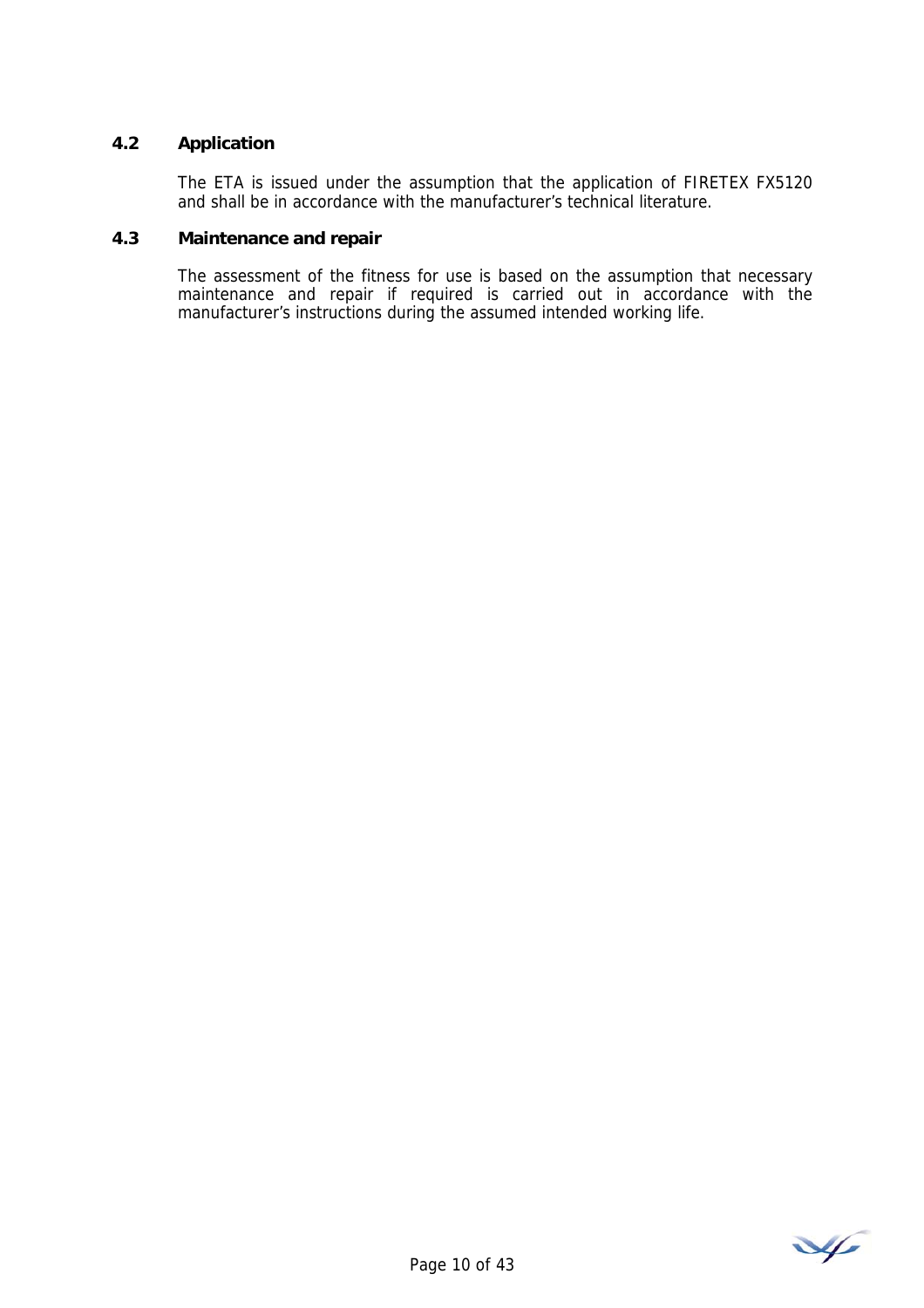### 4.2 Application

The ETA is issued under the assumption that the application of FIRETEX FX5120 and shall be in accordance with the manufacturer's technical literature.

### 4.3 Maintenance and repair

The assessment of the fitness for use is based on the assumption that necessary maintenance and repair if required is carried out in accordance with the manufacturer's instructions during the assumed intended working life.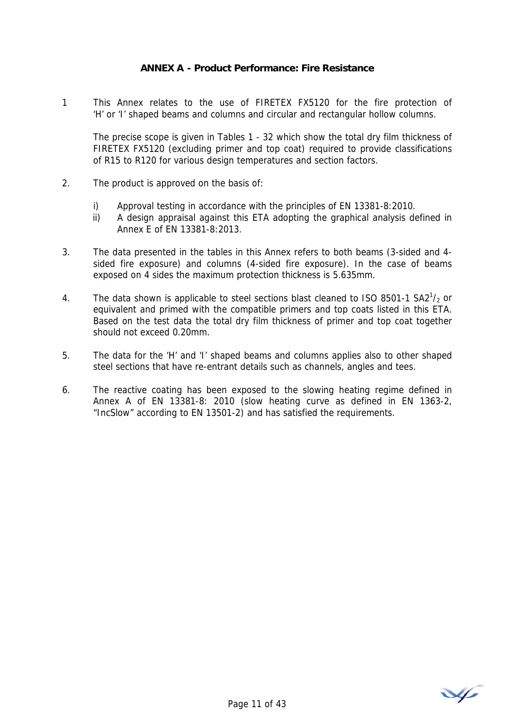## ANNEX A - Product Performance: Fire Resistance

1 This Annex relates to the use of FIRETEX FX5120 for the fire protection of 'H' or 'I' shaped beams and columns and circular and rectangular hollow columns.

   The precise scope is given in Tables 1 - 32 which show the total dry film thickness of FIRETEX FX5120 (excluding primer and top coat) required to provide classifications of R15 to R120 for various design temperatures and section factors.

2. The product is approved on the basis of:

   i) Approval testing in accordance with the principles of EN 13381-8:2010.
   ii) A design appraisal against this ETA adopting the graphical analysis defined in Annex E of EN 13381-8:2013.

3. The data presented in the tables in this Annex refers to both beams (3-sided and 4-sided fire exposure) and columns (4-sided fire exposure). In the case of beams exposed on 4 sides the maximum protection thickness is 5.635mm.

4. The data shown is applicable to steel sections blast cleaned to ISO 8501-1 SA2$^{1}/_{2}$ or equivalent and primed with the compatible primers and top coats listed in this ETA. Based on the test data the total dry film thickness of primer and top coat together should not exceed 0.20mm.

5. The data for the 'H' and 'I' shaped beams and columns applies also to other shaped steel sections that have re-entrant details such as channels, angles and tees.

6. The reactive coating has been exposed to the slowing heating regime defined in Annex A of EN 13381-8: 2010 (slow heating curve as defined in EN 1363-2, "IncSlow" according to EN 13501-2) and has satisfied the requirements.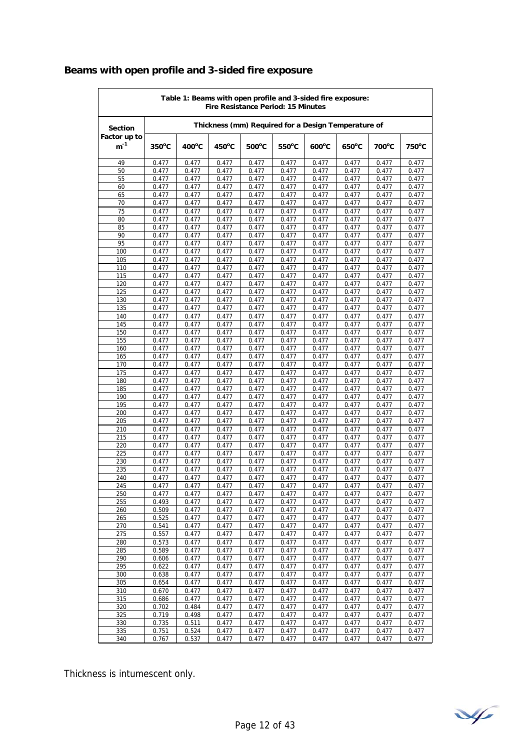## Beams with open profile and 3-sided fire exposure

| Table 1: Beams with open profile and 3-sided fire exposure: Fire Resistance Period: 15 Minutes | | | | | | | | | |
|---|---|---|---|---|---|---|---|---|---|
| Section Factor up to $m^{-1}$ | Thickness (mm) Required for a Design Temperature of | | | | | | | | |
| | 350°C | 400°C | 450°C | 500°C | 550°C | 600°C | 650°C | 700°C | 750°C |
| 49 | 0.477 | 0.477 | 0.477 | 0.477 | 0.477 | 0.477 | 0.477 | 0.477 | 0.477 |
| 50 | 0.477 | 0.477 | 0.477 | 0.477 | 0.477 | 0.477 | 0.477 | 0.477 | 0.477 |
| 55 | 0.477 | 0.477 | 0.477 | 0.477 | 0.477 | 0.477 | 0.477 | 0.477 | 0.477 |
| 60 | 0.477 | 0.477 | 0.477 | 0.477 | 0.477 | 0.477 | 0.477 | 0.477 | 0.477 |
| 65 | 0.477 | 0.477 | 0.477 | 0.477 | 0.477 | 0.477 | 0.477 | 0.477 | 0.477 |
| 70 | 0.477 | 0.477 | 0.477 | 0.477 | 0.477 | 0.477 | 0.477 | 0.477 | 0.477 |
| 75 | 0.477 | 0.477 | 0.477 | 0.477 | 0.477 | 0.477 | 0.477 | 0.477 | 0.477 |
| 80 | 0.477 | 0.477 | 0.477 | 0.477 | 0.477 | 0.477 | 0.477 | 0.477 | 0.477 |
| 85 | 0.477 | 0.477 | 0.477 | 0.477 | 0.477 | 0.477 | 0.477 | 0.477 | 0.477 |
| 90 | 0.477 | 0.477 | 0.477 | 0.477 | 0.477 | 0.477 | 0.477 | 0.477 | 0.477 |
| 95 | 0.477 | 0.477 | 0.477 | 0.477 | 0.477 | 0.477 | 0.477 | 0.477 | 0.477 |
| 100 | 0.477 | 0.477 | 0.477 | 0.477 | 0.477 | 0.477 | 0.477 | 0.477 | 0.477 |
| 105 | 0.477 | 0.477 | 0.477 | 0.477 | 0.477 | 0.477 | 0.477 | 0.477 | 0.477 |
| 110 | 0.477 | 0.477 | 0.477 | 0.477 | 0.477 | 0.477 | 0.477 | 0.477 | 0.477 |
| 115 | 0.477 | 0.477 | 0.477 | 0.477 | 0.477 | 0.477 | 0.477 | 0.477 | 0.477 |
| 120 | 0.477 | 0.477 | 0.477 | 0.477 | 0.477 | 0.477 | 0.477 | 0.477 | 0.477 |
| 125 | 0.477 | 0.477 | 0.477 | 0.477 | 0.477 | 0.477 | 0.477 | 0.477 | 0.477 |
| 130 | 0.477 | 0.477 | 0.477 | 0.477 | 0.477 | 0.477 | 0.477 | 0.477 | 0.477 |
| 135 | 0.477 | 0.477 | 0.477 | 0.477 | 0.477 | 0.477 | 0.477 | 0.477 | 0.477 |
| 140 | 0.477 | 0.477 | 0.477 | 0.477 | 0.477 | 0.477 | 0.477 | 0.477 | 0.477 |
| 145 | 0.477 | 0.477 | 0.477 | 0.477 | 0.477 | 0.477 | 0.477 | 0.477 | 0.477 |
| 150 | 0.477 | 0.477 | 0.477 | 0.477 | 0.477 | 0.477 | 0.477 | 0.477 | 0.477 |
| 155 | 0.477 | 0.477 | 0.477 | 0.477 | 0.477 | 0.477 | 0.477 | 0.477 | 0.477 |
| 160 | 0.477 | 0.477 | 0.477 | 0.477 | 0.477 | 0.477 | 0.477 | 0.477 | 0.477 |
| 165 | 0.477 | 0.477 | 0.477 | 0.477 | 0.477 | 0.477 | 0.477 | 0.477 | 0.477 |
| 170 | 0.477 | 0.477 | 0.477 | 0.477 | 0.477 | 0.477 | 0.477 | 0.477 | 0.477 |
| 175 | 0.477 | 0.477 | 0.477 | 0.477 | 0.477 | 0.477 | 0.477 | 0.477 | 0.477 |
| 180 | 0.477 | 0.477 | 0.477 | 0.477 | 0.477 | 0.477 | 0.477 | 0.477 | 0.477 |
| 185 | 0.477 | 0.477 | 0.477 | 0.477 | 0.477 | 0.477 | 0.477 | 0.477 | 0.477 |
| 190 | 0.477 | 0.477 | 0.477 | 0.477 | 0.477 | 0.477 | 0.477 | 0.477 | 0.477 |
| 195 | 0.477 | 0.477 | 0.477 | 0.477 | 0.477 | 0.477 | 0.477 | 0.477 | 0.477 |
| 200 | 0.477 | 0.477 | 0.477 | 0.477 | 0.477 | 0.477 | 0.477 | 0.477 | 0.477 |
| 205 | 0.477 | 0.477 | 0.477 | 0.477 | 0.477 | 0.477 | 0.477 | 0.477 | 0.477 |
| 210 | 0.477 | 0.477 | 0.477 | 0.477 | 0.477 | 0.477 | 0.477 | 0.477 | 0.477 |
| 215 | 0.477 | 0.477 | 0.477 | 0.477 | 0.477 | 0.477 | 0.477 | 0.477 | 0.477 |
| 220 | 0.477 | 0.477 | 0.477 | 0.477 | 0.477 | 0.477 | 0.477 | 0.477 | 0.477 |
| 225 | 0.477 | 0.477 | 0.477 | 0.477 | 0.477 | 0.477 | 0.477 | 0.477 | 0.477 |
| 230 | 0.477 | 0.477 | 0.477 | 0.477 | 0.477 | 0.477 | 0.477 | 0.477 | 0.477 |
| 235 | 0.477 | 0.477 | 0.477 | 0.477 | 0.477 | 0.477 | 0.477 | 0.477 | 0.477 |
| 240 | 0.477 | 0.477 | 0.477 | 0.477 | 0.477 | 0.477 | 0.477 | 0.477 | 0.477 |
| 245 | 0.477 | 0.477 | 0.477 | 0.477 | 0.477 | 0.477 | 0.477 | 0.477 | 0.477 |
| 250 | 0.477 | 0.477 | 0.477 | 0.477 | 0.477 | 0.477 | 0.477 | 0.477 | 0.477 |
| 255 | 0.493 | 0.477 | 0.477 | 0.477 | 0.477 | 0.477 | 0.477 | 0.477 | 0.477 |
| 260 | 0.509 | 0.477 | 0.477 | 0.477 | 0.477 | 0.477 | 0.477 | 0.477 | 0.477 |
| 265 | 0.525 | 0.477 | 0.477 | 0.477 | 0.477 | 0.477 | 0.477 | 0.477 | 0.477 |
| 270 | 0.541 | 0.477 | 0.477 | 0.477 | 0.477 | 0.477 | 0.477 | 0.477 | 0.477 |
| 275 | 0.557 | 0.477 | 0.477 | 0.477 | 0.477 | 0.477 | 0.477 | 0.477 | 0.477 |
| 280 | 0.573 | 0.477 | 0.477 | 0.477 | 0.477 | 0.477 | 0.477 | 0.477 | 0.477 |
| 285 | 0.589 | 0.477 | 0.477 | 0.477 | 0.477 | 0.477 | 0.477 | 0.477 | 0.477 |
| 290 | 0.606 | 0.477 | 0.477 | 0.477 | 0.477 | 0.477 | 0.477 | 0.477 | 0.477 |
| 295 | 0.622 | 0.477 | 0.477 | 0.477 | 0.477 | 0.477 | 0.477 | 0.477 | 0.477 |
| 300 | 0.638 | 0.477 | 0.477 | 0.477 | 0.477 | 0.477 | 0.477 | 0.477 | 0.477 |
| 305 | 0.654 | 0.477 | 0.477 | 0.477 | 0.477 | 0.477 | 0.477 | 0.477 | 0.477 |
| 310 | 0.670 | 0.477 | 0.477 | 0.477 | 0.477 | 0.477 | 0.477 | 0.477 | 0.477 |
| 315 | 0.686 | 0.477 | 0.477 | 0.477 | 0.477 | 0.477 | 0.477 | 0.477 | 0.477 |
| 320 | 0.702 | 0.484 | 0.477 | 0.477 | 0.477 | 0.477 | 0.477 | 0.477 | 0.477 |
| 325 | 0.719 | 0.498 | 0.477 | 0.477 | 0.477 | 0.477 | 0.477 | 0.477 | 0.477 |
| 330 | 0.735 | 0.511 | 0.477 | 0.477 | 0.477 | 0.477 | 0.477 | 0.477 | 0.477 |
| 335 | 0.751 | 0.524 | 0.477 | 0.477 | 0.477 | 0.477 | 0.477 | 0.477 | 0.477 |
| 340 | 0.767 | 0.537 | 0.477 | 0.477 | 0.477 | 0.477 | 0.477 | 0.477 | 0.477 |

Thickness is intumescent only.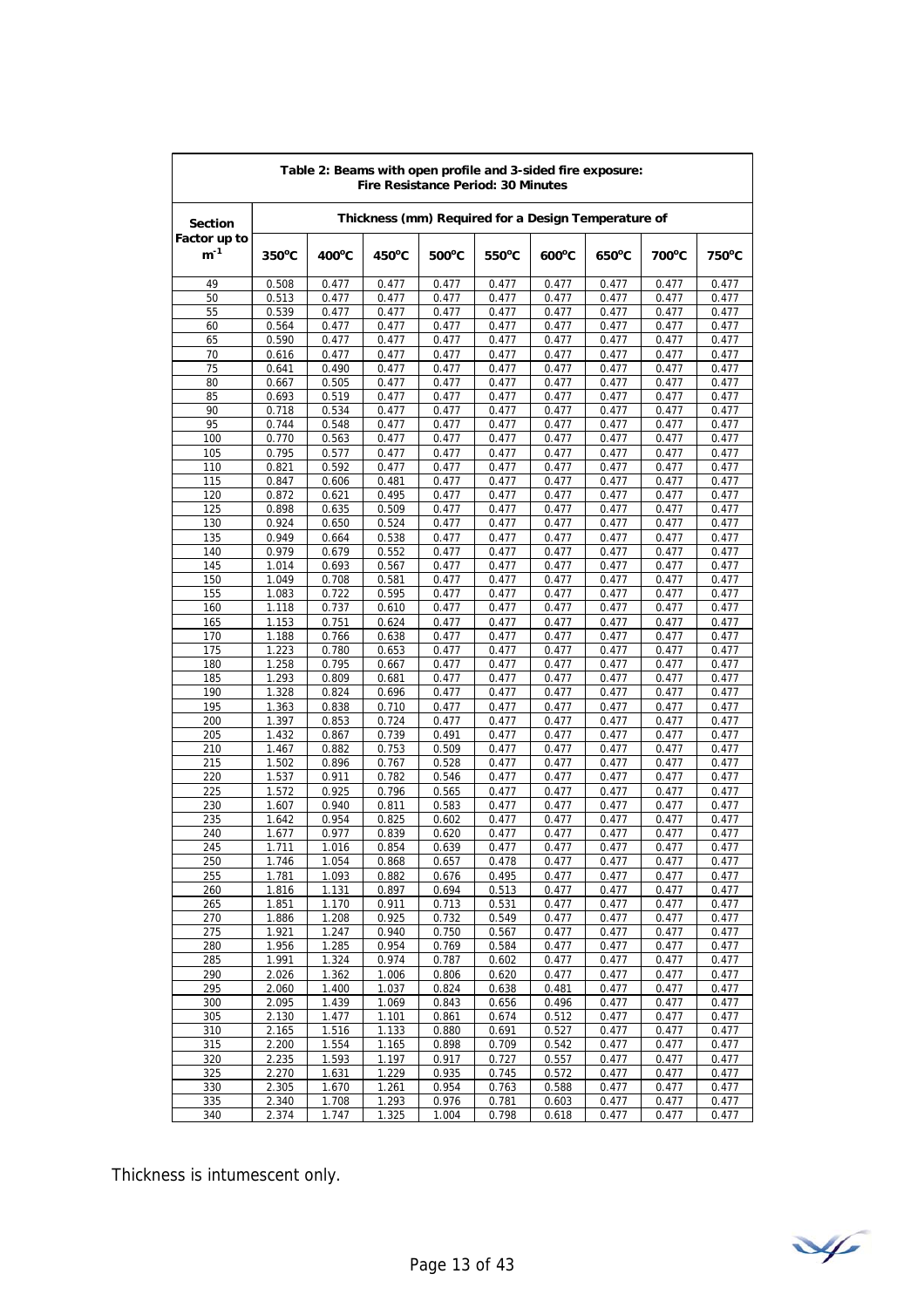| Table 2: Beams with open profile and 3-sided fire exposure: Fire Resistance Period: 30 Minutes | | | | | | | | | |
|---|---|---|---|---|---|---|---|---|---|
| Section Factor up to $m^{-1}$ | Thickness (mm) Required for a Design Temperature of | | | | | | | | |
| | 350°C | 400°C | 450°C | 500°C | 550°C | 600°C | 650°C | 700°C | 750°C |
| 49 | 0.508 | 0.477 | 0.477 | 0.477 | 0.477 | 0.477 | 0.477 | 0.477 | 0.477 |
| 50 | 0.513 | 0.477 | 0.477 | 0.477 | 0.477 | 0.477 | 0.477 | 0.477 | 0.477 |
| 55 | 0.539 | 0.477 | 0.477 | 0.477 | 0.477 | 0.477 | 0.477 | 0.477 | 0.477 |
| 60 | 0.564 | 0.477 | 0.477 | 0.477 | 0.477 | 0.477 | 0.477 | 0.477 | 0.477 |
| 65 | 0.590 | 0.477 | 0.477 | 0.477 | 0.477 | 0.477 | 0.477 | 0.477 | 0.477 |
| 70 | 0.616 | 0.477 | 0.477 | 0.477 | 0.477 | 0.477 | 0.477 | 0.477 | 0.477 |
| 75 | 0.641 | 0.490 | 0.477 | 0.477 | 0.477 | 0.477 | 0.477 | 0.477 | 0.477 |
| 80 | 0.667 | 0.505 | 0.477 | 0.477 | 0.477 | 0.477 | 0.477 | 0.477 | 0.477 |
| 85 | 0.693 | 0.519 | 0.477 | 0.477 | 0.477 | 0.477 | 0.477 | 0.477 | 0.477 |
| 90 | 0.718 | 0.534 | 0.477 | 0.477 | 0.477 | 0.477 | 0.477 | 0.477 | 0.477 |
| 95 | 0.744 | 0.548 | 0.477 | 0.477 | 0.477 | 0.477 | 0.477 | 0.477 | 0.477 |
| 100 | 0.770 | 0.563 | 0.477 | 0.477 | 0.477 | 0.477 | 0.477 | 0.477 | 0.477 |
| 105 | 0.795 | 0.577 | 0.477 | 0.477 | 0.477 | 0.477 | 0.477 | 0.477 | 0.477 |
| 110 | 0.821 | 0.592 | 0.477 | 0.477 | 0.477 | 0.477 | 0.477 | 0.477 | 0.477 |
| 115 | 0.847 | 0.606 | 0.481 | 0.477 | 0.477 | 0.477 | 0.477 | 0.477 | 0.477 |
| 120 | 0.872 | 0.621 | 0.495 | 0.477 | 0.477 | 0.477 | 0.477 | 0.477 | 0.477 |
| 125 | 0.898 | 0.635 | 0.509 | 0.477 | 0.477 | 0.477 | 0.477 | 0.477 | 0.477 |
| 130 | 0.924 | 0.650 | 0.524 | 0.477 | 0.477 | 0.477 | 0.477 | 0.477 | 0.477 |
| 135 | 0.949 | 0.664 | 0.538 | 0.477 | 0.477 | 0.477 | 0.477 | 0.477 | 0.477 |
| 140 | 0.979 | 0.679 | 0.552 | 0.477 | 0.477 | 0.477 | 0.477 | 0.477 | 0.477 |
| 145 | 1.014 | 0.693 | 0.567 | 0.477 | 0.477 | 0.477 | 0.477 | 0.477 | 0.477 |
| 150 | 1.049 | 0.708 | 0.581 | 0.477 | 0.477 | 0.477 | 0.477 | 0.477 | 0.477 |
| 155 | 1.083 | 0.722 | 0.595 | 0.477 | 0.477 | 0.477 | 0.477 | 0.477 | 0.477 |
| 160 | 1.118 | 0.737 | 0.610 | 0.477 | 0.477 | 0.477 | 0.477 | 0.477 | 0.477 |
| 165 | 1.153 | 0.751 | 0.624 | 0.477 | 0.477 | 0.477 | 0.477 | 0.477 | 0.477 |
| 170 | 1.188 | 0.766 | 0.638 | 0.477 | 0.477 | 0.477 | 0.477 | 0.477 | 0.477 |
| 175 | 1.223 | 0.780 | 0.653 | 0.477 | 0.477 | 0.477 | 0.477 | 0.477 | 0.477 |
| 180 | 1.258 | 0.795 | 0.667 | 0.477 | 0.477 | 0.477 | 0.477 | 0.477 | 0.477 |
| 185 | 1.293 | 0.809 | 0.681 | 0.477 | 0.477 | 0.477 | 0.477 | 0.477 | 0.477 |
| 190 | 1.328 | 0.824 | 0.696 | 0.477 | 0.477 | 0.477 | 0.477 | 0.477 | 0.477 |
| 195 | 1.363 | 0.838 | 0.710 | 0.477 | 0.477 | 0.477 | 0.477 | 0.477 | 0.477 |
| 200 | 1.397 | 0.853 | 0.724 | 0.477 | 0.477 | 0.477 | 0.477 | 0.477 | 0.477 |
| 205 | 1.432 | 0.867 | 0.739 | 0.491 | 0.477 | 0.477 | 0.477 | 0.477 | 0.477 |
| 210 | 1.467 | 0.882 | 0.753 | 0.509 | 0.477 | 0.477 | 0.477 | 0.477 | 0.477 |
| 215 | 1.502 | 0.896 | 0.767 | 0.528 | 0.477 | 0.477 | 0.477 | 0.477 | 0.477 |
| 220 | 1.537 | 0.911 | 0.782 | 0.546 | 0.477 | 0.477 | 0.477 | 0.477 | 0.477 |
| 225 | 1.572 | 0.925 | 0.796 | 0.565 | 0.477 | 0.477 | 0.477 | 0.477 | 0.477 |
| 230 | 1.607 | 0.940 | 0.811 | 0.583 | 0.477 | 0.477 | 0.477 | 0.477 | 0.477 |
| 235 | 1.642 | 0.954 | 0.825 | 0.602 | 0.477 | 0.477 | 0.477 | 0.477 | 0.477 |
| 240 | 1.677 | 0.977 | 0.839 | 0.620 | 0.477 | 0.477 | 0.477 | 0.477 | 0.477 |
| 245 | 1.711 | 1.016 | 0.854 | 0.639 | 0.477 | 0.477 | 0.477 | 0.477 | 0.477 |
| 250 | 1.746 | 1.054 | 0.868 | 0.657 | 0.478 | 0.477 | 0.477 | 0.477 | 0.477 |
| 255 | 1.781 | 1.093 | 0.882 | 0.676 | 0.495 | 0.477 | 0.477 | 0.477 | 0.477 |
| 260 | 1.816 | 1.131 | 0.897 | 0.694 | 0.513 | 0.477 | 0.477 | 0.477 | 0.477 |
| 265 | 1.851 | 1.170 | 0.911 | 0.713 | 0.531 | 0.477 | 0.477 | 0.477 | 0.477 |
| 270 | 1.886 | 1.208 | 0.925 | 0.732 | 0.549 | 0.477 | 0.477 | 0.477 | 0.477 |
| 275 | 1.921 | 1.247 | 0.940 | 0.750 | 0.567 | 0.477 | 0.477 | 0.477 | 0.477 |
| 280 | 1.956 | 1.285 | 0.954 | 0.769 | 0.584 | 0.477 | 0.477 | 0.477 | 0.477 |
| 285 | 1.991 | 1.324 | 0.974 | 0.787 | 0.602 | 0.477 | 0.477 | 0.477 | 0.477 |
| 290 | 2.026 | 1.362 | 1.006 | 0.806 | 0.620 | 0.477 | 0.477 | 0.477 | 0.477 |
| 295 | 2.060 | 1.400 | 1.037 | 0.824 | 0.638 | 0.481 | 0.477 | 0.477 | 0.477 |
| 300 | 2.095 | 1.439 | 1.069 | 0.843 | 0.656 | 0.496 | 0.477 | 0.477 | 0.477 |
| 305 | 2.130 | 1.477 | 1.101 | 0.861 | 0.674 | 0.512 | 0.477 | 0.477 | 0.477 |
| 310 | 2.165 | 1.516 | 1.133 | 0.880 | 0.691 | 0.527 | 0.477 | 0.477 | 0.477 |
| 315 | 2.200 | 1.554 | 1.165 | 0.898 | 0.709 | 0.542 | 0.477 | 0.477 | 0.477 |
| 320 | 2.235 | 1.593 | 1.197 | 0.917 | 0.727 | 0.557 | 0.477 | 0.477 | 0.477 |
| 325 | 2.270 | 1.631 | 1.229 | 0.935 | 0.745 | 0.572 | 0.477 | 0.477 | 0.477 |
| 330 | 2.305 | 1.670 | 1.261 | 0.954 | 0.763 | 0.588 | 0.477 | 0.477 | 0.477 |
| 335 | 2.340 | 1.708 | 1.293 | 0.976 | 0.781 | 0.603 | 0.477 | 0.477 | 0.477 |
| 340 | 2.374 | 1.747 | 1.325 | 1.004 | 0.798 | 0.618 | 0.477 | 0.477 | 0.477 |

Thickness is intumescent only.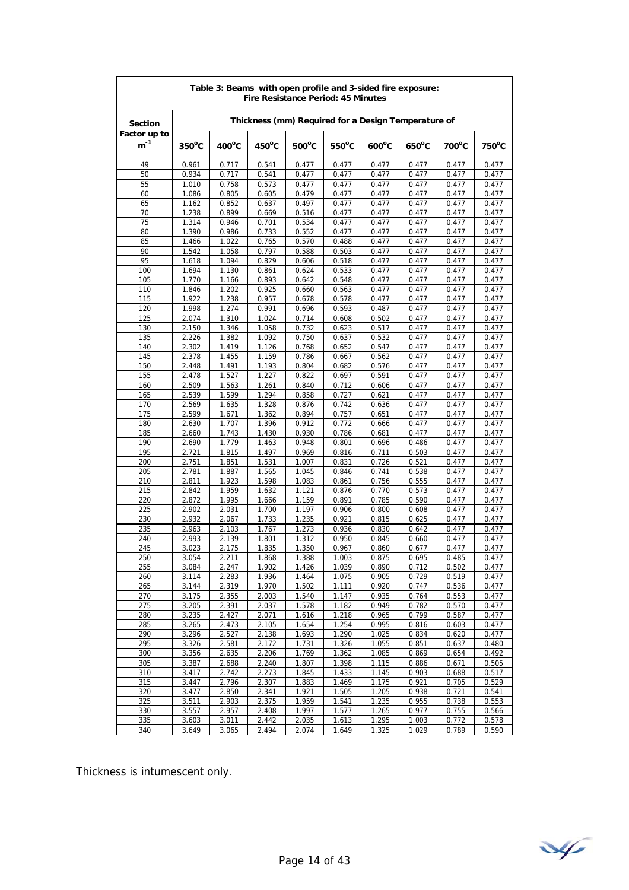| Table 3: Beams with open profile and 3-sided fire exposure: Fire Resistance Period: 45 Minutes | | | | | | | | | |
|---|---|---|---|---|---|---|---|---|---|
| **Section Factor up to $m^{-1}$** | **Thickness (mm) Required for a Design Temperature of** | | | | | | | | |
| | **350°C** | **400°C** | **450°C** | **500°C** | **550°C** | **600°C** | **650°C** | **700°C** | **750°C** |
| 49 | 0.961 | 0.717 | 0.541 | 0.477 | 0.477 | 0.477 | 0.477 | 0.477 | 0.477 |
| 50 | 0.934 | 0.717 | 0.541 | 0.477 | 0.477 | 0.477 | 0.477 | 0.477 | 0.477 |
| 55 | 1.010 | 0.758 | 0.573 | 0.477 | 0.477 | 0.477 | 0.477 | 0.477 | 0.477 |
| 60 | 1.086 | 0.805 | 0.605 | 0.479 | 0.477 | 0.477 | 0.477 | 0.477 | 0.477 |
| 65 | 1.162 | 0.852 | 0.637 | 0.497 | 0.477 | 0.477 | 0.477 | 0.477 | 0.477 |
| 70 | 1.238 | 0.899 | 0.669 | 0.516 | 0.477 | 0.477 | 0.477 | 0.477 | 0.477 |
| 75 | 1.314 | 0.946 | 0.701 | 0.534 | 0.477 | 0.477 | 0.477 | 0.477 | 0.477 |
| 80 | 1.390 | 0.986 | 0.733 | 0.552 | 0.477 | 0.477 | 0.477 | 0.477 | 0.477 |
| 85 | 1.466 | 1.022 | 0.765 | 0.570 | 0.488 | 0.477 | 0.477 | 0.477 | 0.477 |
| 90 | 1.542 | 1.058 | 0.797 | 0.588 | 0.503 | 0.477 | 0.477 | 0.477 | 0.477 |
| 95 | 1.618 | 1.094 | 0.829 | 0.606 | 0.518 | 0.477 | 0.477 | 0.477 | 0.477 |
| 100 | 1.694 | 1.130 | 0.861 | 0.624 | 0.533 | 0.477 | 0.477 | 0.477 | 0.477 |
| 105 | 1.770 | 1.166 | 0.893 | 0.642 | 0.548 | 0.477 | 0.477 | 0.477 | 0.477 |
| 110 | 1.846 | 1.202 | 0.925 | 0.660 | 0.563 | 0.477 | 0.477 | 0.477 | 0.477 |
| 115 | 1.922 | 1.238 | 0.957 | 0.678 | 0.578 | 0.477 | 0.477 | 0.477 | 0.477 |
| 120 | 1.998 | 1.274 | 0.991 | 0.696 | 0.593 | 0.487 | 0.477 | 0.477 | 0.477 |
| 125 | 2.074 | 1.310 | 1.024 | 0.714 | 0.608 | 0.502 | 0.477 | 0.477 | 0.477 |
| 130 | 2.150 | 1.346 | 1.058 | 0.732 | 0.623 | 0.517 | 0.477 | 0.477 | 0.477 |
| 135 | 2.226 | 1.382 | 1.092 | 0.750 | 0.637 | 0.532 | 0.477 | 0.477 | 0.477 |
| 140 | 2.302 | 1.419 | 1.126 | 0.768 | 0.652 | 0.547 | 0.477 | 0.477 | 0.477 |
| 145 | 2.378 | 1.455 | 1.159 | 0.786 | 0.667 | 0.562 | 0.477 | 0.477 | 0.477 |
| 150 | 2.448 | 1.491 | 1.193 | 0.804 | 0.682 | 0.576 | 0.477 | 0.477 | 0.477 |
| 155 | 2.478 | 1.527 | 1.227 | 0.822 | 0.697 | 0.591 | 0.477 | 0.477 | 0.477 |
| 160 | 2.509 | 1.563 | 1.261 | 0.840 | 0.712 | 0.606 | 0.477 | 0.477 | 0.477 |
| 165 | 2.539 | 1.599 | 1.294 | 0.858 | 0.727 | 0.621 | 0.477 | 0.477 | 0.477 |
| 170 | 2.569 | 1.635 | 1.328 | 0.876 | 0.742 | 0.636 | 0.477 | 0.477 | 0.477 |
| 175 | 2.599 | 1.671 | 1.362 | 0.894 | 0.757 | 0.651 | 0.477 | 0.477 | 0.477 |
| 180 | 2.630 | 1.707 | 1.396 | 0.912 | 0.772 | 0.666 | 0.477 | 0.477 | 0.477 |
| 185 | 2.660 | 1.743 | 1.430 | 0.930 | 0.786 | 0.681 | 0.477 | 0.477 | 0.477 |
| 190 | 2.690 | 1.779 | 1.463 | 0.948 | 0.801 | 0.696 | 0.486 | 0.477 | 0.477 |
| 195 | 2.721 | 1.815 | 1.497 | 0.969 | 0.816 | 0.711 | 0.503 | 0.477 | 0.477 |
| 200 | 2.751 | 1.851 | 1.531 | 1.007 | 0.831 | 0.726 | 0.521 | 0.477 | 0.477 |
| 205 | 2.781 | 1.887 | 1.565 | 1.045 | 0.846 | 0.741 | 0.538 | 0.477 | 0.477 |
| 210 | 2.811 | 1.923 | 1.598 | 1.083 | 0.861 | 0.756 | 0.555 | 0.477 | 0.477 |
| 215 | 2.842 | 1.959 | 1.632 | 1.121 | 0.876 | 0.770 | 0.573 | 0.477 | 0.477 |
| 220 | 2.872 | 1.995 | 1.666 | 1.159 | 0.891 | 0.785 | 0.590 | 0.477 | 0.477 |
| 225 | 2.902 | 2.031 | 1.700 | 1.197 | 0.906 | 0.800 | 0.608 | 0.477 | 0.477 |
| 230 | 2.932 | 2.067 | 1.733 | 1.235 | 0.921 | 0.815 | 0.625 | 0.477 | 0.477 |
| 235 | 2.963 | 2.103 | 1.767 | 1.273 | 0.936 | 0.830 | 0.642 | 0.477 | 0.477 |
| 240 | 2.993 | 2.139 | 1.801 | 1.312 | 0.950 | 0.845 | 0.660 | 0.477 | 0.477 |
| 245 | 3.023 | 2.175 | 1.835 | 1.350 | 0.967 | 0.860 | 0.677 | 0.477 | 0.477 |
| 250 | 3.054 | 2.211 | 1.868 | 1.388 | 1.003 | 0.875 | 0.695 | 0.485 | 0.477 |
| 255 | 3.084 | 2.247 | 1.902 | 1.426 | 1.039 | 0.890 | 0.712 | 0.502 | 0.477 |
| 260 | 3.114 | 2.283 | 1.936 | 1.464 | 1.075 | 0.905 | 0.729 | 0.519 | 0.477 |
| 265 | 3.144 | 2.319 | 1.970 | 1.502 | 1.111 | 0.920 | 0.747 | 0.536 | 0.477 |
| 270 | 3.175 | 2.355 | 2.003 | 1.540 | 1.147 | 0.935 | 0.764 | 0.553 | 0.477 |
| 275 | 3.205 | 2.391 | 2.037 | 1.578 | 1.182 | 0.949 | 0.782 | 0.570 | 0.477 |
| 280 | 3.235 | 2.427 | 2.071 | 1.616 | 1.218 | 0.965 | 0.799 | 0.587 | 0.477 |
| 285 | 3.265 | 2.473 | 2.105 | 1.654 | 1.254 | 0.995 | 0.816 | 0.603 | 0.477 |
| 290 | 3.296 | 2.527 | 2.138 | 1.693 | 1.290 | 1.025 | 0.834 | 0.620 | 0.477 |
| 295 | 3.326 | 2.581 | 2.172 | 1.731 | 1.326 | 1.055 | 0.851 | 0.637 | 0.480 |
| 300 | 3.356 | 2.635 | 2.206 | 1.769 | 1.362 | 1.085 | 0.869 | 0.654 | 0.492 |
| 305 | 3.387 | 2.688 | 2.240 | 1.807 | 1.398 | 1.115 | 0.886 | 0.671 | 0.505 |
| 310 | 3.417 | 2.742 | 2.273 | 1.845 | 1.433 | 1.145 | 0.903 | 0.688 | 0.517 |
| 315 | 3.447 | 2.796 | 2.307 | 1.883 | 1.469 | 1.175 | 0.921 | 0.705 | 0.529 |
| 320 | 3.477 | 2.850 | 2.341 | 1.921 | 1.505 | 1.205 | 0.938 | 0.721 | 0.541 |
| 325 | 3.511 | 2.903 | 2.375 | 1.959 | 1.541 | 1.235 | 0.955 | 0.738 | 0.553 |
| 330 | 3.557 | 2.957 | 2.408 | 1.997 | 1.577 | 1.265 | 0.977 | 0.755 | 0.566 |
| 335 | 3.603 | 3.011 | 2.442 | 2.035 | 1.613 | 1.295 | 1.003 | 0.772 | 0.578 |
| 340 | 3.649 | 3.065 | 2.494 | 2.074 | 1.649 | 1.325 | 1.029 | 0.789 | 0.590 |

Thickness is intumescent only.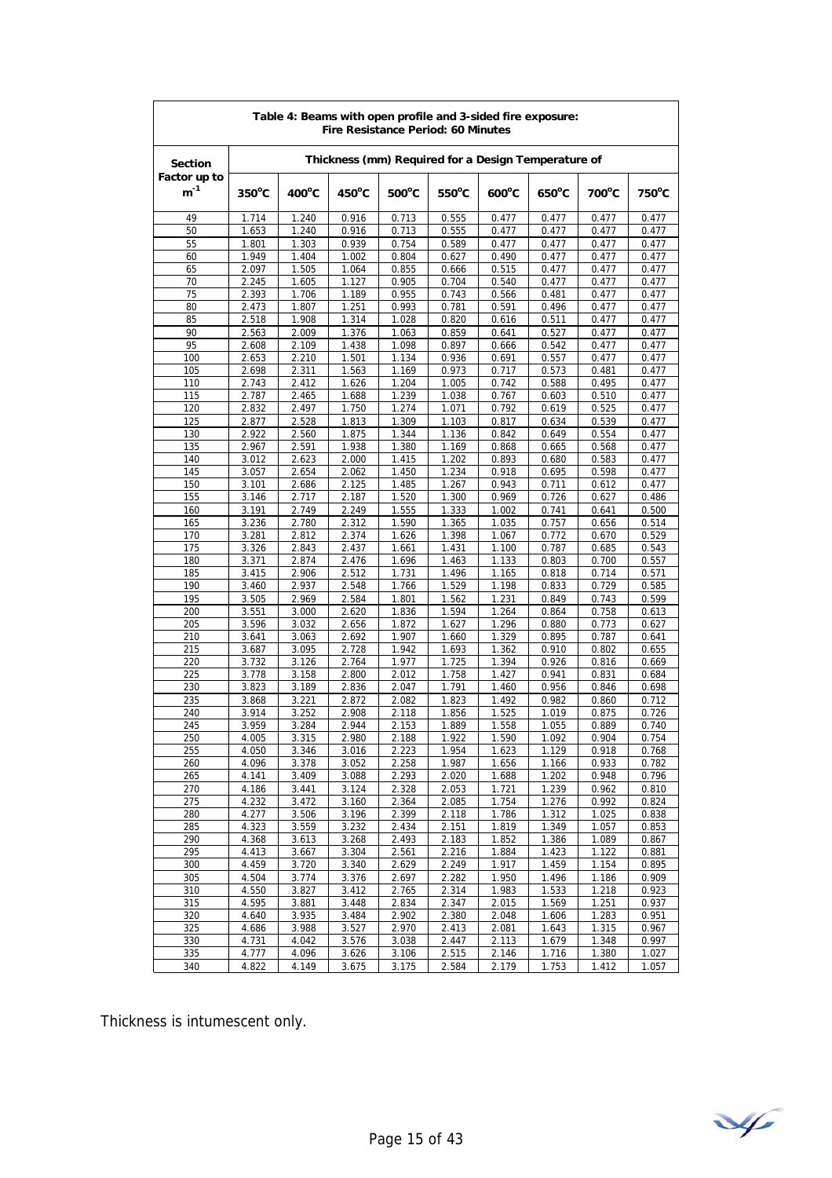| **Table 4: Beams with open profile and 3-sided fire exposure: Fire Resistance Period: 60 Minutes** | | | | | | | | | |
|---|---|---|---|---|---|---|---|---|---|
| **Section Factor up to $m^{-1}$** | **Thickness (mm) Required for a Design Temperature of** | | | | | | | | |
| | **350°C** | **400°C** | **450°C** | **500°C** | **550°C** | **600°C** | **650°C** | **700°C** | **750°C** |
| 49 | 1.714 | 1.240 | 0.916 | 0.713 | 0.555 | 0.477 | 0.477 | 0.477 | 0.477 |
| 50 | 1.653 | 1.240 | 0.916 | 0.713 | 0.555 | 0.477 | 0.477 | 0.477 | 0.477 |
| 55 | 1.801 | 1.303 | 0.939 | 0.754 | 0.589 | 0.477 | 0.477 | 0.477 | 0.477 |
| 60 | 1.949 | 1.404 | 1.002 | 0.804 | 0.627 | 0.490 | 0.477 | 0.477 | 0.477 |
| 65 | 2.097 | 1.505 | 1.064 | 0.855 | 0.666 | 0.515 | 0.477 | 0.477 | 0.477 |
| 70 | 2.245 | 1.605 | 1.127 | 0.905 | 0.704 | 0.540 | 0.477 | 0.477 | 0.477 |
| 75 | 2.393 | 1.706 | 1.189 | 0.955 | 0.743 | 0.566 | 0.481 | 0.477 | 0.477 |
| 80 | 2.473 | 1.807 | 1.251 | 0.993 | 0.781 | 0.591 | 0.496 | 0.477 | 0.477 |
| 85 | 2.518 | 1.908 | 1.314 | 1.028 | 0.820 | 0.616 | 0.511 | 0.477 | 0.477 |
| 90 | 2.563 | 2.009 | 1.376 | 1.063 | 0.859 | 0.641 | 0.527 | 0.477 | 0.477 |
| 95 | 2.608 | 2.109 | 1.438 | 1.098 | 0.897 | 0.666 | 0.542 | 0.477 | 0.477 |
| 100 | 2.653 | 2.210 | 1.501 | 1.134 | 0.936 | 0.691 | 0.557 | 0.477 | 0.477 |
| 105 | 2.698 | 2.311 | 1.563 | 1.169 | 0.973 | 0.717 | 0.573 | 0.481 | 0.477 |
| 110 | 2.743 | 2.412 | 1.626 | 1.204 | 1.005 | 0.742 | 0.588 | 0.495 | 0.477 |
| 115 | 2.787 | 2.465 | 1.688 | 1.239 | 1.038 | 0.767 | 0.603 | 0.510 | 0.477 |
| 120 | 2.832 | 2.497 | 1.750 | 1.274 | 1.071 | 0.792 | 0.619 | 0.525 | 0.477 |
| 125 | 2.877 | 2.528 | 1.813 | 1.309 | 1.103 | 0.817 | 0.634 | 0.539 | 0.477 |
| 130 | 2.922 | 2.560 | 1.875 | 1.344 | 1.136 | 0.842 | 0.649 | 0.554 | 0.477 |
| 135 | 2.967 | 2.591 | 1.938 | 1.380 | 1.169 | 0.868 | 0.665 | 0.568 | 0.477 |
| 140 | 3.012 | 2.623 | 2.000 | 1.415 | 1.202 | 0.893 | 0.680 | 0.583 | 0.477 |
| 145 | 3.057 | 2.654 | 2.062 | 1.450 | 1.234 | 0.918 | 0.695 | 0.598 | 0.477 |
| 150 | 3.101 | 2.686 | 2.125 | 1.485 | 1.267 | 0.943 | 0.711 | 0.612 | 0.477 |
| 155 | 3.146 | 2.717 | 2.187 | 1.520 | 1.300 | 0.969 | 0.726 | 0.627 | 0.486 |
| 160 | 3.191 | 2.749 | 2.249 | 1.555 | 1.333 | 1.002 | 0.741 | 0.641 | 0.500 |
| 165 | 3.236 | 2.780 | 2.312 | 1.590 | 1.365 | 1.035 | 0.757 | 0.656 | 0.514 |
| 170 | 3.281 | 2.812 | 2.374 | 1.626 | 1.398 | 1.067 | 0.772 | 0.670 | 0.529 |
| 175 | 3.326 | 2.843 | 2.437 | 1.661 | 1.431 | 1.100 | 0.787 | 0.685 | 0.543 |
| 180 | 3.371 | 2.874 | 2.476 | 1.696 | 1.463 | 1.133 | 0.803 | 0.700 | 0.557 |
| 185 | 3.415 | 2.906 | 2.512 | 1.731 | 1.496 | 1.165 | 0.818 | 0.714 | 0.571 |
| 190 | 3.460 | 2.937 | 2.548 | 1.766 | 1.529 | 1.198 | 0.833 | 0.729 | 0.585 |
| 195 | 3.505 | 2.969 | 2.584 | 1.801 | 1.562 | 1.231 | 0.849 | 0.743 | 0.599 |
| 200 | 3.551 | 3.000 | 2.620 | 1.836 | 1.594 | 1.264 | 0.864 | 0.758 | 0.613 |
| 205 | 3.596 | 3.032 | 2.656 | 1.872 | 1.627 | 1.296 | 0.880 | 0.773 | 0.627 |
| 210 | 3.641 | 3.063 | 2.692 | 1.907 | 1.660 | 1.329 | 0.895 | 0.787 | 0.641 |
| 215 | 3.687 | 3.095 | 2.728 | 1.942 | 1.693 | 1.362 | 0.910 | 0.802 | 0.655 |
| 220 | 3.732 | 3.126 | 2.764 | 1.977 | 1.725 | 1.394 | 0.926 | 0.816 | 0.669 |
| 225 | 3.778 | 3.158 | 2.800 | 2.012 | 1.758 | 1.427 | 0.941 | 0.831 | 0.684 |
| 230 | 3.823 | 3.189 | 2.836 | 2.047 | 1.791 | 1.460 | 0.956 | 0.846 | 0.698 |
| 235 | 3.868 | 3.221 | 2.872 | 2.082 | 1.823 | 1.492 | 0.982 | 0.860 | 0.712 |
| 240 | 3.914 | 3.252 | 2.908 | 2.118 | 1.856 | 1.525 | 1.019 | 0.875 | 0.726 |
| 245 | 3.959 | 3.284 | 2.944 | 2.153 | 1.889 | 1.558 | 1.055 | 0.889 | 0.740 |
| 250 | 4.005 | 3.315 | 2.980 | 2.188 | 1.922 | 1.590 | 1.092 | 0.904 | 0.754 |
| 255 | 4.050 | 3.346 | 3.016 | 2.223 | 1.954 | 1.623 | 1.129 | 0.918 | 0.768 |
| 260 | 4.096 | 3.378 | 3.052 | 2.258 | 1.987 | 1.656 | 1.166 | 0.933 | 0.782 |
| 265 | 4.141 | 3.409 | 3.088 | 2.293 | 2.020 | 1.688 | 1.202 | 0.948 | 0.796 |
| 270 | 4.186 | 3.441 | 3.124 | 2.328 | 2.053 | 1.721 | 1.239 | 0.962 | 0.810 |
| 275 | 4.232 | 3.472 | 3.160 | 2.364 | 2.085 | 1.754 | 1.276 | 0.992 | 0.824 |
| 280 | 4.277 | 3.506 | 3.196 | 2.399 | 2.118 | 1.786 | 1.312 | 1.025 | 0.838 |
| 285 | 4.323 | 3.559 | 3.232 | 2.434 | 2.151 | 1.819 | 1.349 | 1.057 | 0.853 |
| 290 | 4.368 | 3.613 | 3.268 | 2.493 | 2.183 | 1.852 | 1.386 | 1.089 | 0.867 |
| 295 | 4.413 | 3.667 | 3.304 | 2.561 | 2.216 | 1.884 | 1.423 | 1.122 | 0.881 |
| 300 | 4.459 | 3.720 | 3.340 | 2.629 | 2.249 | 1.917 | 1.459 | 1.154 | 0.895 |
| 305 | 4.504 | 3.774 | 3.376 | 2.697 | 2.282 | 1.950 | 1.496 | 1.186 | 0.909 |
| 310 | 4.550 | 3.827 | 3.412 | 2.765 | 2.314 | 1.983 | 1.533 | 1.218 | 0.923 |
| 315 | 4.595 | 3.881 | 3.448 | 2.834 | 2.347 | 2.015 | 1.569 | 1.251 | 0.937 |
| 320 | 4.640 | 3.935 | 3.484 | 2.902 | 2.380 | 2.048 | 1.606 | 1.283 | 0.951 |
| 325 | 4.686 | 3.988 | 3.527 | 2.970 | 2.413 | 2.081 | 1.643 | 1.315 | 0.967 |
| 330 | 4.731 | 4.042 | 3.576 | 3.038 | 2.447 | 2.113 | 1.679 | 1.348 | 0.997 |
| 335 | 4.777 | 4.096 | 3.626 | 3.106 | 2.515 | 2.146 | 1.716 | 1.380 | 1.027 |
| 340 | 4.822 | 4.149 | 3.675 | 3.175 | 2.584 | 2.179 | 1.753 | 1.412 | 1.057 |

Thickness is intumescent only.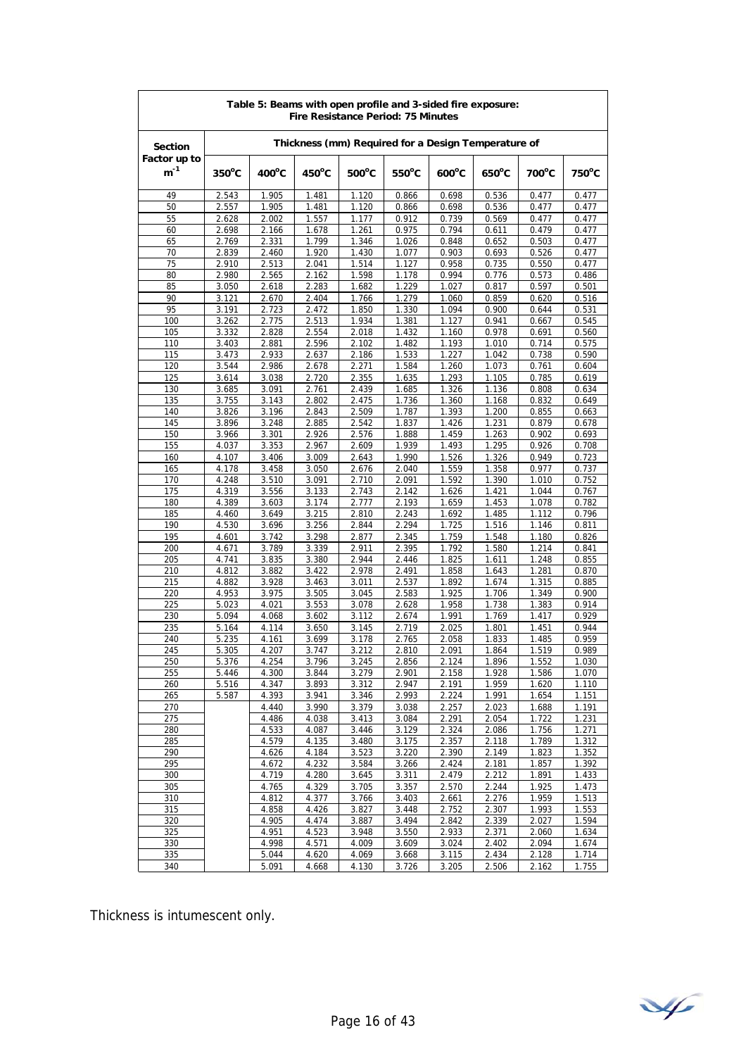| Table 5: Beams with open profile and 3-sided fire exposure: Fire Resistance Period: 75 Minutes | | | | | | | | | |
|---|---|---|---|---|---|---|---|---|---|
| **Section Factor up to $m^{-1}$** | **Thickness (mm) Required for a Design Temperature of** | | | | | | | | |
| | **350°C** | **400°C** | **450°C** | **500°C** | **550°C** | **600°C** | **650°C** | **700°C** | **750°C** |
| 49 | 2.543 | 1.905 | 1.481 | 1.120 | 0.866 | 0.698 | 0.536 | 0.477 | 0.477 |
| 50 | 2.557 | 1.905 | 1.481 | 1.120 | 0.866 | 0.698 | 0.536 | 0.477 | 0.477 |
| 55 | 2.628 | 2.002 | 1.557 | 1.177 | 0.912 | 0.739 | 0.569 | 0.477 | 0.477 |
| 60 | 2.698 | 2.166 | 1.678 | 1.261 | 0.975 | 0.794 | 0.611 | 0.479 | 0.477 |
| 65 | 2.769 | 2.331 | 1.799 | 1.346 | 1.026 | 0.848 | 0.652 | 0.503 | 0.477 |
| 70 | 2.839 | 2.460 | 1.920 | 1.430 | 1.077 | 0.903 | 0.693 | 0.526 | 0.477 |
| 75 | 2.910 | 2.513 | 2.041 | 1.514 | 1.127 | 0.958 | 0.735 | 0.550 | 0.477 |
| 80 | 2.980 | 2.565 | 2.162 | 1.598 | 1.178 | 0.994 | 0.776 | 0.573 | 0.486 |
| 85 | 3.050 | 2.618 | 2.283 | 1.682 | 1.229 | 1.027 | 0.817 | 0.597 | 0.501 |
| 90 | 3.121 | 2.670 | 2.404 | 1.766 | 1.279 | 1.060 | 0.859 | 0.620 | 0.516 |
| 95 | 3.191 | 2.723 | 2.472 | 1.850 | 1.330 | 1.094 | 0.900 | 0.644 | 0.531 |
| 100 | 3.262 | 2.775 | 2.513 | 1.934 | 1.381 | 1.127 | 0.941 | 0.667 | 0.545 |
| 105 | 3.332 | 2.828 | 2.554 | 2.018 | 1.432 | 1.160 | 0.978 | 0.691 | 0.560 |
| 110 | 3.403 | 2.881 | 2.596 | 2.102 | 1.482 | 1.193 | 1.010 | 0.714 | 0.575 |
| 115 | 3.473 | 2.933 | 2.637 | 2.186 | 1.533 | 1.227 | 1.042 | 0.738 | 0.590 |
| 120 | 3.544 | 2.986 | 2.678 | 2.271 | 1.584 | 1.260 | 1.073 | 0.761 | 0.604 |
| 125 | 3.614 | 3.038 | 2.720 | 2.355 | 1.635 | 1.293 | 1.105 | 0.785 | 0.619 |
| 130 | 3.685 | 3.091 | 2.761 | 2.439 | 1.685 | 1.326 | 1.136 | 0.808 | 0.634 |
| 135 | 3.755 | 3.143 | 2.802 | 2.475 | 1.736 | 1.360 | 1.168 | 0.832 | 0.649 |
| 140 | 3.826 | 3.196 | 2.843 | 2.509 | 1.787 | 1.393 | 1.200 | 0.855 | 0.663 |
| 145 | 3.896 | 3.248 | 2.885 | 2.542 | 1.837 | 1.426 | 1.231 | 0.879 | 0.678 |
| 150 | 3.966 | 3.301 | 2.926 | 2.576 | 1.888 | 1.459 | 1.263 | 0.902 | 0.693 |
| 155 | 4.037 | 3.353 | 2.967 | 2.609 | 1.939 | 1.493 | 1.295 | 0.926 | 0.708 |
| 160 | 4.107 | 3.406 | 3.009 | 2.643 | 1.990 | 1.526 | 1.326 | 0.949 | 0.723 |
| 165 | 4.178 | 3.458 | 3.050 | 2.676 | 2.040 | 1.559 | 1.358 | 0.977 | 0.737 |
| 170 | 4.248 | 3.510 | 3.091 | 2.710 | 2.091 | 1.592 | 1.390 | 1.010 | 0.752 |
| 175 | 4.319 | 3.556 | 3.133 | 2.743 | 2.142 | 1.626 | 1.421 | 1.044 | 0.767 |
| 180 | 4.389 | 3.603 | 3.174 | 2.777 | 2.193 | 1.659 | 1.453 | 1.078 | 0.782 |
| 185 | 4.460 | 3.649 | 3.215 | 2.810 | 2.243 | 1.692 | 1.485 | 1.112 | 0.796 |
| 190 | 4.530 | 3.696 | 3.256 | 2.844 | 2.294 | 1.725 | 1.516 | 1.146 | 0.811 |
| 195 | 4.601 | 3.742 | 3.298 | 2.877 | 2.345 | 1.759 | 1.548 | 1.180 | 0.826 |
| 200 | 4.671 | 3.789 | 3.339 | 2.911 | 2.395 | 1.792 | 1.580 | 1.214 | 0.841 |
| 205 | 4.741 | 3.835 | 3.380 | 2.944 | 2.446 | 1.825 | 1.611 | 1.248 | 0.855 |
| 210 | 4.812 | 3.882 | 3.422 | 2.978 | 2.491 | 1.858 | 1.643 | 1.281 | 0.870 |
| 215 | 4.882 | 3.928 | 3.463 | 3.011 | 2.537 | 1.892 | 1.674 | 1.315 | 0.885 |
| 220 | 4.953 | 3.975 | 3.505 | 3.045 | 2.583 | 1.925 | 1.706 | 1.349 | 0.900 |
| 225 | 5.023 | 4.021 | 3.553 | 3.078 | 2.628 | 1.958 | 1.738 | 1.383 | 0.914 |
| 230 | 5.094 | 4.068 | 3.602 | 3.112 | 2.674 | 1.991 | 1.769 | 1.417 | 0.929 |
| 235 | 5.164 | 4.114 | 3.650 | 3.145 | 2.719 | 2.025 | 1.801 | 1.451 | 0.944 |
| 240 | 5.235 | 4.161 | 3.699 | 3.178 | 2.765 | 2.058 | 1.833 | 1.485 | 0.959 |
| 245 | 5.305 | 4.207 | 3.747 | 3.212 | 2.810 | 2.091 | 1.864 | 1.519 | 0.989 |
| 250 | 5.376 | 4.254 | 3.796 | 3.245 | 2.856 | 2.124 | 1.896 | 1.552 | 1.030 |
| 255 | 5.446 | 4.300 | 3.844 | 3.279 | 2.901 | 2.158 | 1.928 | 1.586 | 1.070 |
| 260 | 5.516 | 4.347 | 3.893 | 3.312 | 2.947 | 2.191 | 1.959 | 1.620 | 1.110 |
| 265 | 5.587 | 4.393 | 3.941 | 3.346 | 2.993 | 2.224 | 1.991 | 1.654 | 1.151 |
| 270 | | 4.440 | 3.990 | 3.379 | 3.038 | 2.257 | 2.023 | 1.688 | 1.191 |
| 275 | | 4.486 | 4.038 | 3.413 | 3.084 | 2.291 | 2.054 | 1.722 | 1.231 |
| 280 | | 4.533 | 4.087 | 3.446 | 3.129 | 2.324 | 2.086 | 1.756 | 1.271 |
| 285 | | 4.579 | 4.135 | 3.480 | 3.175 | 2.357 | 2.118 | 1.789 | 1.312 |
| 290 | | 4.626 | 4.184 | 3.523 | 3.220 | 2.390 | 2.149 | 1.823 | 1.352 |
| 295 | | 4.672 | 4.232 | 3.584 | 3.266 | 2.424 | 2.181 | 1.857 | 1.392 |
| 300 | | 4.719 | 4.280 | 3.645 | 3.311 | 2.479 | 2.212 | 1.891 | 1.433 |
| 305 | | 4.765 | 4.329 | 3.705 | 3.357 | 2.570 | 2.244 | 1.925 | 1.473 |
| 310 | | 4.812 | 4.377 | 3.766 | 3.403 | 2.661 | 2.276 | 1.959 | 1.513 |
| 315 | | 4.858 | 4.426 | 3.827 | 3.448 | 2.752 | 2.307 | 1.993 | 1.553 |
| 320 | | 4.905 | 4.474 | 3.887 | 3.494 | 2.842 | 2.339 | 2.027 | 1.594 |
| 325 | | 4.951 | 4.523 | 3.948 | 3.550 | 2.933 | 2.371 | 2.060 | 1.634 |
| 330 | | 4.998 | 4.571 | 4.009 | 3.609 | 3.024 | 2.402 | 2.094 | 1.674 |
| 335 | | 5.044 | 4.620 | 4.069 | 3.668 | 3.115 | 2.434 | 2.128 | 1.714 |
| 340 | | 5.091 | 4.668 | 4.130 | 3.726 | 3.205 | 2.506 | 2.162 | 1.755 |

Thickness is intumescent only.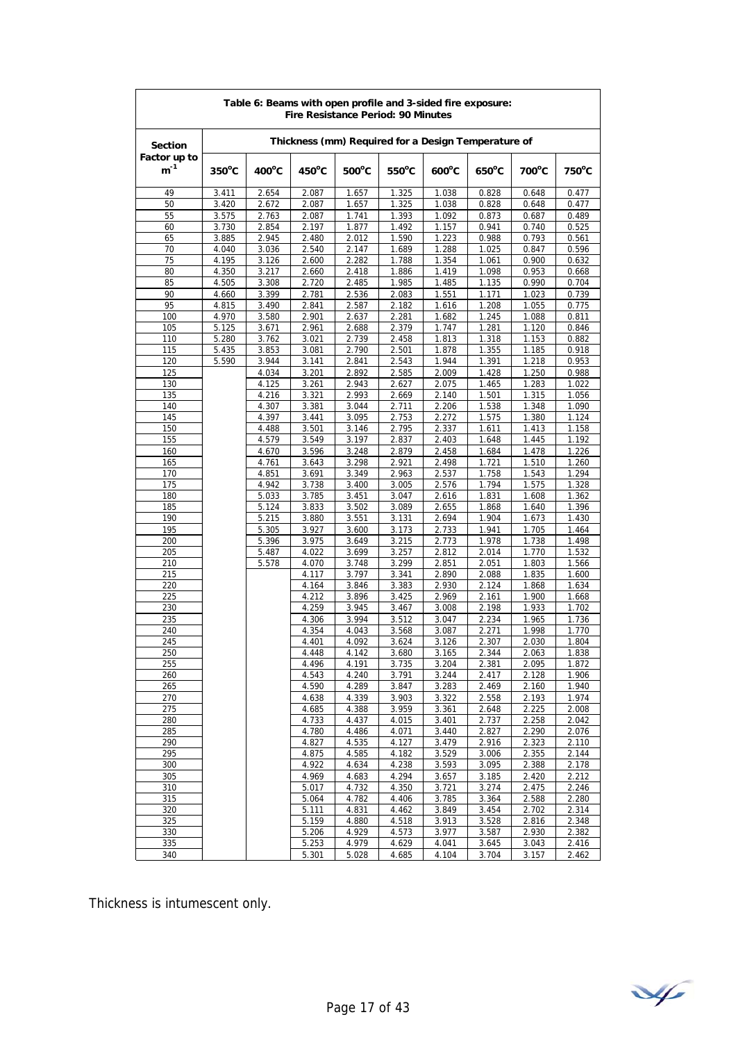| Table 6: Beams with open profile and 3-sided fire exposure: Fire Resistance Period: 90 Minutes | | | | | | | | | |
|---|---|---|---|---|---|---|---|---|---|
| **Section Factor up to $m^{-1}$** | **Thickness (mm) Required for a Design Temperature of** | | | | | | | | |
| | **350°C** | **400°C** | **450°C** | **500°C** | **550°C** | **600°C** | **650°C** | **700°C** | **750°C** |
| 49 | 3.411 | 2.654 | 2.087 | 1.657 | 1.325 | 1.038 | 0.828 | 0.648 | 0.477 |
| 50 | 3.420 | 2.672 | 2.087 | 1.657 | 1.325 | 1.038 | 0.828 | 0.648 | 0.477 |
| 55 | 3.575 | 2.763 | 2.087 | 1.741 | 1.393 | 1.092 | 0.873 | 0.687 | 0.489 |
| 60 | 3.730 | 2.854 | 2.197 | 1.877 | 1.492 | 1.157 | 0.941 | 0.740 | 0.525 |
| 65 | 3.885 | 2.945 | 2.480 | 2.012 | 1.590 | 1.223 | 0.988 | 0.793 | 0.561 |
| 70 | 4.040 | 3.036 | 2.540 | 2.147 | 1.689 | 1.288 | 1.025 | 0.847 | 0.596 |
| 75 | 4.195 | 3.126 | 2.600 | 2.282 | 1.788 | 1.354 | 1.061 | 0.900 | 0.632 |
| 80 | 4.350 | 3.217 | 2.660 | 2.418 | 1.886 | 1.419 | 1.098 | 0.953 | 0.668 |
| 85 | 4.505 | 3.308 | 2.720 | 2.485 | 1.985 | 1.485 | 1.135 | 0.990 | 0.704 |
| 90 | 4.660 | 3.399 | 2.781 | 2.536 | 2.083 | 1.551 | 1.171 | 1.023 | 0.739 |
| 95 | 4.815 | 3.490 | 2.841 | 2.587 | 2.182 | 1.616 | 1.208 | 1.055 | 0.775 |
| 100 | 4.970 | 3.580 | 2.901 | 2.637 | 2.281 | 1.682 | 1.245 | 1.088 | 0.811 |
| 105 | 5.125 | 3.671 | 2.961 | 2.688 | 2.379 | 1.747 | 1.281 | 1.120 | 0.846 |
| 110 | 5.280 | 3.762 | 3.021 | 2.739 | 2.458 | 1.813 | 1.318 | 1.153 | 0.882 |
| 115 | 5.435 | 3.853 | 3.081 | 2.790 | 2.501 | 1.878 | 1.355 | 1.185 | 0.918 |
| 120 | 5.590 | 3.944 | 3.141 | 2.841 | 2.543 | 1.944 | 1.391 | 1.218 | 0.953 |
| 125 | | 4.034 | 3.201 | 2.892 | 2.585 | 2.009 | 1.428 | 1.250 | 0.988 |
| 130 | | 4.125 | 3.261 | 2.943 | 2.627 | 2.075 | 1.465 | 1.283 | 1.022 |
| 135 | | 4.216 | 3.321 | 2.993 | 2.669 | 2.140 | 1.501 | 1.315 | 1.056 |
| 140 | | 4.307 | 3.381 | 3.044 | 2.711 | 2.206 | 1.538 | 1.348 | 1.090 |
| 145 | | 4.397 | 3.441 | 3.095 | 2.753 | 2.272 | 1.575 | 1.380 | 1.124 |
| 150 | | 4.488 | 3.501 | 3.146 | 2.795 | 2.337 | 1.611 | 1.413 | 1.158 |
| 155 | | 4.579 | 3.549 | 3.197 | 2.837 | 2.403 | 1.648 | 1.445 | 1.192 |
| 160 | | 4.670 | 3.596 | 3.248 | 2.879 | 2.458 | 1.684 | 1.478 | 1.226 |
| 165 | | 4.761 | 3.643 | 3.298 | 2.921 | 2.498 | 1.721 | 1.510 | 1.260 |
| 170 | | 4.851 | 3.691 | 3.349 | 2.963 | 2.537 | 1.758 | 1.543 | 1.294 |
| 175 | | 4.942 | 3.738 | 3.400 | 3.005 | 2.576 | 1.794 | 1.575 | 1.328 |
| 180 | | 5.033 | 3.785 | 3.451 | 3.047 | 2.616 | 1.831 | 1.608 | 1.362 |
| 185 | | 5.124 | 3.833 | 3.502 | 3.089 | 2.655 | 1.868 | 1.640 | 1.396 |
| 190 | | 5.215 | 3.880 | 3.551 | 3.131 | 2.694 | 1.904 | 1.673 | 1.430 |
| 195 | | 5.305 | 3.927 | 3.600 | 3.173 | 2.733 | 1.941 | 1.705 | 1.464 |
| 200 | | 5.396 | 3.975 | 3.649 | 3.215 | 2.773 | 1.978 | 1.738 | 1.498 |
| 205 | | 5.487 | 4.022 | 3.699 | 3.257 | 2.812 | 2.014 | 1.770 | 1.532 |
| 210 | | 5.578 | 4.070 | 3.748 | 3.299 | 2.851 | 2.051 | 1.803 | 1.566 |
| 215 | | | 4.117 | 3.797 | 3.341 | 2.890 | 2.088 | 1.835 | 1.600 |
| 220 | | | 4.164 | 3.846 | 3.383 | 2.930 | 2.124 | 1.868 | 1.634 |
| 225 | | | 4.212 | 3.896 | 3.425 | 2.969 | 2.161 | 1.900 | 1.668 |
| 230 | | | 4.259 | 3.945 | 3.467 | 3.008 | 2.198 | 1.933 | 1.702 |
| 235 | | | 4.306 | 3.994 | 3.512 | 3.047 | 2.234 | 1.965 | 1.736 |
| 240 | | | 4.354 | 4.043 | 3.568 | 3.087 | 2.271 | 1.998 | 1.770 |
| 245 | | | 4.401 | 4.092 | 3.624 | 3.126 | 2.307 | 2.030 | 1.804 |
| 250 | | | 4.448 | 4.142 | 3.680 | 3.165 | 2.344 | 2.063 | 1.838 |
| 255 | | | 4.496 | 4.191 | 3.735 | 3.204 | 2.381 | 2.095 | 1.872 |
| 260 | | | 4.543 | 4.240 | 3.791 | 3.244 | 2.417 | 2.128 | 1.906 |
| 265 | | | 4.590 | 4.289 | 3.847 | 3.283 | 2.469 | 2.160 | 1.940 |
| 270 | | | 4.638 | 4.339 | 3.903 | 3.322 | 2.558 | 2.193 | 1.974 |
| 275 | | | 4.685 | 4.388 | 3.959 | 3.361 | 2.648 | 2.225 | 2.008 |
| 280 | | | 4.733 | 4.437 | 4.015 | 3.401 | 2.737 | 2.258 | 2.042 |
| 285 | | | 4.780 | 4.486 | 4.071 | 3.440 | 2.827 | 2.290 | 2.076 |
| 290 | | | 4.827 | 4.535 | 4.127 | 3.479 | 2.916 | 2.323 | 2.110 |
| 295 | | | 4.875 | 4.585 | 4.182 | 3.529 | 3.006 | 2.355 | 2.144 |
| 300 | | | 4.922 | 4.634 | 4.238 | 3.593 | 3.095 | 2.388 | 2.178 |
| 305 | | | 4.969 | 4.683 | 4.294 | 3.657 | 3.185 | 2.420 | 2.212 |
| 310 | | | 5.017 | 4.732 | 4.350 | 3.721 | 3.274 | 2.475 | 2.246 |
| 315 | | | 5.064 | 4.782 | 4.406 | 3.785 | 3.364 | 2.588 | 2.280 |
| 320 | | | 5.111 | 4.831 | 4.462 | 3.849 | 3.454 | 2.702 | 2.314 |
| 325 | | | 5.159 | 4.880 | 4.518 | 3.913 | 3.528 | 2.816 | 2.348 |
| 330 | | | 5.206 | 4.929 | 4.573 | 3.977 | 3.587 | 2.930 | 2.382 |
| 335 | | | 5.253 | 4.979 | 4.629 | 4.041 | 3.645 | 3.043 | 2.416 |
| 340 | | | 5.301 | 5.028 | 4.685 | 4.104 | 3.704 | 3.157 | 2.462 |

Thickness is intumescent only.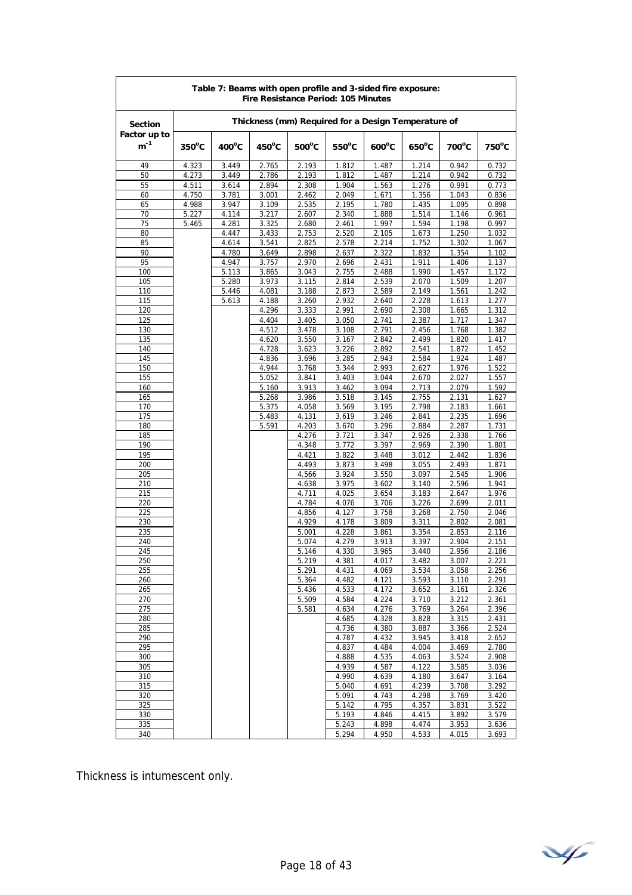| Table 7: Beams with open profile and 3-sided fire exposure: Fire Resistance Period: 105 Minutes | | | | | | | | | |
|---|---|---|---|---|---|---|---|---|---|
| **Section Factor up to $m^{-1}$** | **Thickness (mm) Required for a Design Temperature of** | | | | | | | | |
| | **350°C** | **400°C** | **450°C** | **500°C** | **550°C** | **600°C** | **650°C** | **700°C** | **750°C** |
| 49 | 4.323 | 3.449 | 2.765 | 2.193 | 1.812 | 1.487 | 1.214 | 0.942 | 0.732 |
| 50 | 4.273 | 3.449 | 2.786 | 2.193 | 1.812 | 1.487 | 1.214 | 0.942 | 0.732 |
| 55 | 4.511 | 3.614 | 2.894 | 2.308 | 1.904 | 1.563 | 1.276 | 0.991 | 0.773 |
| 60 | 4.750 | 3.781 | 3.001 | 2.462 | 2.049 | 1.671 | 1.356 | 1.043 | 0.836 |
| 65 | 4.988 | 3.947 | 3.109 | 2.535 | 2.195 | 1.780 | 1.435 | 1.095 | 0.898 |
| 70 | 5.227 | 4.114 | 3.217 | 2.607 | 2.340 | 1.888 | 1.514 | 1.146 | 0.961 |
| 75 | 5.465 | 4.281 | 3.325 | 2.680 | 2.461 | 1.997 | 1.594 | 1.198 | 0.997 |
| 80 | | 4.447 | 3.433 | 2.753 | 2.520 | 2.105 | 1.673 | 1.250 | 1.032 |
| 85 | | 4.614 | 3.541 | 2.825 | 2.578 | 2.214 | 1.752 | 1.302 | 1.067 |
| 90 | | 4.780 | 3.649 | 2.898 | 2.637 | 2.322 | 1.832 | 1.354 | 1.102 |
| 95 | | 4.947 | 3.757 | 2.970 | 2.696 | 2.431 | 1.911 | 1.406 | 1.137 |
| 100 | | 5.113 | 3.865 | 3.043 | 2.755 | 2.488 | 1.990 | 1.457 | 1.172 |
| 105 | | 5.280 | 3.973 | 3.115 | 2.814 | 2.539 | 2.070 | 1.509 | 1.207 |
| 110 | | 5.446 | 4.081 | 3.188 | 2.873 | 2.589 | 2.149 | 1.561 | 1.242 |
| 115 | | 5.613 | 4.188 | 3.260 | 2.932 | 2.640 | 2.228 | 1.613 | 1.277 |
| 120 | | | 4.296 | 3.333 | 2.991 | 2.690 | 2.308 | 1.665 | 1.312 |
| 125 | | | 4.404 | 3.405 | 3.050 | 2.741 | 2.387 | 1.717 | 1.347 |
| 130 | | | 4.512 | 3.478 | 3.108 | 2.791 | 2.456 | 1.768 | 1.382 |
| 135 | | | 4.620 | 3.550 | 3.167 | 2.842 | 2.499 | 1.820 | 1.417 |
| 140 | | | 4.728 | 3.623 | 3.226 | 2.892 | 2.541 | 1.872 | 1.452 |
| 145 | | | 4.836 | 3.696 | 3.285 | 2.943 | 2.584 | 1.924 | 1.487 |
| 150 | | | 4.944 | 3.768 | 3.344 | 2.993 | 2.627 | 1.976 | 1.522 |
| 155 | | | 5.052 | 3.841 | 3.403 | 3.044 | 2.670 | 2.027 | 1.557 |
| 160 | | | 5.160 | 3.913 | 3.462 | 3.094 | 2.713 | 2.079 | 1.592 |
| 165 | | | 5.268 | 3.986 | 3.518 | 3.145 | 2.755 | 2.131 | 1.627 |
| 170 | | | 5.375 | 4.058 | 3.569 | 3.195 | 2.798 | 2.183 | 1.661 |
| 175 | | | 5.483 | 4.131 | 3.619 | 3.246 | 2.841 | 2.235 | 1.696 |
| 180 | | | 5.591 | 4.203 | 3.670 | 3.296 | 2.884 | 2.287 | 1.731 |
| 185 | | | | 4.276 | 3.721 | 3.347 | 2.926 | 2.338 | 1.766 |
| 190 | | | | 4.348 | 3.772 | 3.397 | 2.969 | 2.390 | 1.801 |
| 195 | | | | 4.421 | 3.822 | 3.448 | 3.012 | 2.442 | 1.836 |
| 200 | | | | 4.493 | 3.873 | 3.498 | 3.055 | 2.493 | 1.871 |
| 205 | | | | 4.566 | 3.924 | 3.550 | 3.097 | 2.545 | 1.906 |
| 210 | | | | 4.638 | 3.975 | 3.602 | 3.140 | 2.596 | 1.941 |
| 215 | | | | 4.711 | 4.025 | 3.654 | 3.183 | 2.647 | 1.976 |
| 220 | | | | 4.784 | 4.076 | 3.706 | 3.226 | 2.699 | 2.011 |
| 225 | | | | 4.856 | 4.127 | 3.758 | 3.268 | 2.750 | 2.046 |
| 230 | | | | 4.929 | 4.178 | 3.809 | 3.311 | 2.802 | 2.081 |
| 235 | | | | 5.001 | 4.228 | 3.861 | 3.354 | 2.853 | 2.116 |
| 240 | | | | 5.074 | 4.279 | 3.913 | 3.397 | 2.904 | 2.151 |
| 245 | | | | 5.146 | 4.330 | 3.965 | 3.440 | 2.956 | 2.186 |
| 250 | | | | 5.219 | 4.381 | 4.017 | 3.482 | 3.007 | 2.221 |
| 255 | | | | 5.291 | 4.431 | 4.069 | 3.534 | 3.058 | 2.256 |
| 260 | | | | 5.364 | 4.482 | 4.121 | 3.593 | 3.110 | 2.291 |
| 265 | | | | 5.436 | 4.533 | 4.172 | 3.652 | 3.161 | 2.326 |
| 270 | | | | 5.509 | 4.584 | 4.224 | 3.710 | 3.212 | 2.361 |
| 275 | | | | 5.581 | 4.634 | 4.276 | 3.769 | 3.264 | 2.396 |
| 280 | | | | | 4.685 | 4.328 | 3.828 | 3.315 | 2.431 |
| 285 | | | | | 4.736 | 4.380 | 3.887 | 3.366 | 2.524 |
| 290 | | | | | 4.787 | 4.432 | 3.945 | 3.418 | 2.652 |
| 295 | | | | | 4.837 | 4.484 | 4.004 | 3.469 | 2.780 |
| 300 | | | | | 4.888 | 4.535 | 4.063 | 3.524 | 2.908 |
| 305 | | | | | 4.939 | 4.587 | 4.122 | 3.585 | 3.036 |
| 310 | | | | | 4.990 | 4.639 | 4.180 | 3.647 | 3.164 |
| 315 | | | | | 5.040 | 4.691 | 4.239 | 3.708 | 3.292 |
| 320 | | | | | 5.091 | 4.743 | 4.298 | 3.769 | 3.420 |
| 325 | | | | | 5.142 | 4.795 | 4.357 | 3.831 | 3.522 |
| 330 | | | | | 5.193 | 4.846 | 4.415 | 3.892 | 3.579 |
| 335 | | | | | 5.243 | 4.898 | 4.474 | 3.953 | 3.636 |
| 340 | | | | | 5.294 | 4.950 | 4.533 | 4.015 | 3.693 |

Thickness is intumescent only.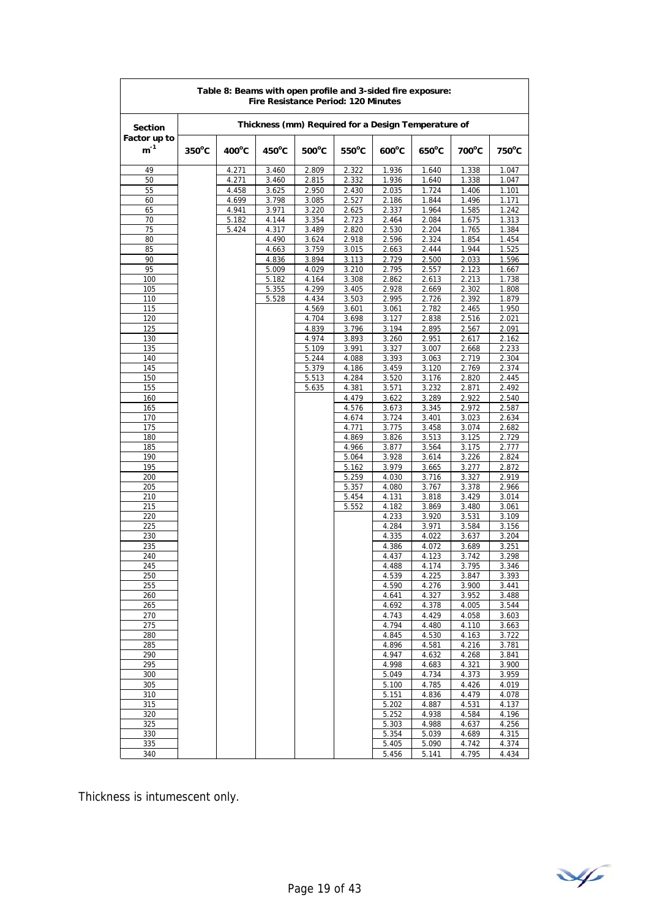**Table 8: Beams with open profile and 3-sided fire exposure: Fire Resistance Period: 120 Minutes**

| Section Factor up to $m^{-1}$ | Thickness (mm) Required for a Design Temperature of | | | | | | | | |
|---|---|---|---|---|---|---|---|---|---|
| | 350°C | 400°C | 450°C | 500°C | 550°C | 600°C | 650°C | 700°C | 750°C |
| 49 | | 4.271 | 3.460 | 2.809 | 2.322 | 1.936 | 1.640 | 1.338 | 1.047 |
| 50 | | 4.271 | 3.460 | 2.815 | 2.332 | 1.936 | 1.640 | 1.338 | 1.047 |
| 55 | | 4.458 | 3.625 | 2.950 | 2.430 | 2.035 | 1.724 | 1.406 | 1.101 |
| 60 | | 4.699 | 3.798 | 3.085 | 2.527 | 2.186 | 1.844 | 1.496 | 1.171 |
| 65 | | 4.941 | 3.971 | 3.220 | 2.625 | 2.337 | 1.964 | 1.585 | 1.242 |
| 70 | | 5.182 | 4.144 | 3.354 | 2.723 | 2.464 | 2.084 | 1.675 | 1.313 |
| 75 | | 5.424 | 4.317 | 3.489 | 2.820 | 2.530 | 2.204 | 1.765 | 1.384 |
| 80 | | | 4.490 | 3.624 | 2.918 | 2.596 | 2.324 | 1.854 | 1.454 |
| 85 | | | 4.663 | 3.759 | 3.015 | 2.663 | 2.444 | 1.944 | 1.525 |
| 90 | | | 4.836 | 3.894 | 3.113 | 2.729 | 2.500 | 2.033 | 1.596 |
| 95 | | | 5.009 | 4.029 | 3.210 | 2.795 | 2.557 | 2.123 | 1.667 |
| 100 | | | 5.182 | 4.164 | 3.308 | 2.862 | 2.613 | 2.213 | 1.738 |
| 105 | | | 5.355 | 4.299 | 3.405 | 2.928 | 2.669 | 2.302 | 1.808 |
| 110 | | | 5.528 | 4.434 | 3.503 | 2.995 | 2.726 | 2.392 | 1.879 |
| 115 | | | | 4.569 | 3.601 | 3.061 | 2.782 | 2.465 | 1.950 |
| 120 | | | | 4.704 | 3.698 | 3.127 | 2.838 | 2.516 | 2.021 |
| 125 | | | | 4.839 | 3.796 | 3.194 | 2.895 | 2.567 | 2.091 |
| 130 | | | | 4.974 | 3.893 | 3.260 | 2.951 | 2.617 | 2.162 |
| 135 | | | | 5.109 | 3.991 | 3.327 | 3.007 | 2.668 | 2.233 |
| 140 | | | | 5.244 | 4.088 | 3.393 | 3.063 | 2.719 | 2.304 |
| 145 | | | | 5.379 | 4.186 | 3.459 | 3.120 | 2.769 | 2.374 |
| 150 | | | | 5.513 | 4.284 | 3.520 | 3.176 | 2.820 | 2.445 |
| 155 | | | | 5.635 | 4.381 | 3.571 | 3.232 | 2.871 | 2.492 |
| 160 | | | | | 4.479 | 3.622 | 3.289 | 2.922 | 2.540 |
| 165 | | | | | 4.576 | 3.673 | 3.345 | 2.972 | 2.587 |
| 170 | | | | | 4.674 | 3.724 | 3.401 | 3.023 | 2.634 |
| 175 | | | | | 4.771 | 3.775 | 3.458 | 3.074 | 2.682 |
| 180 | | | | | 4.869 | 3.826 | 3.513 | 3.125 | 2.729 |
| 185 | | | | | 4.966 | 3.877 | 3.564 | 3.175 | 2.777 |
| 190 | | | | | 5.064 | 3.928 | 3.614 | 3.226 | 2.824 |
| 195 | | | | | 5.162 | 3.979 | 3.665 | 3.277 | 2.872 |
| 200 | | | | | 5.259 | 4.030 | 3.716 | 3.327 | 2.919 |
| 205 | | | | | 5.357 | 4.080 | 3.767 | 3.378 | 2.966 |
| 210 | | | | | 5.454 | 4.131 | 3.818 | 3.429 | 3.014 |
| 215 | | | | | 5.552 | 4.182 | 3.869 | 3.480 | 3.061 |
| 220 | | | | | | 4.233 | 3.920 | 3.531 | 3.109 |
| 225 | | | | | | 4.284 | 3.971 | 3.584 | 3.156 |
| 230 | | | | | | 4.335 | 4.022 | 3.637 | 3.204 |
| 235 | | | | | | 4.386 | 4.072 | 3.689 | 3.251 |
| 240 | | | | | | 4.437 | 4.123 | 3.742 | 3.298 |
| 245 | | | | | | 4.488 | 4.174 | 3.795 | 3.346 |
| 250 | | | | | | 4.539 | 4.225 | 3.847 | 3.393 |
| 255 | | | | | | 4.590 | 4.276 | 3.900 | 3.441 |
| 260 | | | | | | 4.641 | 4.327 | 3.952 | 3.488 |
| 265 | | | | | | 4.692 | 4.378 | 4.005 | 3.544 |
| 270 | | | | | | 4.743 | 4.429 | 4.058 | 3.603 |
| 275 | | | | | | 4.794 | 4.480 | 4.110 | 3.663 |
| 280 | | | | | | 4.845 | 4.530 | 4.163 | 3.722 |
| 285 | | | | | | 4.896 | 4.581 | 4.216 | 3.781 |
| 290 | | | | | | 4.947 | 4.632 | 4.268 | 3.841 |
| 295 | | | | | | 4.998 | 4.683 | 4.321 | 3.900 |
| 300 | | | | | | 5.049 | 4.734 | 4.373 | 3.959 |
| 305 | | | | | | 5.100 | 4.785 | 4.426 | 4.019 |
| 310 | | | | | | 5.151 | 4.836 | 4.479 | 4.078 |
| 315 | | | | | | 5.202 | 4.887 | 4.531 | 4.137 |
| 320 | | | | | | 5.252 | 4.938 | 4.584 | 4.196 |
| 325 | | | | | | 5.303 | 4.988 | 4.637 | 4.256 |
| 330 | | | | | | 5.354 | 5.039 | 4.689 | 4.315 |
| 335 | | | | | | 5.405 | 5.090 | 4.742 | 4.374 |
| 340 | | | | | | 5.456 | 5.141 | 4.795 | 4.434 |

Thickness is intumescent only.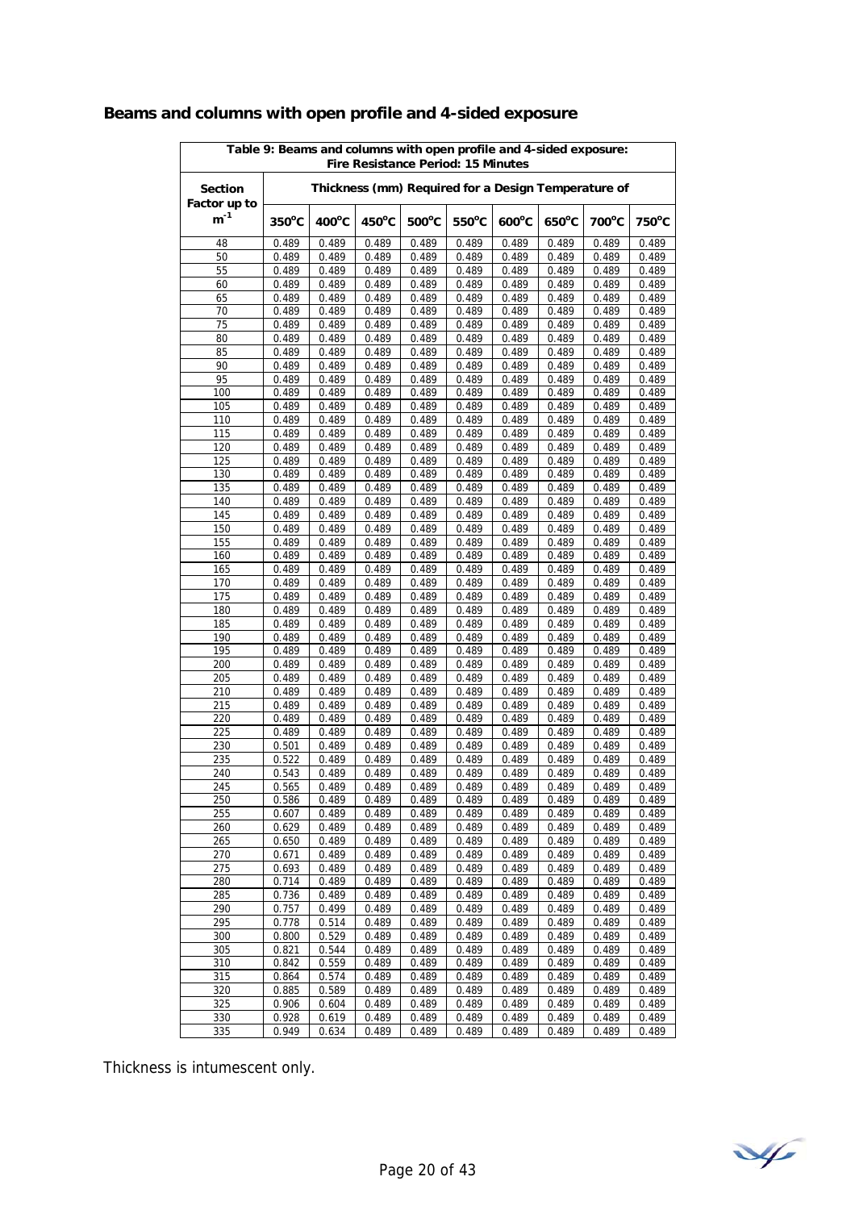## Beams and columns with open profile and 4-sided exposure

| Table 9: Beams and columns with open profile and 4-sided exposure: Fire Resistance Period: 15 Minutes | | | | | | | | | |
|---|---|---|---|---|---|---|---|---|---|
| Section Factor up to $m^{-1}$ | Thickness (mm) Required for a Design Temperature of | | | | | | | | |
| | 350°C | 400°C | 450°C | 500°C | 550°C | 600°C | 650°C | 700°C | 750°C |
| 48 | 0.489 | 0.489 | 0.489 | 0.489 | 0.489 | 0.489 | 0.489 | 0.489 | 0.489 |
| 50 | 0.489 | 0.489 | 0.489 | 0.489 | 0.489 | 0.489 | 0.489 | 0.489 | 0.489 |
| 55 | 0.489 | 0.489 | 0.489 | 0.489 | 0.489 | 0.489 | 0.489 | 0.489 | 0.489 |
| 60 | 0.489 | 0.489 | 0.489 | 0.489 | 0.489 | 0.489 | 0.489 | 0.489 | 0.489 |
| 65 | 0.489 | 0.489 | 0.489 | 0.489 | 0.489 | 0.489 | 0.489 | 0.489 | 0.489 |
| 70 | 0.489 | 0.489 | 0.489 | 0.489 | 0.489 | 0.489 | 0.489 | 0.489 | 0.489 |
| 75 | 0.489 | 0.489 | 0.489 | 0.489 | 0.489 | 0.489 | 0.489 | 0.489 | 0.489 |
| 80 | 0.489 | 0.489 | 0.489 | 0.489 | 0.489 | 0.489 | 0.489 | 0.489 | 0.489 |
| 85 | 0.489 | 0.489 | 0.489 | 0.489 | 0.489 | 0.489 | 0.489 | 0.489 | 0.489 |
| 90 | 0.489 | 0.489 | 0.489 | 0.489 | 0.489 | 0.489 | 0.489 | 0.489 | 0.489 |
| 95 | 0.489 | 0.489 | 0.489 | 0.489 | 0.489 | 0.489 | 0.489 | 0.489 | 0.489 |
| 100 | 0.489 | 0.489 | 0.489 | 0.489 | 0.489 | 0.489 | 0.489 | 0.489 | 0.489 |
| 105 | 0.489 | 0.489 | 0.489 | 0.489 | 0.489 | 0.489 | 0.489 | 0.489 | 0.489 |
| 110 | 0.489 | 0.489 | 0.489 | 0.489 | 0.489 | 0.489 | 0.489 | 0.489 | 0.489 |
| 115 | 0.489 | 0.489 | 0.489 | 0.489 | 0.489 | 0.489 | 0.489 | 0.489 | 0.489 |
| 120 | 0.489 | 0.489 | 0.489 | 0.489 | 0.489 | 0.489 | 0.489 | 0.489 | 0.489 |
| 125 | 0.489 | 0.489 | 0.489 | 0.489 | 0.489 | 0.489 | 0.489 | 0.489 | 0.489 |
| 130 | 0.489 | 0.489 | 0.489 | 0.489 | 0.489 | 0.489 | 0.489 | 0.489 | 0.489 |
| 135 | 0.489 | 0.489 | 0.489 | 0.489 | 0.489 | 0.489 | 0.489 | 0.489 | 0.489 |
| 140 | 0.489 | 0.489 | 0.489 | 0.489 | 0.489 | 0.489 | 0.489 | 0.489 | 0.489 |
| 145 | 0.489 | 0.489 | 0.489 | 0.489 | 0.489 | 0.489 | 0.489 | 0.489 | 0.489 |
| 150 | 0.489 | 0.489 | 0.489 | 0.489 | 0.489 | 0.489 | 0.489 | 0.489 | 0.489 |
| 155 | 0.489 | 0.489 | 0.489 | 0.489 | 0.489 | 0.489 | 0.489 | 0.489 | 0.489 |
| 160 | 0.489 | 0.489 | 0.489 | 0.489 | 0.489 | 0.489 | 0.489 | 0.489 | 0.489 |
| 165 | 0.489 | 0.489 | 0.489 | 0.489 | 0.489 | 0.489 | 0.489 | 0.489 | 0.489 |
| 170 | 0.489 | 0.489 | 0.489 | 0.489 | 0.489 | 0.489 | 0.489 | 0.489 | 0.489 |
| 175 | 0.489 | 0.489 | 0.489 | 0.489 | 0.489 | 0.489 | 0.489 | 0.489 | 0.489 |
| 180 | 0.489 | 0.489 | 0.489 | 0.489 | 0.489 | 0.489 | 0.489 | 0.489 | 0.489 |
| 185 | 0.489 | 0.489 | 0.489 | 0.489 | 0.489 | 0.489 | 0.489 | 0.489 | 0.489 |
| 190 | 0.489 | 0.489 | 0.489 | 0.489 | 0.489 | 0.489 | 0.489 | 0.489 | 0.489 |
| 195 | 0.489 | 0.489 | 0.489 | 0.489 | 0.489 | 0.489 | 0.489 | 0.489 | 0.489 |
| 200 | 0.489 | 0.489 | 0.489 | 0.489 | 0.489 | 0.489 | 0.489 | 0.489 | 0.489 |
| 205 | 0.489 | 0.489 | 0.489 | 0.489 | 0.489 | 0.489 | 0.489 | 0.489 | 0.489 |
| 210 | 0.489 | 0.489 | 0.489 | 0.489 | 0.489 | 0.489 | 0.489 | 0.489 | 0.489 |
| 215 | 0.489 | 0.489 | 0.489 | 0.489 | 0.489 | 0.489 | 0.489 | 0.489 | 0.489 |
| 220 | 0.489 | 0.489 | 0.489 | 0.489 | 0.489 | 0.489 | 0.489 | 0.489 | 0.489 |
| 225 | 0.489 | 0.489 | 0.489 | 0.489 | 0.489 | 0.489 | 0.489 | 0.489 | 0.489 |
| 230 | 0.501 | 0.489 | 0.489 | 0.489 | 0.489 | 0.489 | 0.489 | 0.489 | 0.489 |
| 235 | 0.522 | 0.489 | 0.489 | 0.489 | 0.489 | 0.489 | 0.489 | 0.489 | 0.489 |
| 240 | 0.543 | 0.489 | 0.489 | 0.489 | 0.489 | 0.489 | 0.489 | 0.489 | 0.489 |
| 245 | 0.565 | 0.489 | 0.489 | 0.489 | 0.489 | 0.489 | 0.489 | 0.489 | 0.489 |
| 250 | 0.586 | 0.489 | 0.489 | 0.489 | 0.489 | 0.489 | 0.489 | 0.489 | 0.489 |
| 255 | 0.607 | 0.489 | 0.489 | 0.489 | 0.489 | 0.489 | 0.489 | 0.489 | 0.489 |
| 260 | 0.629 | 0.489 | 0.489 | 0.489 | 0.489 | 0.489 | 0.489 | 0.489 | 0.489 |
| 265 | 0.650 | 0.489 | 0.489 | 0.489 | 0.489 | 0.489 | 0.489 | 0.489 | 0.489 |
| 270 | 0.671 | 0.489 | 0.489 | 0.489 | 0.489 | 0.489 | 0.489 | 0.489 | 0.489 |
| 275 | 0.693 | 0.489 | 0.489 | 0.489 | 0.489 | 0.489 | 0.489 | 0.489 | 0.489 |
| 280 | 0.714 | 0.489 | 0.489 | 0.489 | 0.489 | 0.489 | 0.489 | 0.489 | 0.489 |
| 285 | 0.736 | 0.489 | 0.489 | 0.489 | 0.489 | 0.489 | 0.489 | 0.489 | 0.489 |
| 290 | 0.757 | 0.499 | 0.489 | 0.489 | 0.489 | 0.489 | 0.489 | 0.489 | 0.489 |
| 295 | 0.778 | 0.514 | 0.489 | 0.489 | 0.489 | 0.489 | 0.489 | 0.489 | 0.489 |
| 300 | 0.800 | 0.529 | 0.489 | 0.489 | 0.489 | 0.489 | 0.489 | 0.489 | 0.489 |
| 305 | 0.821 | 0.544 | 0.489 | 0.489 | 0.489 | 0.489 | 0.489 | 0.489 | 0.489 |
| 310 | 0.842 | 0.559 | 0.489 | 0.489 | 0.489 | 0.489 | 0.489 | 0.489 | 0.489 |
| 315 | 0.864 | 0.574 | 0.489 | 0.489 | 0.489 | 0.489 | 0.489 | 0.489 | 0.489 |
| 320 | 0.885 | 0.589 | 0.489 | 0.489 | 0.489 | 0.489 | 0.489 | 0.489 | 0.489 |
| 325 | 0.906 | 0.604 | 0.489 | 0.489 | 0.489 | 0.489 | 0.489 | 0.489 | 0.489 |
| 330 | 0.928 | 0.619 | 0.489 | 0.489 | 0.489 | 0.489 | 0.489 | 0.489 | 0.489 |
| 335 | 0.949 | 0.634 | 0.489 | 0.489 | 0.489 | 0.489 | 0.489 | 0.489 | 0.489 |

Thickness is intumescent only.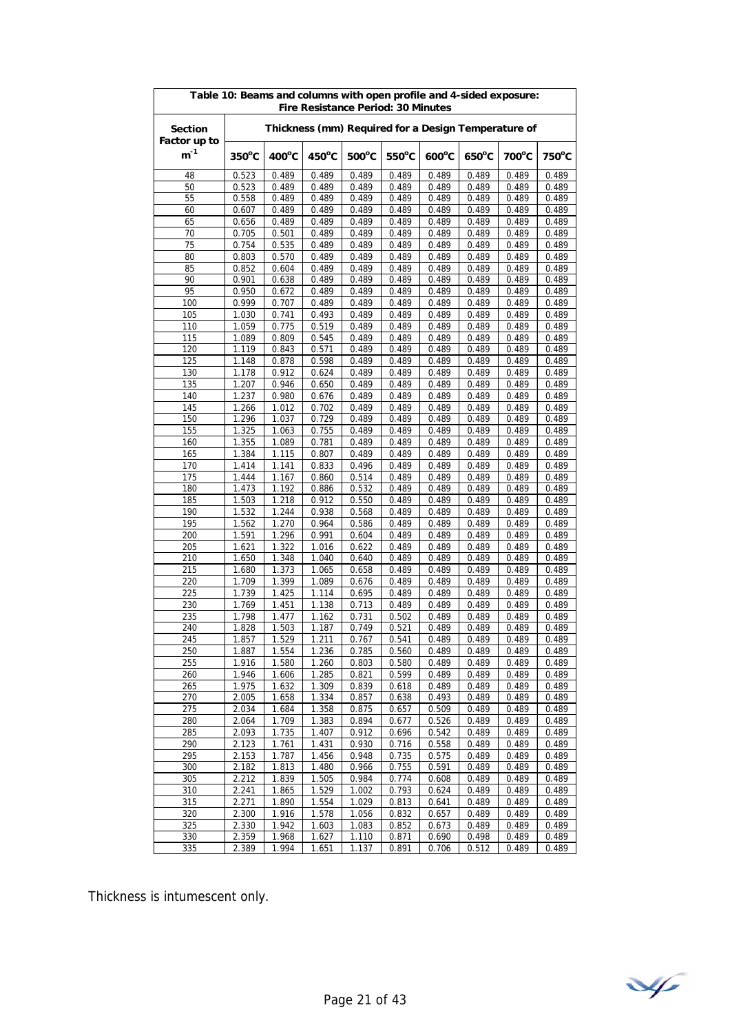| Table 10: Beams and columns with open profile and 4-sided exposure: Fire Resistance Period: 30 Minutes | | | | | | | | | |
|---|---|---|---|---|---|---|---|---|---|
| Section Factor up to $m^{-1}$ | Thickness (mm) Required for a Design Temperature of | | | | | | | | |
| | 350°C | 400°C | 450°C | 500°C | 550°C | 600°C | 650°C | 700°C | 750°C |
| 48 | 0.523 | 0.489 | 0.489 | 0.489 | 0.489 | 0.489 | 0.489 | 0.489 | 0.489 |
| 50 | 0.523 | 0.489 | 0.489 | 0.489 | 0.489 | 0.489 | 0.489 | 0.489 | 0.489 |
| 55 | 0.558 | 0.489 | 0.489 | 0.489 | 0.489 | 0.489 | 0.489 | 0.489 | 0.489 |
| 60 | 0.607 | 0.489 | 0.489 | 0.489 | 0.489 | 0.489 | 0.489 | 0.489 | 0.489 |
| 65 | 0.656 | 0.489 | 0.489 | 0.489 | 0.489 | 0.489 | 0.489 | 0.489 | 0.489 |
| 70 | 0.705 | 0.501 | 0.489 | 0.489 | 0.489 | 0.489 | 0.489 | 0.489 | 0.489 |
| 75 | 0.754 | 0.535 | 0.489 | 0.489 | 0.489 | 0.489 | 0.489 | 0.489 | 0.489 |
| 80 | 0.803 | 0.570 | 0.489 | 0.489 | 0.489 | 0.489 | 0.489 | 0.489 | 0.489 |
| 85 | 0.852 | 0.604 | 0.489 | 0.489 | 0.489 | 0.489 | 0.489 | 0.489 | 0.489 |
| 90 | 0.901 | 0.638 | 0.489 | 0.489 | 0.489 | 0.489 | 0.489 | 0.489 | 0.489 |
| 95 | 0.950 | 0.672 | 0.489 | 0.489 | 0.489 | 0.489 | 0.489 | 0.489 | 0.489 |
| 100 | 0.999 | 0.707 | 0.489 | 0.489 | 0.489 | 0.489 | 0.489 | 0.489 | 0.489 |
| 105 | 1.030 | 0.741 | 0.493 | 0.489 | 0.489 | 0.489 | 0.489 | 0.489 | 0.489 |
| 110 | 1.059 | 0.775 | 0.519 | 0.489 | 0.489 | 0.489 | 0.489 | 0.489 | 0.489 |
| 115 | 1.089 | 0.809 | 0.545 | 0.489 | 0.489 | 0.489 | 0.489 | 0.489 | 0.489 |
| 120 | 1.119 | 0.843 | 0.571 | 0.489 | 0.489 | 0.489 | 0.489 | 0.489 | 0.489 |
| 125 | 1.148 | 0.878 | 0.598 | 0.489 | 0.489 | 0.489 | 0.489 | 0.489 | 0.489 |
| 130 | 1.178 | 0.912 | 0.624 | 0.489 | 0.489 | 0.489 | 0.489 | 0.489 | 0.489 |
| 135 | 1.207 | 0.946 | 0.650 | 0.489 | 0.489 | 0.489 | 0.489 | 0.489 | 0.489 |
| 140 | 1.237 | 0.980 | 0.676 | 0.489 | 0.489 | 0.489 | 0.489 | 0.489 | 0.489 |
| 145 | 1.266 | 1.012 | 0.702 | 0.489 | 0.489 | 0.489 | 0.489 | 0.489 | 0.489 |
| 150 | 1.296 | 1.037 | 0.729 | 0.489 | 0.489 | 0.489 | 0.489 | 0.489 | 0.489 |
| 155 | 1.325 | 1.063 | 0.755 | 0.489 | 0.489 | 0.489 | 0.489 | 0.489 | 0.489 |
| 160 | 1.355 | 1.089 | 0.781 | 0.489 | 0.489 | 0.489 | 0.489 | 0.489 | 0.489 |
| 165 | 1.384 | 1.115 | 0.807 | 0.489 | 0.489 | 0.489 | 0.489 | 0.489 | 0.489 |
| 170 | 1.414 | 1.141 | 0.833 | 0.496 | 0.489 | 0.489 | 0.489 | 0.489 | 0.489 |
| 175 | 1.444 | 1.167 | 0.860 | 0.514 | 0.489 | 0.489 | 0.489 | 0.489 | 0.489 |
| 180 | 1.473 | 1.192 | 0.886 | 0.532 | 0.489 | 0.489 | 0.489 | 0.489 | 0.489 |
| 185 | 1.503 | 1.218 | 0.912 | 0.550 | 0.489 | 0.489 | 0.489 | 0.489 | 0.489 |
| 190 | 1.532 | 1.244 | 0.938 | 0.568 | 0.489 | 0.489 | 0.489 | 0.489 | 0.489 |
| 195 | 1.562 | 1.270 | 0.964 | 0.586 | 0.489 | 0.489 | 0.489 | 0.489 | 0.489 |
| 200 | 1.591 | 1.296 | 0.991 | 0.604 | 0.489 | 0.489 | 0.489 | 0.489 | 0.489 |
| 205 | 1.621 | 1.322 | 1.016 | 0.622 | 0.489 | 0.489 | 0.489 | 0.489 | 0.489 |
| 210 | 1.650 | 1.348 | 1.040 | 0.640 | 0.489 | 0.489 | 0.489 | 0.489 | 0.489 |
| 215 | 1.680 | 1.373 | 1.065 | 0.658 | 0.489 | 0.489 | 0.489 | 0.489 | 0.489 |
| 220 | 1.709 | 1.399 | 1.089 | 0.676 | 0.489 | 0.489 | 0.489 | 0.489 | 0.489 |
| 225 | 1.739 | 1.425 | 1.114 | 0.695 | 0.489 | 0.489 | 0.489 | 0.489 | 0.489 |
| 230 | 1.769 | 1.451 | 1.138 | 0.713 | 0.489 | 0.489 | 0.489 | 0.489 | 0.489 |
| 235 | 1.798 | 1.477 | 1.162 | 0.731 | 0.502 | 0.489 | 0.489 | 0.489 | 0.489 |
| 240 | 1.828 | 1.503 | 1.187 | 0.749 | 0.521 | 0.489 | 0.489 | 0.489 | 0.489 |
| 245 | 1.857 | 1.529 | 1.211 | 0.767 | 0.541 | 0.489 | 0.489 | 0.489 | 0.489 |
| 250 | 1.887 | 1.554 | 1.236 | 0.785 | 0.560 | 0.489 | 0.489 | 0.489 | 0.489 |
| 255 | 1.916 | 1.580 | 1.260 | 0.803 | 0.580 | 0.489 | 0.489 | 0.489 | 0.489 |
| 260 | 1.946 | 1.606 | 1.285 | 0.821 | 0.599 | 0.489 | 0.489 | 0.489 | 0.489 |
| 265 | 1.975 | 1.632 | 1.309 | 0.839 | 0.618 | 0.489 | 0.489 | 0.489 | 0.489 |
| 270 | 2.005 | 1.658 | 1.334 | 0.857 | 0.638 | 0.493 | 0.489 | 0.489 | 0.489 |
| 275 | 2.034 | 1.684 | 1.358 | 0.875 | 0.657 | 0.509 | 0.489 | 0.489 | 0.489 |
| 280 | 2.064 | 1.709 | 1.383 | 0.894 | 0.677 | 0.526 | 0.489 | 0.489 | 0.489 |
| 285 | 2.093 | 1.735 | 1.407 | 0.912 | 0.696 | 0.542 | 0.489 | 0.489 | 0.489 |
| 290 | 2.123 | 1.761 | 1.431 | 0.930 | 0.716 | 0.558 | 0.489 | 0.489 | 0.489 |
| 295 | 2.153 | 1.787 | 1.456 | 0.948 | 0.735 | 0.575 | 0.489 | 0.489 | 0.489 |
| 300 | 2.182 | 1.813 | 1.480 | 0.966 | 0.755 | 0.591 | 0.489 | 0.489 | 0.489 |
| 305 | 2.212 | 1.839 | 1.505 | 0.984 | 0.774 | 0.608 | 0.489 | 0.489 | 0.489 |
| 310 | 2.241 | 1.865 | 1.529 | 1.002 | 0.793 | 0.624 | 0.489 | 0.489 | 0.489 |
| 315 | 2.271 | 1.890 | 1.554 | 1.029 | 0.813 | 0.641 | 0.489 | 0.489 | 0.489 |
| 320 | 2.300 | 1.916 | 1.578 | 1.056 | 0.832 | 0.657 | 0.489 | 0.489 | 0.489 |
| 325 | 2.330 | 1.942 | 1.603 | 1.083 | 0.852 | 0.673 | 0.489 | 0.489 | 0.489 |
| 330 | 2.359 | 1.968 | 1.627 | 1.110 | 0.871 | 0.690 | 0.498 | 0.489 | 0.489 |
| 335 | 2.389 | 1.994 | 1.651 | 1.137 | 0.891 | 0.706 | 0.512 | 0.489 | 0.489 |

Thickness is intumescent only.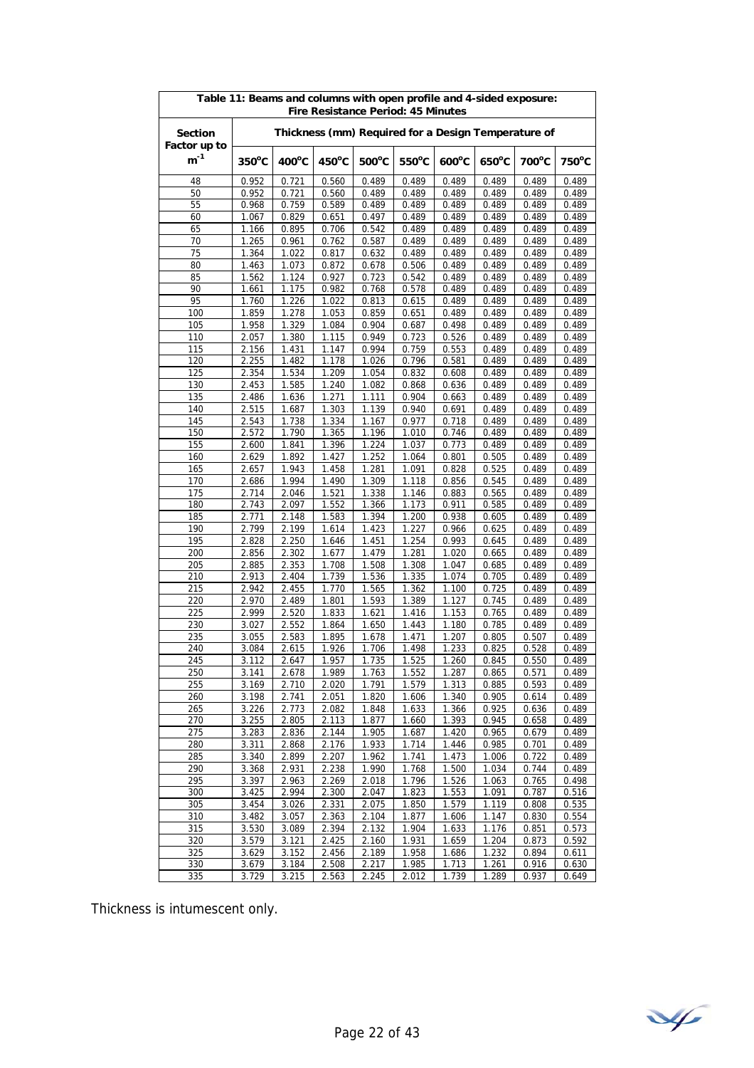| Table 11: Beams and columns with open profile and 4-sided exposure: Fire Resistance Period: 45 Minutes | | | | | | | | | |
|---|---|---|---|---|---|---|---|---|---|
| **Section Factor up to** | **Thickness (mm) Required for a Design Temperature of** | | | | | | | | |
| **$m^{-1}$** | **350°C** | **400°C** | **450°C** | **500°C** | **550°C** | **600°C** | **650°C** | **700°C** | **750°C** |
| 48 | 0.952 | 0.721 | 0.560 | 0.489 | 0.489 | 0.489 | 0.489 | 0.489 | 0.489 |
| 50 | 0.952 | 0.721 | 0.560 | 0.489 | 0.489 | 0.489 | 0.489 | 0.489 | 0.489 |
| 55 | 0.968 | 0.759 | 0.589 | 0.489 | 0.489 | 0.489 | 0.489 | 0.489 | 0.489 |
| 60 | 1.067 | 0.829 | 0.651 | 0.497 | 0.489 | 0.489 | 0.489 | 0.489 | 0.489 |
| 65 | 1.166 | 0.895 | 0.706 | 0.542 | 0.489 | 0.489 | 0.489 | 0.489 | 0.489 |
| 70 | 1.265 | 0.961 | 0.762 | 0.587 | 0.489 | 0.489 | 0.489 | 0.489 | 0.489 |
| 75 | 1.364 | 1.022 | 0.817 | 0.632 | 0.489 | 0.489 | 0.489 | 0.489 | 0.489 |
| 80 | 1.463 | 1.073 | 0.872 | 0.678 | 0.506 | 0.489 | 0.489 | 0.489 | 0.489 |
| 85 | 1.562 | 1.124 | 0.927 | 0.723 | 0.542 | 0.489 | 0.489 | 0.489 | 0.489 |
| 90 | 1.661 | 1.175 | 0.982 | 0.768 | 0.578 | 0.489 | 0.489 | 0.489 | 0.489 |
| 95 | 1.760 | 1.226 | 1.022 | 0.813 | 0.615 | 0.489 | 0.489 | 0.489 | 0.489 |
| 100 | 1.859 | 1.278 | 1.053 | 0.859 | 0.651 | 0.489 | 0.489 | 0.489 | 0.489 |
| 105 | 1.958 | 1.329 | 1.084 | 0.904 | 0.687 | 0.498 | 0.489 | 0.489 | 0.489 |
| 110 | 2.057 | 1.380 | 1.115 | 0.949 | 0.723 | 0.526 | 0.489 | 0.489 | 0.489 |
| 115 | 2.156 | 1.431 | 1.147 | 0.994 | 0.759 | 0.553 | 0.489 | 0.489 | 0.489 |
| 120 | 2.255 | 1.482 | 1.178 | 1.026 | 0.796 | 0.581 | 0.489 | 0.489 | 0.489 |
| 125 | 2.354 | 1.534 | 1.209 | 1.054 | 0.832 | 0.608 | 0.489 | 0.489 | 0.489 |
| 130 | 2.453 | 1.585 | 1.240 | 1.082 | 0.868 | 0.636 | 0.489 | 0.489 | 0.489 |
| 135 | 2.486 | 1.636 | 1.271 | 1.111 | 0.904 | 0.663 | 0.489 | 0.489 | 0.489 |
| 140 | 2.515 | 1.687 | 1.303 | 1.139 | 0.940 | 0.691 | 0.489 | 0.489 | 0.489 |
| 145 | 2.543 | 1.738 | 1.334 | 1.167 | 0.977 | 0.718 | 0.489 | 0.489 | 0.489 |
| 150 | 2.572 | 1.790 | 1.365 | 1.196 | 1.010 | 0.746 | 0.489 | 0.489 | 0.489 |
| 155 | 2.600 | 1.841 | 1.396 | 1.224 | 1.037 | 0.773 | 0.489 | 0.489 | 0.489 |
| 160 | 2.629 | 1.892 | 1.427 | 1.252 | 1.064 | 0.801 | 0.505 | 0.489 | 0.489 |
| 165 | 2.657 | 1.943 | 1.458 | 1.281 | 1.091 | 0.828 | 0.525 | 0.489 | 0.489 |
| 170 | 2.686 | 1.994 | 1.490 | 1.309 | 1.118 | 0.856 | 0.545 | 0.489 | 0.489 |
| 175 | 2.714 | 2.046 | 1.521 | 1.338 | 1.146 | 0.883 | 0.565 | 0.489 | 0.489 |
| 180 | 2.743 | 2.097 | 1.552 | 1.366 | 1.173 | 0.911 | 0.585 | 0.489 | 0.489 |
| 185 | 2.771 | 2.148 | 1.583 | 1.394 | 1.200 | 0.938 | 0.605 | 0.489 | 0.489 |
| 190 | 2.799 | 2.199 | 1.614 | 1.423 | 1.227 | 0.966 | 0.625 | 0.489 | 0.489 |
| 195 | 2.828 | 2.250 | 1.646 | 1.451 | 1.254 | 0.993 | 0.645 | 0.489 | 0.489 |
| 200 | 2.856 | 2.302 | 1.677 | 1.479 | 1.281 | 1.020 | 0.665 | 0.489 | 0.489 |
| 205 | 2.885 | 2.353 | 1.708 | 1.508 | 1.308 | 1.047 | 0.685 | 0.489 | 0.489 |
| 210 | 2.913 | 2.404 | 1.739 | 1.536 | 1.335 | 1.074 | 0.705 | 0.489 | 0.489 |
| 215 | 2.942 | 2.455 | 1.770 | 1.565 | 1.362 | 1.100 | 0.725 | 0.489 | 0.489 |
| 220 | 2.970 | 2.489 | 1.801 | 1.593 | 1.389 | 1.127 | 0.745 | 0.489 | 0.489 |
| 225 | 2.999 | 2.520 | 1.833 | 1.621 | 1.416 | 1.153 | 0.765 | 0.489 | 0.489 |
| 230 | 3.027 | 2.552 | 1.864 | 1.650 | 1.443 | 1.180 | 0.785 | 0.489 | 0.489 |
| 235 | 3.055 | 2.583 | 1.895 | 1.678 | 1.471 | 1.207 | 0.805 | 0.507 | 0.489 |
| 240 | 3.084 | 2.615 | 1.926 | 1.706 | 1.498 | 1.233 | 0.825 | 0.528 | 0.489 |
| 245 | 3.112 | 2.647 | 1.957 | 1.735 | 1.525 | 1.260 | 0.845 | 0.550 | 0.489 |
| 250 | 3.141 | 2.678 | 1.989 | 1.763 | 1.552 | 1.287 | 0.865 | 0.571 | 0.489 |
| 255 | 3.169 | 2.710 | 2.020 | 1.791 | 1.579 | 1.313 | 0.885 | 0.593 | 0.489 |
| 260 | 3.198 | 2.741 | 2.051 | 1.820 | 1.606 | 1.340 | 0.905 | 0.614 | 0.489 |
| 265 | 3.226 | 2.773 | 2.082 | 1.848 | 1.633 | 1.366 | 0.925 | 0.636 | 0.489 |
| 270 | 3.255 | 2.805 | 2.113 | 1.877 | 1.660 | 1.393 | 0.945 | 0.658 | 0.489 |
| 275 | 3.283 | 2.836 | 2.144 | 1.905 | 1.687 | 1.420 | 0.965 | 0.679 | 0.489 |
| 280 | 3.311 | 2.868 | 2.176 | 1.933 | 1.714 | 1.446 | 0.985 | 0.701 | 0.489 |
| 285 | 3.340 | 2.899 | 2.207 | 1.962 | 1.741 | 1.473 | 1.006 | 0.722 | 0.489 |
| 290 | 3.368 | 2.931 | 2.238 | 1.990 | 1.768 | 1.500 | 1.034 | 0.744 | 0.489 |
| 295 | 3.397 | 2.963 | 2.269 | 2.018 | 1.796 | 1.526 | 1.063 | 0.765 | 0.498 |
| 300 | 3.425 | 2.994 | 2.300 | 2.047 | 1.823 | 1.553 | 1.091 | 0.787 | 0.516 |
| 305 | 3.454 | 3.026 | 2.331 | 2.075 | 1.850 | 1.579 | 1.119 | 0.808 | 0.535 |
| 310 | 3.482 | 3.057 | 2.363 | 2.104 | 1.877 | 1.606 | 1.147 | 0.830 | 0.554 |
| 315 | 3.530 | 3.089 | 2.394 | 2.132 | 1.904 | 1.633 | 1.176 | 0.851 | 0.573 |
| 320 | 3.579 | 3.121 | 2.425 | 2.160 | 1.931 | 1.659 | 1.204 | 0.873 | 0.592 |
| 325 | 3.629 | 3.152 | 2.456 | 2.189 | 1.958 | 1.686 | 1.232 | 0.894 | 0.611 |
| 330 | 3.679 | 3.184 | 2.508 | 2.217 | 1.985 | 1.713 | 1.261 | 0.916 | 0.630 |
| 335 | 3.729 | 3.215 | 2.563 | 2.245 | 2.012 | 1.739 | 1.289 | 0.937 | 0.649 |

Thickness is intumescent only.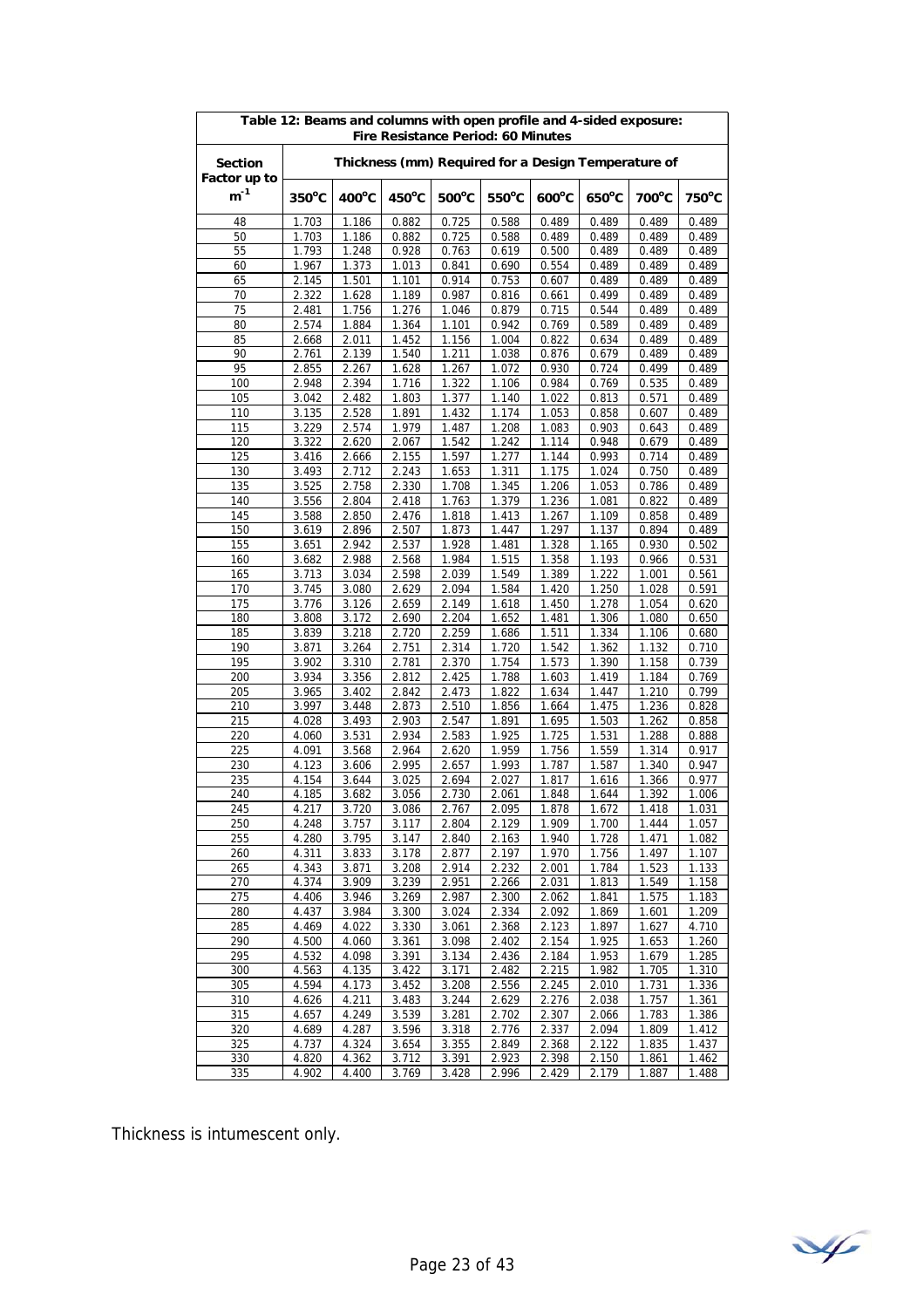| Table 12: Beams and columns with open profile and 4-sided exposure: Fire Resistance Period: 60 Minutes | | | | | | | | | |
|---|---|---|---|---|---|---|---|---|---|
| Section Factor up to $m^{-1}$ | Thickness (mm) Required for a Design Temperature of | | | | | | | | |
| | 350°C | 400°C | 450°C | 500°C | 550°C | 600°C | 650°C | 700°C | 750°C |
| 48 | 1.703 | 1.186 | 0.882 | 0.725 | 0.588 | 0.489 | 0.489 | 0.489 | 0.489 |
| 50 | 1.703 | 1.186 | 0.882 | 0.725 | 0.588 | 0.489 | 0.489 | 0.489 | 0.489 |
| 55 | 1.793 | 1.248 | 0.928 | 0.763 | 0.619 | 0.500 | 0.489 | 0.489 | 0.489 |
| 60 | 1.967 | 1.373 | 1.013 | 0.841 | 0.690 | 0.554 | 0.489 | 0.489 | 0.489 |
| 65 | 2.145 | 1.501 | 1.101 | 0.914 | 0.753 | 0.607 | 0.489 | 0.489 | 0.489 |
| 70 | 2.322 | 1.628 | 1.189 | 0.987 | 0.816 | 0.661 | 0.499 | 0.489 | 0.489 |
| 75 | 2.481 | 1.756 | 1.276 | 1.046 | 0.879 | 0.715 | 0.544 | 0.489 | 0.489 |
| 80 | 2.574 | 1.884 | 1.364 | 1.101 | 0.942 | 0.769 | 0.589 | 0.489 | 0.489 |
| 85 | 2.668 | 2.011 | 1.452 | 1.156 | 1.004 | 0.822 | 0.634 | 0.489 | 0.489 |
| 90 | 2.761 | 2.139 | 1.540 | 1.211 | 1.038 | 0.876 | 0.679 | 0.489 | 0.489 |
| 95 | 2.855 | 2.267 | 1.628 | 1.267 | 1.072 | 0.930 | 0.724 | 0.499 | 0.489 |
| 100 | 2.948 | 2.394 | 1.716 | 1.322 | 1.106 | 0.984 | 0.769 | 0.535 | 0.489 |
| 105 | 3.042 | 2.482 | 1.803 | 1.377 | 1.140 | 1.022 | 0.813 | 0.571 | 0.489 |
| 110 | 3.135 | 2.528 | 1.891 | 1.432 | 1.174 | 1.053 | 0.858 | 0.607 | 0.489 |
| 115 | 3.229 | 2.574 | 1.979 | 1.487 | 1.208 | 1.083 | 0.903 | 0.643 | 0.489 |
| 120 | 3.322 | 2.620 | 2.067 | 1.542 | 1.242 | 1.114 | 0.948 | 0.679 | 0.489 |
| 125 | 3.416 | 2.666 | 2.155 | 1.597 | 1.277 | 1.144 | 0.993 | 0.714 | 0.489 |
| 130 | 3.493 | 2.712 | 2.243 | 1.653 | 1.311 | 1.175 | 1.024 | 0.750 | 0.489 |
| 135 | 3.525 | 2.758 | 2.330 | 1.708 | 1.345 | 1.206 | 1.053 | 0.786 | 0.489 |
| 140 | 3.556 | 2.804 | 2.418 | 1.763 | 1.379 | 1.236 | 1.081 | 0.822 | 0.489 |
| 145 | 3.588 | 2.850 | 2.476 | 1.818 | 1.413 | 1.267 | 1.109 | 0.858 | 0.489 |
| 150 | 3.619 | 2.896 | 2.507 | 1.873 | 1.447 | 1.297 | 1.137 | 0.894 | 0.489 |
| 155 | 3.651 | 2.942 | 2.537 | 1.928 | 1.481 | 1.328 | 1.165 | 0.930 | 0.502 |
| 160 | 3.682 | 2.988 | 2.568 | 1.984 | 1.515 | 1.358 | 1.193 | 0.966 | 0.531 |
| 165 | 3.713 | 3.034 | 2.598 | 2.039 | 1.549 | 1.389 | 1.222 | 1.001 | 0.561 |
| 170 | 3.745 | 3.080 | 2.629 | 2.094 | 1.584 | 1.420 | 1.250 | 1.028 | 0.591 |
| 175 | 3.776 | 3.126 | 2.659 | 2.149 | 1.618 | 1.450 | 1.278 | 1.054 | 0.620 |
| 180 | 3.808 | 3.172 | 2.690 | 2.204 | 1.652 | 1.481 | 1.306 | 1.080 | 0.650 |
| 185 | 3.839 | 3.218 | 2.720 | 2.259 | 1.686 | 1.511 | 1.334 | 1.106 | 0.680 |
| 190 | 3.871 | 3.264 | 2.751 | 2.314 | 1.720 | 1.542 | 1.362 | 1.132 | 0.710 |
| 195 | 3.902 | 3.310 | 2.781 | 2.370 | 1.754 | 1.573 | 1.390 | 1.158 | 0.739 |
| 200 | 3.934 | 3.356 | 2.812 | 2.425 | 1.788 | 1.603 | 1.419 | 1.184 | 0.769 |
| 205 | 3.965 | 3.402 | 2.842 | 2.473 | 1.822 | 1.634 | 1.447 | 1.210 | 0.799 |
| 210 | 3.997 | 3.448 | 2.873 | 2.510 | 1.856 | 1.664 | 1.475 | 1.236 | 0.828 |
| 215 | 4.028 | 3.493 | 2.903 | 2.547 | 1.891 | 1.695 | 1.503 | 1.262 | 0.858 |
| 220 | 4.060 | 3.531 | 2.934 | 2.583 | 1.925 | 1.725 | 1.531 | 1.288 | 0.888 |
| 225 | 4.091 | 3.568 | 2.964 | 2.620 | 1.959 | 1.756 | 1.559 | 1.314 | 0.917 |
| 230 | 4.123 | 3.606 | 2.995 | 2.657 | 1.993 | 1.787 | 1.587 | 1.340 | 0.947 |
| 235 | 4.154 | 3.644 | 3.025 | 2.694 | 2.027 | 1.817 | 1.616 | 1.366 | 0.977 |
| 240 | 4.185 | 3.682 | 3.056 | 2.730 | 2.061 | 1.848 | 1.644 | 1.392 | 1.006 |
| 245 | 4.217 | 3.720 | 3.086 | 2.767 | 2.095 | 1.878 | 1.672 | 1.418 | 1.031 |
| 250 | 4.248 | 3.757 | 3.117 | 2.804 | 2.129 | 1.909 | 1.700 | 1.444 | 1.057 |
| 255 | 4.280 | 3.795 | 3.147 | 2.840 | 2.163 | 1.940 | 1.728 | 1.471 | 1.082 |
| 260 | 4.311 | 3.833 | 3.178 | 2.877 | 2.197 | 1.970 | 1.756 | 1.497 | 1.107 |
| 265 | 4.343 | 3.871 | 3.208 | 2.914 | 2.232 | 2.001 | 1.784 | 1.523 | 1.133 |
| 270 | 4.374 | 3.909 | 3.239 | 2.951 | 2.266 | 2.031 | 1.813 | 1.549 | 1.158 |
| 275 | 4.406 | 3.946 | 3.269 | 2.987 | 2.300 | 2.062 | 1.841 | 1.575 | 1.183 |
| 280 | 4.437 | 3.984 | 3.300 | 3.024 | 2.334 | 2.092 | 1.869 | 1.601 | 1.209 |
| 285 | 4.469 | 4.022 | 3.330 | 3.061 | 2.368 | 2.123 | 1.897 | 1.627 | 4.710 |
| 290 | 4.500 | 4.060 | 3.361 | 3.098 | 2.402 | 2.154 | 1.925 | 1.653 | 1.260 |
| 295 | 4.532 | 4.098 | 3.391 | 3.134 | 2.436 | 2.184 | 1.953 | 1.679 | 1.285 |
| 300 | 4.563 | 4.135 | 3.422 | 3.171 | 2.482 | 2.215 | 1.982 | 1.705 | 1.310 |
| 305 | 4.594 | 4.173 | 3.452 | 3.208 | 2.556 | 2.245 | 2.010 | 1.731 | 1.336 |
| 310 | 4.626 | 4.211 | 3.483 | 3.244 | 2.629 | 2.276 | 2.038 | 1.757 | 1.361 |
| 315 | 4.657 | 4.249 | 3.539 | 3.281 | 2.702 | 2.307 | 2.066 | 1.783 | 1.386 |
| 320 | 4.689 | 4.287 | 3.596 | 3.318 | 2.776 | 2.337 | 2.094 | 1.809 | 1.412 |
| 325 | 4.737 | 4.324 | 3.654 | 3.355 | 2.849 | 2.368 | 2.122 | 1.835 | 1.437 |
| 330 | 4.820 | 4.362 | 3.712 | 3.391 | 2.923 | 2.398 | 2.150 | 1.861 | 1.462 |
| 335 | 4.902 | 4.400 | 3.769 | 3.428 | 2.996 | 2.429 | 2.179 | 1.887 | 1.488 |

Thickness is intumescent only.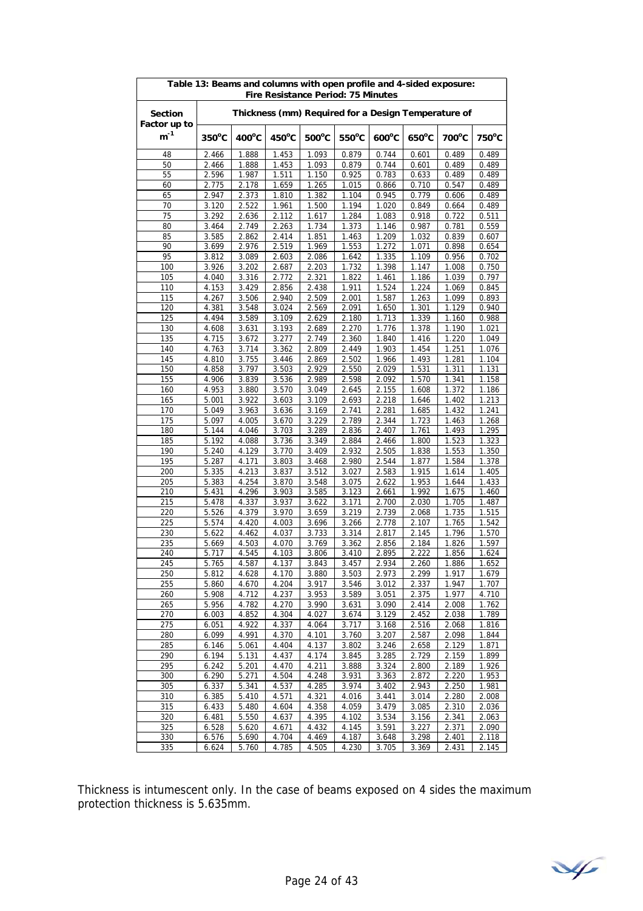| **Table 13: Beams and columns with open profile and 4-sided exposure: Fire Resistance Period: 75 Minutes** | | | | | | | | | |
|---|---|---|---|---|---|---|---|---|---|
| **Section Factor up to $m^{-1}$** | **Thickness (mm) Required for a Design Temperature of** | | | | | | | | |
| | **350°C** | **400°C** | **450°C** | **500°C** | **550°C** | **600°C** | **650°C** | **700°C** | **750°C** |
| 48 | 2.466 | 1.888 | 1.453 | 1.093 | 0.879 | 0.744 | 0.601 | 0.489 | 0.489 |
| 50 | 2.466 | 1.888 | 1.453 | 1.093 | 0.879 | 0.744 | 0.601 | 0.489 | 0.489 |
| 55 | 2.596 | 1.987 | 1.511 | 1.150 | 0.925 | 0.783 | 0.633 | 0.489 | 0.489 |
| 60 | 2.775 | 2.178 | 1.659 | 1.265 | 1.015 | 0.866 | 0.710 | 0.547 | 0.489 |
| 65 | 2.947 | 2.373 | 1.810 | 1.382 | 1.104 | 0.945 | 0.779 | 0.606 | 0.489 |
| 70 | 3.120 | 2.522 | 1.961 | 1.500 | 1.194 | 1.020 | 0.849 | 0.664 | 0.489 |
| 75 | 3.292 | 2.636 | 2.112 | 1.617 | 1.284 | 1.083 | 0.918 | 0.722 | 0.511 |
| 80 | 3.464 | 2.749 | 2.263 | 1.734 | 1.373 | 1.146 | 0.987 | 0.781 | 0.559 |
| 85 | 3.585 | 2.862 | 2.414 | 1.851 | 1.463 | 1.209 | 1.032 | 0.839 | 0.607 |
| 90 | 3.699 | 2.976 | 2.519 | 1.969 | 1.553 | 1.272 | 1.071 | 0.898 | 0.654 |
| 95 | 3.812 | 3.089 | 2.603 | 2.086 | 1.642 | 1.335 | 1.109 | 0.956 | 0.702 |
| 100 | 3.926 | 3.202 | 2.687 | 2.203 | 1.732 | 1.398 | 1.147 | 1.008 | 0.750 |
| 105 | 4.040 | 3.316 | 2.772 | 2.321 | 1.822 | 1.461 | 1.186 | 1.039 | 0.797 |
| 110 | 4.153 | 3.429 | 2.856 | 2.438 | 1.911 | 1.524 | 1.224 | 1.069 | 0.845 |
| 115 | 4.267 | 3.506 | 2.940 | 2.509 | 2.001 | 1.587 | 1.263 | 1.099 | 0.893 |
| 120 | 4.381 | 3.548 | 3.024 | 2.569 | 2.091 | 1.650 | 1.301 | 1.129 | 0.940 |
| 125 | 4.494 | 3.589 | 3.109 | 2.629 | 2.180 | 1.713 | 1.339 | 1.160 | 0.988 |
| 130 | 4.608 | 3.631 | 3.193 | 2.689 | 2.270 | 1.776 | 1.378 | 1.190 | 1.021 |
| 135 | 4.715 | 3.672 | 3.277 | 2.749 | 2.360 | 1.840 | 1.416 | 1.220 | 1.049 |
| 140 | 4.763 | 3.714 | 3.362 | 2.809 | 2.449 | 1.903 | 1.454 | 1.251 | 1.076 |
| 145 | 4.810 | 3.755 | 3.446 | 2.869 | 2.502 | 1.966 | 1.493 | 1.281 | 1.104 |
| 150 | 4.858 | 3.797 | 3.503 | 2.929 | 2.550 | 2.029 | 1.531 | 1.311 | 1.131 |
| 155 | 4.906 | 3.839 | 3.536 | 2.989 | 2.598 | 2.092 | 1.570 | 1.341 | 1.158 |
| 160 | 4.953 | 3.880 | 3.570 | 3.049 | 2.645 | 2.155 | 1.608 | 1.372 | 1.186 |
| 165 | 5.001 | 3.922 | 3.603 | 3.109 | 2.693 | 2.218 | 1.646 | 1.402 | 1.213 |
| 170 | 5.049 | 3.963 | 3.636 | 3.169 | 2.741 | 2.281 | 1.685 | 1.432 | 1.241 |
| 175 | 5.097 | 4.005 | 3.670 | 3.229 | 2.789 | 2.344 | 1.723 | 1.463 | 1.268 |
| 180 | 5.144 | 4.046 | 3.703 | 3.289 | 2.836 | 2.407 | 1.761 | 1.493 | 1.295 |
| 185 | 5.192 | 4.088 | 3.736 | 3.349 | 2.884 | 2.466 | 1.800 | 1.523 | 1.323 |
| 190 | 5.240 | 4.129 | 3.770 | 3.409 | 2.932 | 2.505 | 1.838 | 1.553 | 1.350 |
| 195 | 5.287 | 4.171 | 3.803 | 3.468 | 2.980 | 2.544 | 1.877 | 1.584 | 1.378 |
| 200 | 5.335 | 4.213 | 3.837 | 3.512 | 3.027 | 2.583 | 1.915 | 1.614 | 1.405 |
| 205 | 5.383 | 4.254 | 3.870 | 3.548 | 3.075 | 2.622 | 1.953 | 1.644 | 1.433 |
| 210 | 5.431 | 4.296 | 3.903 | 3.585 | 3.123 | 2.661 | 1.992 | 1.675 | 1.460 |
| 215 | 5.478 | 4.337 | 3.937 | 3.622 | 3.171 | 2.700 | 2.030 | 1.705 | 1.487 |
| 220 | 5.526 | 4.379 | 3.970 | 3.659 | 3.219 | 2.739 | 2.068 | 1.735 | 1.515 |
| 225 | 5.574 | 4.420 | 4.003 | 3.696 | 3.266 | 2.778 | 2.107 | 1.765 | 1.542 |
| 230 | 5.622 | 4.462 | 4.037 | 3.733 | 3.314 | 2.817 | 2.145 | 1.796 | 1.570 |
| 235 | 5.669 | 4.503 | 4.070 | 3.769 | 3.362 | 2.856 | 2.184 | 1.826 | 1.597 |
| 240 | 5.717 | 4.545 | 4.103 | 3.806 | 3.410 | 2.895 | 2.222 | 1.856 | 1.624 |
| 245 | 5.765 | 4.587 | 4.137 | 3.843 | 3.457 | 2.934 | 2.260 | 1.886 | 1.652 |
| 250 | 5.812 | 4.628 | 4.170 | 3.880 | 3.503 | 2.973 | 2.299 | 1.917 | 1.679 |
| 255 | 5.860 | 4.670 | 4.204 | 3.917 | 3.546 | 3.012 | 2.337 | 1.947 | 1.707 |
| 260 | 5.908 | 4.712 | 4.237 | 3.953 | 3.589 | 3.051 | 2.375 | 1.977 | 4.710 |
| 265 | 5.956 | 4.782 | 4.270 | 3.990 | 3.631 | 3.090 | 2.414 | 2.008 | 1.762 |
| 270 | 6.003 | 4.852 | 4.304 | 4.027 | 3.674 | 3.129 | 2.452 | 2.038 | 1.789 |
| 275 | 6.051 | 4.922 | 4.337 | 4.064 | 3.717 | 3.168 | 2.516 | 2.068 | 1.816 |
| 280 | 6.099 | 4.991 | 4.370 | 4.101 | 3.760 | 3.207 | 2.587 | 2.098 | 1.844 |
| 285 | 6.146 | 5.061 | 4.404 | 4.137 | 3.802 | 3.246 | 2.658 | 2.129 | 1.871 |
| 290 | 6.194 | 5.131 | 4.437 | 4.174 | 3.845 | 3.285 | 2.729 | 2.159 | 1.899 |
| 295 | 6.242 | 5.201 | 4.470 | 4.211 | 3.888 | 3.324 | 2.800 | 2.189 | 1.926 |
| 300 | 6.290 | 5.271 | 4.504 | 4.248 | 3.931 | 3.363 | 2.872 | 2.220 | 1.953 |
| 305 | 6.337 | 5.341 | 4.537 | 4.285 | 3.974 | 3.402 | 2.943 | 2.250 | 1.981 |
| 310 | 6.385 | 5.410 | 4.571 | 4.321 | 4.016 | 3.441 | 3.014 | 2.280 | 2.008 |
| 315 | 6.433 | 5.480 | 4.604 | 4.358 | 4.059 | 3.479 | 3.085 | 2.310 | 2.036 |
| 320 | 6.481 | 5.550 | 4.637 | 4.395 | 4.102 | 3.534 | 3.156 | 2.341 | 2.063 |
| 325 | 6.528 | 5.620 | 4.671 | 4.432 | 4.145 | 3.591 | 3.227 | 2.371 | 2.090 |
| 330 | 6.576 | 5.690 | 4.704 | 4.469 | 4.187 | 3.648 | 3.298 | 2.401 | 2.118 |
| 335 | 6.624 | 5.760 | 4.785 | 4.505 | 4.230 | 3.705 | 3.369 | 2.431 | 2.145 |

Thickness is intumescent only. In the case of beams exposed on 4 sides the maximum protection thickness is 5.635mm.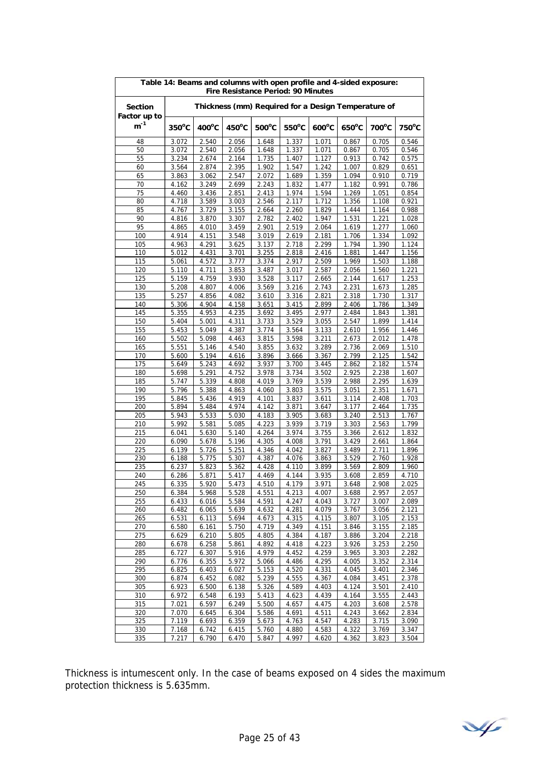| **Table 14: Beams and columns with open profile and 4-sided exposure: Fire Resistance Period: 90 Minutes** | | | | | | | | | |
|---|---|---|---|---|---|---|---|---|---|
| **Section Factor up to $m^{-1}$** | **Thickness (mm) Required for a Design Temperature of** | | | | | | | | |
| | **350°C** | **400°C** | **450°C** | **500°C** | **550°C** | **600°C** | **650°C** | **700°C** | **750°C** |
| 48 | 3.072 | 2.540 | 2.056 | 1.648 | 1.337 | 1.071 | 0.867 | 0.705 | 0.546 |
| 50 | 3.072 | 2.540 | 2.056 | 1.648 | 1.337 | 1.071 | 0.867 | 0.705 | 0.546 |
| 55 | 3.234 | 2.674 | 2.164 | 1.735 | 1.407 | 1.127 | 0.913 | 0.742 | 0.575 |
| 60 | 3.564 | 2.874 | 2.395 | 1.902 | 1.547 | 1.242 | 1.007 | 0.829 | 0.651 |
| 65 | 3.863 | 3.062 | 2.547 | 2.072 | 1.689 | 1.359 | 1.094 | 0.910 | 0.719 |
| 70 | 4.162 | 3.249 | 2.699 | 2.243 | 1.832 | 1.477 | 1.182 | 0.991 | 0.786 |
| 75 | 4.460 | 3.436 | 2.851 | 2.413 | 1.974 | 1.594 | 1.269 | 1.051 | 0.854 |
| 80 | 4.718 | 3.589 | 3.003 | 2.546 | 2.117 | 1.712 | 1.356 | 1.108 | 0.921 |
| 85 | 4.767 | 3.729 | 3.155 | 2.664 | 2.260 | 1.829 | 1.444 | 1.164 | 0.988 |
| 90 | 4.816 | 3.870 | 3.307 | 2.782 | 2.402 | 1.947 | 1.531 | 1.221 | 1.028 |
| 95 | 4.865 | 4.010 | 3.459 | 2.901 | 2.519 | 2.064 | 1.619 | 1.277 | 1.060 |
| 100 | 4.914 | 4.151 | 3.548 | 3.019 | 2.619 | 2.181 | 1.706 | 1.334 | 1.092 |
| 105 | 4.963 | 4.291 | 3.625 | 3.137 | 2.718 | 2.299 | 1.794 | 1.390 | 1.124 |
| 110 | 5.012 | 4.431 | 3.701 | 3.255 | 2.818 | 2.416 | 1.881 | 1.447 | 1.156 |
| 115 | 5.061 | 4.572 | 3.777 | 3.374 | 2.917 | 2.509 | 1.969 | 1.503 | 1.188 |
| 120 | 5.110 | 4.711 | 3.853 | 3.487 | 3.017 | 2.587 | 2.056 | 1.560 | 1.221 |
| 125 | 5.159 | 4.759 | 3.930 | 3.528 | 3.117 | 2.665 | 2.144 | 1.617 | 1.253 |
| 130 | 5.208 | 4.807 | 4.006 | 3.569 | 3.216 | 2.743 | 2.231 | 1.673 | 1.285 |
| 135 | 5.257 | 4.856 | 4.082 | 3.610 | 3.316 | 2.821 | 2.318 | 1.730 | 1.317 |
| 140 | 5.306 | 4.904 | 4.158 | 3.651 | 3.415 | 2.899 | 2.406 | 1.786 | 1.349 |
| 145 | 5.355 | 4.953 | 4.235 | 3.692 | 3.495 | 2.977 | 2.484 | 1.843 | 1.381 |
| 150 | 5.404 | 5.001 | 4.311 | 3.733 | 3.529 | 3.055 | 2.547 | 1.899 | 1.414 |
| 155 | 5.453 | 5.049 | 4.387 | 3.774 | 3.564 | 3.133 | 2.610 | 1.956 | 1.446 |
| 160 | 5.502 | 5.098 | 4.463 | 3.815 | 3.598 | 3.211 | 2.673 | 2.012 | 1.478 |
| 165 | 5.551 | 5.146 | 4.540 | 3.855 | 3.632 | 3.289 | 2.736 | 2.069 | 1.510 |
| 170 | 5.600 | 5.194 | 4.616 | 3.896 | 3.666 | 3.367 | 2.799 | 2.125 | 1.542 |
| 175 | 5.649 | 5.243 | 4.692 | 3.937 | 3.700 | 3.445 | 2.862 | 2.182 | 1.574 |
| 180 | 5.698 | 5.291 | 4.752 | 3.978 | 3.734 | 3.502 | 2.925 | 2.238 | 1.607 |
| 185 | 5.747 | 5.339 | 4.808 | 4.019 | 3.769 | 3.539 | 2.988 | 2.295 | 1.639 |
| 190 | 5.796 | 5.388 | 4.863 | 4.060 | 3.803 | 3.575 | 3.051 | 2.351 | 1.671 |
| 195 | 5.845 | 5.436 | 4.919 | 4.101 | 3.837 | 3.611 | 3.114 | 2.408 | 1.703 |
| 200 | 5.894 | 5.484 | 4.974 | 4.142 | 3.871 | 3.647 | 3.177 | 2.464 | 1.735 |
| 205 | 5.943 | 5.533 | 5.030 | 4.183 | 3.905 | 3.683 | 3.240 | 2.513 | 1.767 |
| 210 | 5.992 | 5.581 | 5.085 | 4.223 | 3.939 | 3.719 | 3.303 | 2.563 | 1.799 |
| 215 | 6.041 | 5.630 | 5.140 | 4.264 | 3.974 | 3.755 | 3.366 | 2.612 | 1.832 |
| 220 | 6.090 | 5.678 | 5.196 | 4.305 | 4.008 | 3.791 | 3.429 | 2.661 | 1.864 |
| 225 | 6.139 | 5.726 | 5.251 | 4.346 | 4.042 | 3.827 | 3.489 | 2.711 | 1.896 |
| 230 | 6.188 | 5.775 | 5.307 | 4.387 | 4.076 | 3.863 | 3.529 | 2.760 | 1.928 |
| 235 | 6.237 | 5.823 | 5.362 | 4.428 | 4.110 | 3.899 | 3.569 | 2.809 | 1.960 |
| 240 | 6.286 | 5.871 | 5.417 | 4.469 | 4.144 | 3.935 | 3.608 | 2.859 | 4.710 |
| 245 | 6.335 | 5.920 | 5.473 | 4.510 | 4.179 | 3.971 | 3.648 | 2.908 | 2.025 |
| 250 | 6.384 | 5.968 | 5.528 | 4.551 | 4.213 | 4.007 | 3.688 | 2.957 | 2.057 |
| 255 | 6.433 | 6.016 | 5.584 | 4.591 | 4.247 | 4.043 | 3.727 | 3.007 | 2.089 |
| 260 | 6.482 | 6.065 | 5.639 | 4.632 | 4.281 | 4.079 | 3.767 | 3.056 | 2.121 |
| 265 | 6.531 | 6.113 | 5.694 | 4.673 | 4.315 | 4.115 | 3.807 | 3.105 | 2.153 |
| 270 | 6.580 | 6.161 | 5.750 | 4.719 | 4.349 | 4.151 | 3.846 | 3.155 | 2.185 |
| 275 | 6.629 | 6.210 | 5.805 | 4.805 | 4.384 | 4.187 | 3.886 | 3.204 | 2.218 |
| 280 | 6.678 | 6.258 | 5.861 | 4.892 | 4.418 | 4.223 | 3.926 | 3.253 | 2.250 |
| 285 | 6.727 | 6.307 | 5.916 | 4.979 | 4.452 | 4.259 | 3.965 | 3.303 | 2.282 |
| 290 | 6.776 | 6.355 | 5.972 | 5.066 | 4.486 | 4.295 | 4.005 | 3.352 | 2.314 |
| 295 | 6.825 | 6.403 | 6.027 | 5.153 | 4.520 | 4.331 | 4.045 | 3.401 | 2.346 |
| 300 | 6.874 | 6.452 | 6.082 | 5.239 | 4.555 | 4.367 | 4.084 | 3.451 | 2.378 |
| 305 | 6.923 | 6.500 | 6.138 | 5.326 | 4.589 | 4.403 | 4.124 | 3.501 | 2.410 |
| 310 | 6.972 | 6.548 | 6.193 | 5.413 | 4.623 | 4.439 | 4.164 | 3.555 | 2.443 |
| 315 | 7.021 | 6.597 | 6.249 | 5.500 | 4.657 | 4.475 | 4.203 | 3.608 | 2.578 |
| 320 | 7.070 | 6.645 | 6.304 | 5.586 | 4.691 | 4.511 | 4.243 | 3.662 | 2.834 |
| 325 | 7.119 | 6.693 | 6.359 | 5.673 | 4.763 | 4.547 | 4.283 | 3.715 | 3.090 |
| 330 | 7.168 | 6.742 | 6.415 | 5.760 | 4.880 | 4.583 | 4.322 | 3.769 | 3.347 |
| 335 | 7.217 | 6.790 | 6.470 | 5.847 | 4.997 | 4.620 | 4.362 | 3.823 | 3.504 |

Thickness is intumescent only. In the case of beams exposed on 4 sides the maximum protection thickness is 5.635mm.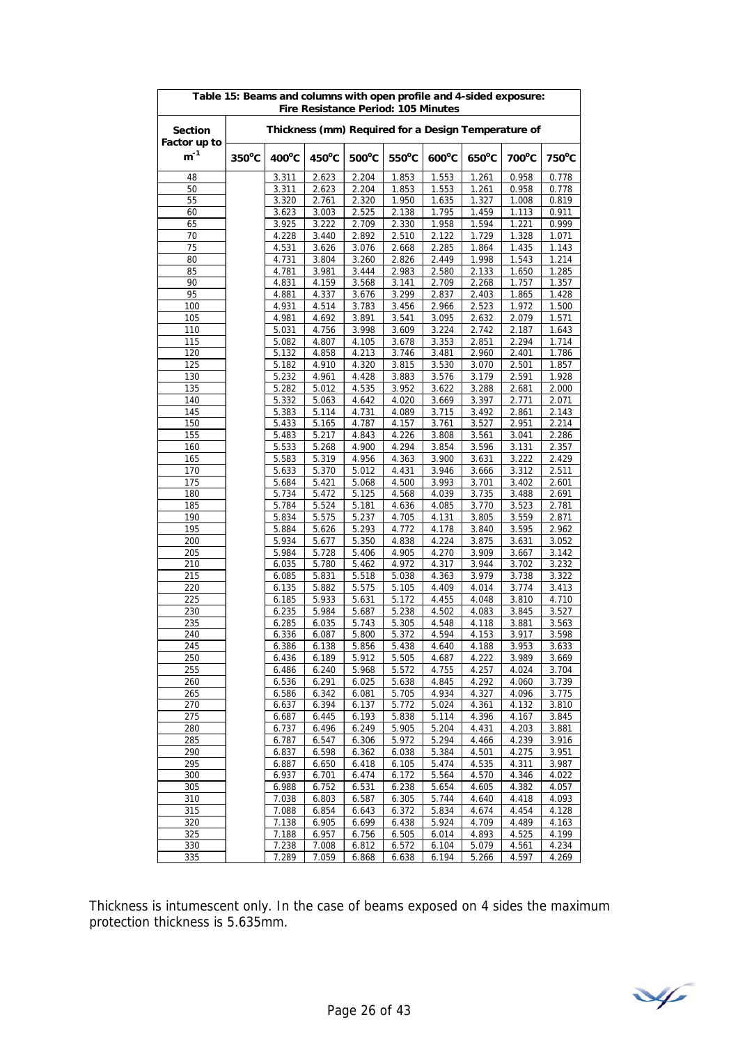| Table 15: Beams and columns with open profile and 4-sided exposure: Fire Resistance Period: 105 Minutes | | | | | | | | | |
|---|---|---|---|---|---|---|---|---|---|
| Section Factor up to $m^{-1}$ | Thickness (mm) Required for a Design Temperature of | | | | | | | | |
| | 350°C | 400°C | 450°C | 500°C | 550°C | 600°C | 650°C | 700°C | 750°C |
| 48 | | 3.311 | 2.623 | 2.204 | 1.853 | 1.553 | 1.261 | 0.958 | 0.778 |
| 50 | | 3.311 | 2.623 | 2.204 | 1.853 | 1.553 | 1.261 | 0.958 | 0.778 |
| 55 | | 3.320 | 2.761 | 2.320 | 1.950 | 1.635 | 1.327 | 1.008 | 0.819 |
| 60 | | 3.623 | 3.003 | 2.525 | 2.138 | 1.795 | 1.459 | 1.113 | 0.911 |
| 65 | | 3.925 | 3.222 | 2.709 | 2.330 | 1.958 | 1.594 | 1.221 | 0.999 |
| 70 | | 4.228 | 3.440 | 2.892 | 2.510 | 2.122 | 1.729 | 1.328 | 1.071 |
| 75 | | 4.531 | 3.626 | 3.076 | 2.668 | 2.285 | 1.864 | 1.435 | 1.143 |
| 80 | | 4.731 | 3.804 | 3.260 | 2.826 | 2.449 | 1.998 | 1.543 | 1.214 |
| 85 | | 4.781 | 3.981 | 3.444 | 2.983 | 2.580 | 2.133 | 1.650 | 1.285 |
| 90 | | 4.831 | 4.159 | 3.568 | 3.141 | 2.709 | 2.268 | 1.757 | 1.357 |
| 95 | | 4.881 | 4.337 | 3.676 | 3.299 | 2.837 | 2.403 | 1.865 | 1.428 |
| 100 | | 4.931 | 4.514 | 3.783 | 3.456 | 2.966 | 2.523 | 1.972 | 1.500 |
| 105 | | 4.981 | 4.692 | 3.891 | 3.541 | 3.095 | 2.632 | 2.079 | 1.571 |
| 110 | | 5.031 | 4.756 | 3.998 | 3.609 | 3.224 | 2.742 | 2.187 | 1.643 |
| 115 | | 5.082 | 4.807 | 4.105 | 3.678 | 3.353 | 2.851 | 2.294 | 1.714 |
| 120 | | 5.132 | 4.858 | 4.213 | 3.746 | 3.481 | 2.960 | 2.401 | 1.786 |
| 125 | | 5.182 | 4.910 | 4.320 | 3.815 | 3.530 | 3.070 | 2.501 | 1.857 |
| 130 | | 5.232 | 4.961 | 4.428 | 3.883 | 3.576 | 3.179 | 2.591 | 1.928 |
| 135 | | 5.282 | 5.012 | 4.535 | 3.952 | 3.622 | 3.288 | 2.681 | 2.000 |
| 140 | | 5.332 | 5.063 | 4.642 | 4.020 | 3.669 | 3.397 | 2.771 | 2.071 |
| 145 | | 5.383 | 5.114 | 4.731 | 4.089 | 3.715 | 3.492 | 2.861 | 2.143 |
| 150 | | 5.433 | 5.165 | 4.787 | 4.157 | 3.761 | 3.527 | 2.951 | 2.214 |
| 155 | | 5.483 | 5.217 | 4.843 | 4.226 | 3.808 | 3.561 | 3.041 | 2.286 |
| 160 | | 5.533 | 5.268 | 4.900 | 4.294 | 3.854 | 3.596 | 3.131 | 2.357 |
| 165 | | 5.583 | 5.319 | 4.956 | 4.363 | 3.900 | 3.631 | 3.222 | 2.429 |
| 170 | | 5.633 | 5.370 | 5.012 | 4.431 | 3.946 | 3.666 | 3.312 | 2.511 |
| 175 | | 5.684 | 5.421 | 5.068 | 4.500 | 3.993 | 3.701 | 3.402 | 2.601 |
| 180 | | 5.734 | 5.472 | 5.125 | 4.568 | 4.039 | 3.735 | 3.488 | 2.691 |
| 185 | | 5.784 | 5.524 | 5.181 | 4.636 | 4.085 | 3.770 | 3.523 | 2.781 |
| 190 | | 5.834 | 5.575 | 5.237 | 4.705 | 4.131 | 3.805 | 3.559 | 2.871 |
| 195 | | 5.884 | 5.626 | 5.293 | 4.772 | 4.178 | 3.840 | 3.595 | 2.962 |
| 200 | | 5.934 | 5.677 | 5.350 | 4.838 | 4.224 | 3.875 | 3.631 | 3.052 |
| 205 | | 5.984 | 5.728 | 5.406 | 4.905 | 4.270 | 3.909 | 3.667 | 3.142 |
| 210 | | 6.035 | 5.780 | 5.462 | 4.972 | 4.317 | 3.944 | 3.702 | 3.232 |
| 215 | | 6.085 | 5.831 | 5.518 | 5.038 | 4.363 | 3.979 | 3.738 | 3.322 |
| 220 | | 6.135 | 5.882 | 5.575 | 5.105 | 4.409 | 4.014 | 3.774 | 3.413 |
| 225 | | 6.185 | 5.933 | 5.631 | 5.172 | 4.455 | 4.048 | 3.810 | 4.710 |
| 230 | | 6.235 | 5.984 | 5.687 | 5.238 | 4.502 | 4.083 | 3.845 | 3.527 |
| 235 | | 6.285 | 6.035 | 5.743 | 5.305 | 4.548 | 4.118 | 3.881 | 3.563 |
| 240 | | 6.336 | 6.087 | 5.800 | 5.372 | 4.594 | 4.153 | 3.917 | 3.598 |
| 245 | | 6.386 | 6.138 | 5.856 | 5.438 | 4.640 | 4.188 | 3.953 | 3.633 |
| 250 | | 6.436 | 6.189 | 5.912 | 5.505 | 4.687 | 4.222 | 3.989 | 3.669 |
| 255 | | 6.486 | 6.240 | 5.968 | 5.572 | 4.755 | 4.257 | 4.024 | 3.704 |
| 260 | | 6.536 | 6.291 | 6.025 | 5.638 | 4.845 | 4.292 | 4.060 | 3.739 |
| 265 | | 6.586 | 6.342 | 6.081 | 5.705 | 4.934 | 4.327 | 4.096 | 3.775 |
| 270 | | 6.637 | 6.394 | 6.137 | 5.772 | 5.024 | 4.361 | 4.132 | 3.810 |
| 275 | | 6.687 | 6.445 | 6.193 | 5.838 | 5.114 | 4.396 | 4.167 | 3.845 |
| 280 | | 6.737 | 6.496 | 6.249 | 5.905 | 5.204 | 4.431 | 4.203 | 3.881 |
| 285 | | 6.787 | 6.547 | 6.306 | 5.972 | 5.294 | 4.466 | 4.239 | 3.916 |
| 290 | | 6.837 | 6.598 | 6.362 | 6.038 | 5.384 | 4.501 | 4.275 | 3.951 |
| 295 | | 6.887 | 6.650 | 6.418 | 6.105 | 5.474 | 4.535 | 4.311 | 3.987 |
| 300 | | 6.937 | 6.701 | 6.474 | 6.172 | 5.564 | 4.570 | 4.346 | 4.022 |
| 305 | | 6.988 | 6.752 | 6.531 | 6.238 | 5.654 | 4.605 | 4.382 | 4.057 |
| 310 | | 7.038 | 6.803 | 6.587 | 6.305 | 5.744 | 4.640 | 4.418 | 4.093 |
| 315 | | 7.088 | 6.854 | 6.643 | 6.372 | 5.834 | 4.674 | 4.454 | 4.128 |
| 320 | | 7.138 | 6.905 | 6.699 | 6.438 | 5.924 | 4.709 | 4.489 | 4.163 |
| 325 | | 7.188 | 6.957 | 6.756 | 6.505 | 6.014 | 4.893 | 4.525 | 4.199 |
| 330 | | 7.238 | 7.008 | 6.812 | 6.572 | 6.104 | 5.079 | 4.561 | 4.234 |
| 335 | | 7.289 | 7.059 | 6.868 | 6.638 | 6.194 | 5.266 | 4.597 | 4.269 |

Thickness is intumescent only. In the case of beams exposed on 4 sides the maximum protection thickness is 5.635mm.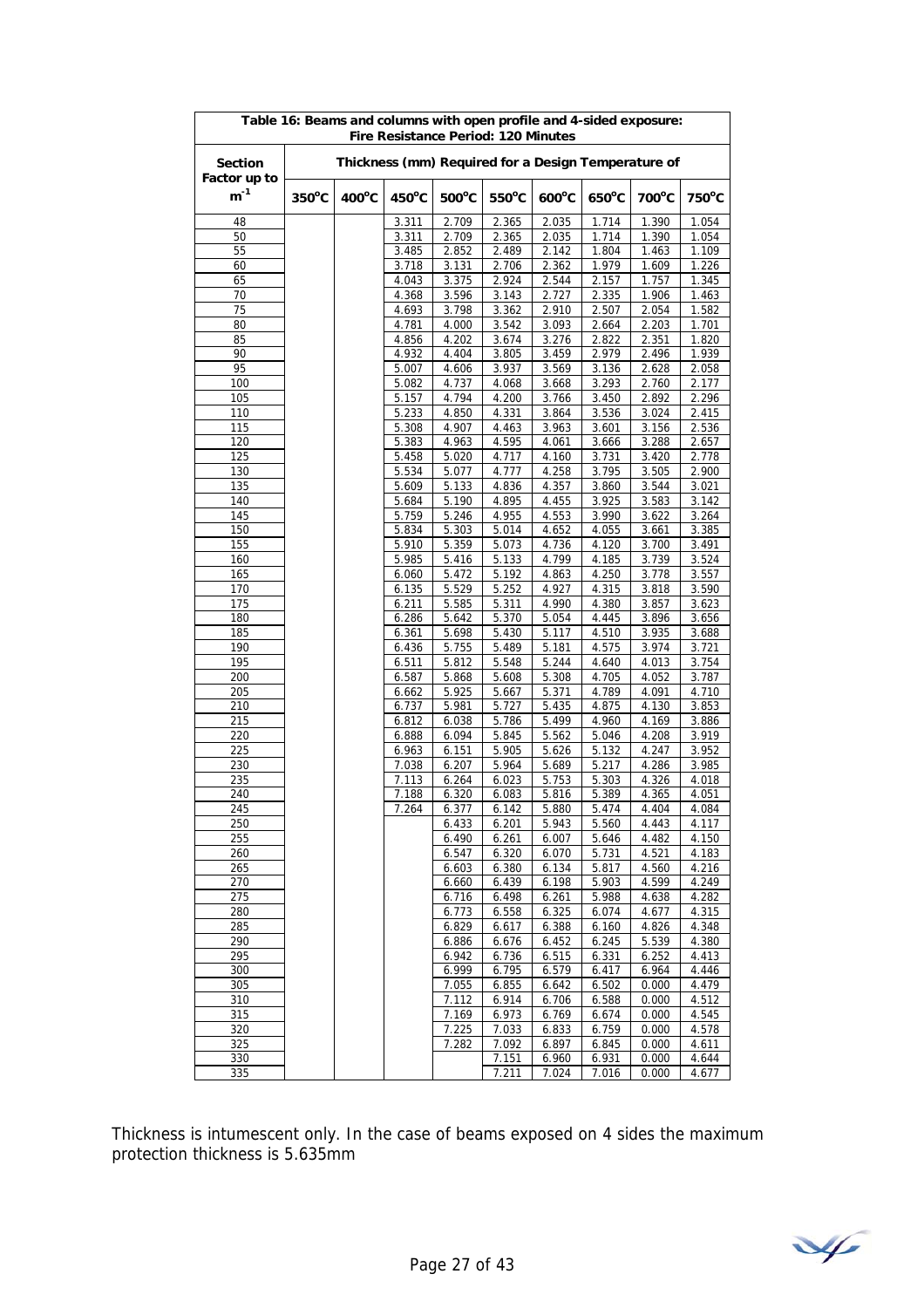| Table 16: Beams and columns with open profile and 4-sided exposure: Fire Resistance Period: 120 Minutes | | | | | | | | | |
|---|---|---|---|---|---|---|---|---|---|
| Section Factor up to $m^{-1}$ | Thickness (mm) Required for a Design Temperature of | | | | | | | | |
| | 350°C | 400°C | 450°C | 500°C | 550°C | 600°C | 650°C | 700°C | 750°C |
| 48 | | | 3.311 | 2.709 | 2.365 | 2.035 | 1.714 | 1.390 | 1.054 |
| 50 | | | 3.311 | 2.709 | 2.365 | 2.035 | 1.714 | 1.390 | 1.054 |
| 55 | | | 3.485 | 2.852 | 2.489 | 2.142 | 1.804 | 1.463 | 1.109 |
| 60 | | | 3.718 | 3.131 | 2.706 | 2.362 | 1.979 | 1.609 | 1.226 |
| 65 | | | 4.043 | 3.375 | 2.924 | 2.544 | 2.157 | 1.757 | 1.345 |
| 70 | | | 4.368 | 3.596 | 3.143 | 2.727 | 2.335 | 1.906 | 1.463 |
| 75 | | | 4.693 | 3.798 | 3.362 | 2.910 | 2.507 | 2.054 | 1.582 |
| 80 | | | 4.781 | 4.000 | 3.542 | 3.093 | 2.664 | 2.203 | 1.701 |
| 85 | | | 4.856 | 4.202 | 3.674 | 3.276 | 2.822 | 2.351 | 1.820 |
| 90 | | | 4.932 | 4.404 | 3.805 | 3.459 | 2.979 | 2.496 | 1.939 |
| 95 | | | 5.007 | 4.606 | 3.937 | 3.569 | 3.136 | 2.628 | 2.058 |
| 100 | | | 5.082 | 4.737 | 4.068 | 3.668 | 3.293 | 2.760 | 2.177 |
| 105 | | | 5.157 | 4.794 | 4.200 | 3.766 | 3.450 | 2.892 | 2.296 |
| 110 | | | 5.233 | 4.850 | 4.331 | 3.864 | 3.536 | 3.024 | 2.415 |
| 115 | | | 5.308 | 4.907 | 4.463 | 3.963 | 3.601 | 3.156 | 2.536 |
| 120 | | | 5.383 | 4.963 | 4.595 | 4.061 | 3.666 | 3.288 | 2.657 |
| 125 | | | 5.458 | 5.020 | 4.717 | 4.160 | 3.731 | 3.420 | 2.778 |
| 130 | | | 5.534 | 5.077 | 4.777 | 4.258 | 3.795 | 3.505 | 2.900 |
| 135 | | | 5.609 | 5.133 | 4.836 | 4.357 | 3.860 | 3.544 | 3.021 |
| 140 | | | 5.684 | 5.190 | 4.895 | 4.455 | 3.925 | 3.583 | 3.142 |
| 145 | | | 5.759 | 5.246 | 4.955 | 4.553 | 3.990 | 3.622 | 3.264 |
| 150 | | | 5.834 | 5.303 | 5.014 | 4.652 | 4.055 | 3.661 | 3.385 |
| 155 | | | 5.910 | 5.359 | 5.073 | 4.736 | 4.120 | 3.700 | 3.491 |
| 160 | | | 5.985 | 5.416 | 5.133 | 4.799 | 4.185 | 3.739 | 3.524 |
| 165 | | | 6.060 | 5.472 | 5.192 | 4.863 | 4.250 | 3.778 | 3.557 |
| 170 | | | 6.135 | 5.529 | 5.252 | 4.927 | 4.315 | 3.818 | 3.590 |
| 175 | | | 6.211 | 5.585 | 5.311 | 4.990 | 4.380 | 3.857 | 3.623 |
| 180 | | | 6.286 | 5.642 | 5.370 | 5.054 | 4.445 | 3.896 | 3.656 |
| 185 | | | 6.361 | 5.698 | 5.430 | 5.117 | 4.510 | 3.935 | 3.688 |
| 190 | | | 6.436 | 5.755 | 5.489 | 5.181 | 4.575 | 3.974 | 3.721 |
| 195 | | | 6.511 | 5.812 | 5.548 | 5.244 | 4.640 | 4.013 | 3.754 |
| 200 | | | 6.587 | 5.868 | 5.608 | 5.308 | 4.705 | 4.052 | 3.787 |
| 205 | | | 6.662 | 5.925 | 5.667 | 5.371 | 4.789 | 4.091 | 4.710 |
| 210 | | | 6.737 | 5.981 | 5.727 | 5.435 | 4.875 | 4.130 | 3.853 |
| 215 | | | 6.812 | 6.038 | 5.786 | 5.499 | 4.960 | 4.169 | 3.886 |
| 220 | | | 6.888 | 6.094 | 5.845 | 5.562 | 5.046 | 4.208 | 3.919 |
| 225 | | | 6.963 | 6.151 | 5.905 | 5.626 | 5.132 | 4.247 | 3.952 |
| 230 | | | 7.038 | 6.207 | 5.964 | 5.689 | 5.217 | 4.286 | 3.985 |
| 235 | | | 7.113 | 6.264 | 6.023 | 5.753 | 5.303 | 4.326 | 4.018 |
| 240 | | | 7.188 | 6.320 | 6.083 | 5.816 | 5.389 | 4.365 | 4.051 |
| 245 | | | 7.264 | 6.377 | 6.142 | 5.880 | 5.474 | 4.404 | 4.084 |
| 250 | | | | 6.433 | 6.201 | 5.943 | 5.560 | 4.443 | 4.117 |
| 255 | | | | 6.490 | 6.261 | 6.007 | 5.646 | 4.482 | 4.150 |
| 260 | | | | 6.547 | 6.320 | 6.070 | 5.731 | 4.521 | 4.183 |
| 265 | | | | 6.603 | 6.380 | 6.134 | 5.817 | 4.560 | 4.216 |
| 270 | | | | 6.660 | 6.439 | 6.198 | 5.903 | 4.599 | 4.249 |
| 275 | | | | 6.716 | 6.498 | 6.261 | 5.988 | 4.638 | 4.282 |
| 280 | | | | 6.773 | 6.558 | 6.325 | 6.074 | 4.677 | 4.315 |
| 285 | | | | 6.829 | 6.617 | 6.388 | 6.160 | 4.826 | 4.348 |
| 290 | | | | 6.886 | 6.676 | 6.452 | 6.245 | 5.539 | 4.380 |
| 295 | | | | 6.942 | 6.736 | 6.515 | 6.331 | 6.252 | 4.413 |
| 300 | | | | 6.999 | 6.795 | 6.579 | 6.417 | 6.964 | 4.446 |
| 305 | | | | 7.055 | 6.855 | 6.642 | 6.502 | 0.000 | 4.479 |
| 310 | | | | 7.112 | 6.914 | 6.706 | 6.588 | 0.000 | 4.512 |
| 315 | | | | 7.169 | 6.973 | 6.769 | 6.674 | 0.000 | 4.545 |
| 320 | | | | 7.225 | 7.033 | 6.833 | 6.759 | 0.000 | 4.578 |
| 325 | | | | 7.282 | 7.092 | 6.897 | 6.845 | 0.000 | 4.611 |
| 330 | | | | | 7.151 | 6.960 | 6.931 | 0.000 | 4.644 |
| 335 | | | | | 7.211 | 7.024 | 7.016 | 0.000 | 4.677 |

Thickness is intumescent only. In the case of beams exposed on 4 sides the maximum protection thickness is 5.635mm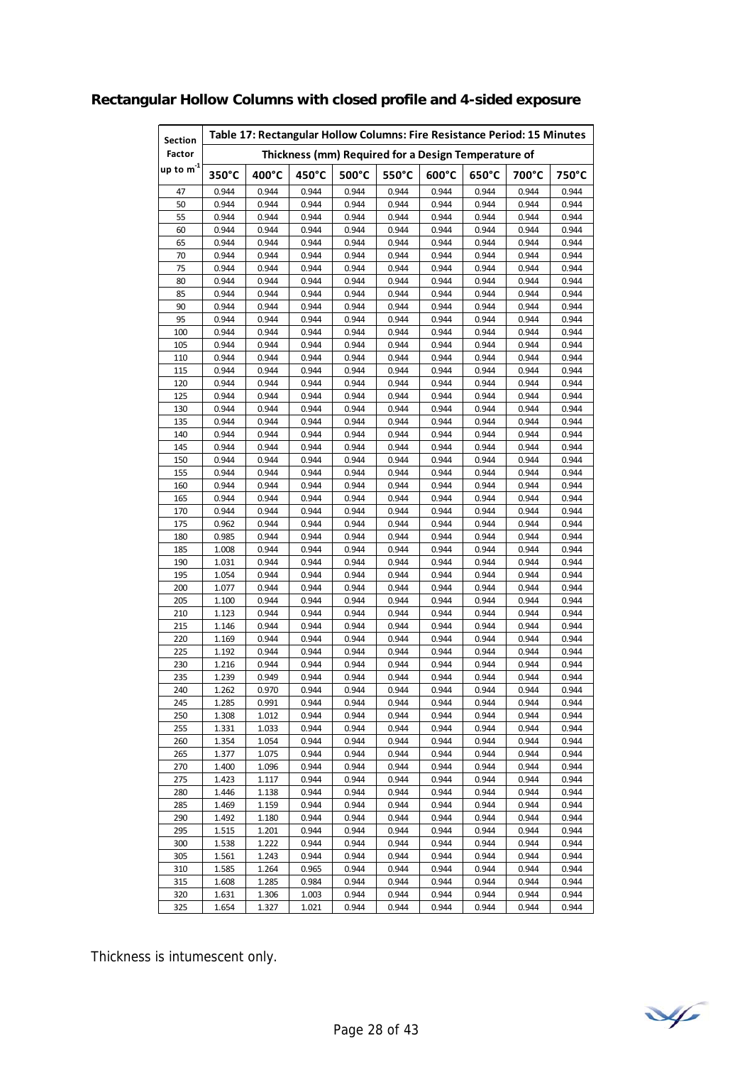## Rectangular Hollow Columns with closed profile and 4-sided exposure

| Section Factor up to $m^{-1}$ | Table 17: Rectangular Hollow Columns: Fire Resistance Period: 15 Minutes | | | | | | | | |
|---|---|---|---|---|---|---|---|---|---|
| | Thickness (mm) Required for a Design Temperature of | | | | | | | | |
| | 350°C | 400°C | 450°C | 500°C | 550°C | 600°C | 650°C | 700°C | 750°C |
| 47 | 0.944 | 0.944 | 0.944 | 0.944 | 0.944 | 0.944 | 0.944 | 0.944 | 0.944 |
| 50 | 0.944 | 0.944 | 0.944 | 0.944 | 0.944 | 0.944 | 0.944 | 0.944 | 0.944 |
| 55 | 0.944 | 0.944 | 0.944 | 0.944 | 0.944 | 0.944 | 0.944 | 0.944 | 0.944 |
| 60 | 0.944 | 0.944 | 0.944 | 0.944 | 0.944 | 0.944 | 0.944 | 0.944 | 0.944 |
| 65 | 0.944 | 0.944 | 0.944 | 0.944 | 0.944 | 0.944 | 0.944 | 0.944 | 0.944 |
| 70 | 0.944 | 0.944 | 0.944 | 0.944 | 0.944 | 0.944 | 0.944 | 0.944 | 0.944 |
| 75 | 0.944 | 0.944 | 0.944 | 0.944 | 0.944 | 0.944 | 0.944 | 0.944 | 0.944 |
| 80 | 0.944 | 0.944 | 0.944 | 0.944 | 0.944 | 0.944 | 0.944 | 0.944 | 0.944 |
| 85 | 0.944 | 0.944 | 0.944 | 0.944 | 0.944 | 0.944 | 0.944 | 0.944 | 0.944 |
| 90 | 0.944 | 0.944 | 0.944 | 0.944 | 0.944 | 0.944 | 0.944 | 0.944 | 0.944 |
| 95 | 0.944 | 0.944 | 0.944 | 0.944 | 0.944 | 0.944 | 0.944 | 0.944 | 0.944 |
| 100 | 0.944 | 0.944 | 0.944 | 0.944 | 0.944 | 0.944 | 0.944 | 0.944 | 0.944 |
| 105 | 0.944 | 0.944 | 0.944 | 0.944 | 0.944 | 0.944 | 0.944 | 0.944 | 0.944 |
| 110 | 0.944 | 0.944 | 0.944 | 0.944 | 0.944 | 0.944 | 0.944 | 0.944 | 0.944 |
| 115 | 0.944 | 0.944 | 0.944 | 0.944 | 0.944 | 0.944 | 0.944 | 0.944 | 0.944 |
| 120 | 0.944 | 0.944 | 0.944 | 0.944 | 0.944 | 0.944 | 0.944 | 0.944 | 0.944 |
| 125 | 0.944 | 0.944 | 0.944 | 0.944 | 0.944 | 0.944 | 0.944 | 0.944 | 0.944 |
| 130 | 0.944 | 0.944 | 0.944 | 0.944 | 0.944 | 0.944 | 0.944 | 0.944 | 0.944 |
| 135 | 0.944 | 0.944 | 0.944 | 0.944 | 0.944 | 0.944 | 0.944 | 0.944 | 0.944 |
| 140 | 0.944 | 0.944 | 0.944 | 0.944 | 0.944 | 0.944 | 0.944 | 0.944 | 0.944 |
| 145 | 0.944 | 0.944 | 0.944 | 0.944 | 0.944 | 0.944 | 0.944 | 0.944 | 0.944 |
| 150 | 0.944 | 0.944 | 0.944 | 0.944 | 0.944 | 0.944 | 0.944 | 0.944 | 0.944 |
| 155 | 0.944 | 0.944 | 0.944 | 0.944 | 0.944 | 0.944 | 0.944 | 0.944 | 0.944 |
| 160 | 0.944 | 0.944 | 0.944 | 0.944 | 0.944 | 0.944 | 0.944 | 0.944 | 0.944 |
| 165 | 0.944 | 0.944 | 0.944 | 0.944 | 0.944 | 0.944 | 0.944 | 0.944 | 0.944 |
| 170 | 0.944 | 0.944 | 0.944 | 0.944 | 0.944 | 0.944 | 0.944 | 0.944 | 0.944 |
| 175 | 0.962 | 0.944 | 0.944 | 0.944 | 0.944 | 0.944 | 0.944 | 0.944 | 0.944 |
| 180 | 0.985 | 0.944 | 0.944 | 0.944 | 0.944 | 0.944 | 0.944 | 0.944 | 0.944 |
| 185 | 1.008 | 0.944 | 0.944 | 0.944 | 0.944 | 0.944 | 0.944 | 0.944 | 0.944 |
| 190 | 1.031 | 0.944 | 0.944 | 0.944 | 0.944 | 0.944 | 0.944 | 0.944 | 0.944 |
| 195 | 1.054 | 0.944 | 0.944 | 0.944 | 0.944 | 0.944 | 0.944 | 0.944 | 0.944 |
| 200 | 1.077 | 0.944 | 0.944 | 0.944 | 0.944 | 0.944 | 0.944 | 0.944 | 0.944 |
| 205 | 1.100 | 0.944 | 0.944 | 0.944 | 0.944 | 0.944 | 0.944 | 0.944 | 0.944 |
| 210 | 1.123 | 0.944 | 0.944 | 0.944 | 0.944 | 0.944 | 0.944 | 0.944 | 0.944 |
| 215 | 1.146 | 0.944 | 0.944 | 0.944 | 0.944 | 0.944 | 0.944 | 0.944 | 0.944 |
| 220 | 1.169 | 0.944 | 0.944 | 0.944 | 0.944 | 0.944 | 0.944 | 0.944 | 0.944 |
| 225 | 1.192 | 0.944 | 0.944 | 0.944 | 0.944 | 0.944 | 0.944 | 0.944 | 0.944 |
| 230 | 1.216 | 0.944 | 0.944 | 0.944 | 0.944 | 0.944 | 0.944 | 0.944 | 0.944 |
| 235 | 1.239 | 0.949 | 0.944 | 0.944 | 0.944 | 0.944 | 0.944 | 0.944 | 0.944 |
| 240 | 1.262 | 0.970 | 0.944 | 0.944 | 0.944 | 0.944 | 0.944 | 0.944 | 0.944 |
| 245 | 1.285 | 0.991 | 0.944 | 0.944 | 0.944 | 0.944 | 0.944 | 0.944 | 0.944 |
| 250 | 1.308 | 1.012 | 0.944 | 0.944 | 0.944 | 0.944 | 0.944 | 0.944 | 0.944 |
| 255 | 1.331 | 1.033 | 0.944 | 0.944 | 0.944 | 0.944 | 0.944 | 0.944 | 0.944 |
| 260 | 1.354 | 1.054 | 0.944 | 0.944 | 0.944 | 0.944 | 0.944 | 0.944 | 0.944 |
| 265 | 1.377 | 1.075 | 0.944 | 0.944 | 0.944 | 0.944 | 0.944 | 0.944 | 0.944 |
| 270 | 1.400 | 1.096 | 0.944 | 0.944 | 0.944 | 0.944 | 0.944 | 0.944 | 0.944 |
| 275 | 1.423 | 1.117 | 0.944 | 0.944 | 0.944 | 0.944 | 0.944 | 0.944 | 0.944 |
| 280 | 1.446 | 1.138 | 0.944 | 0.944 | 0.944 | 0.944 | 0.944 | 0.944 | 0.944 |
| 285 | 1.469 | 1.159 | 0.944 | 0.944 | 0.944 | 0.944 | 0.944 | 0.944 | 0.944 |
| 290 | 1.492 | 1.180 | 0.944 | 0.944 | 0.944 | 0.944 | 0.944 | 0.944 | 0.944 |
| 295 | 1.515 | 1.201 | 0.944 | 0.944 | 0.944 | 0.944 | 0.944 | 0.944 | 0.944 |
| 300 | 1.538 | 1.222 | 0.944 | 0.944 | 0.944 | 0.944 | 0.944 | 0.944 | 0.944 |
| 305 | 1.561 | 1.243 | 0.944 | 0.944 | 0.944 | 0.944 | 0.944 | 0.944 | 0.944 |
| 310 | 1.585 | 1.264 | 0.965 | 0.944 | 0.944 | 0.944 | 0.944 | 0.944 | 0.944 |
| 315 | 1.608 | 1.285 | 0.984 | 0.944 | 0.944 | 0.944 | 0.944 | 0.944 | 0.944 |
| 320 | 1.631 | 1.306 | 1.003 | 0.944 | 0.944 | 0.944 | 0.944 | 0.944 | 0.944 |
| 325 | 1.654 | 1.327 | 1.021 | 0.944 | 0.944 | 0.944 | 0.944 | 0.944 | 0.944 |

Thickness is intumescent only.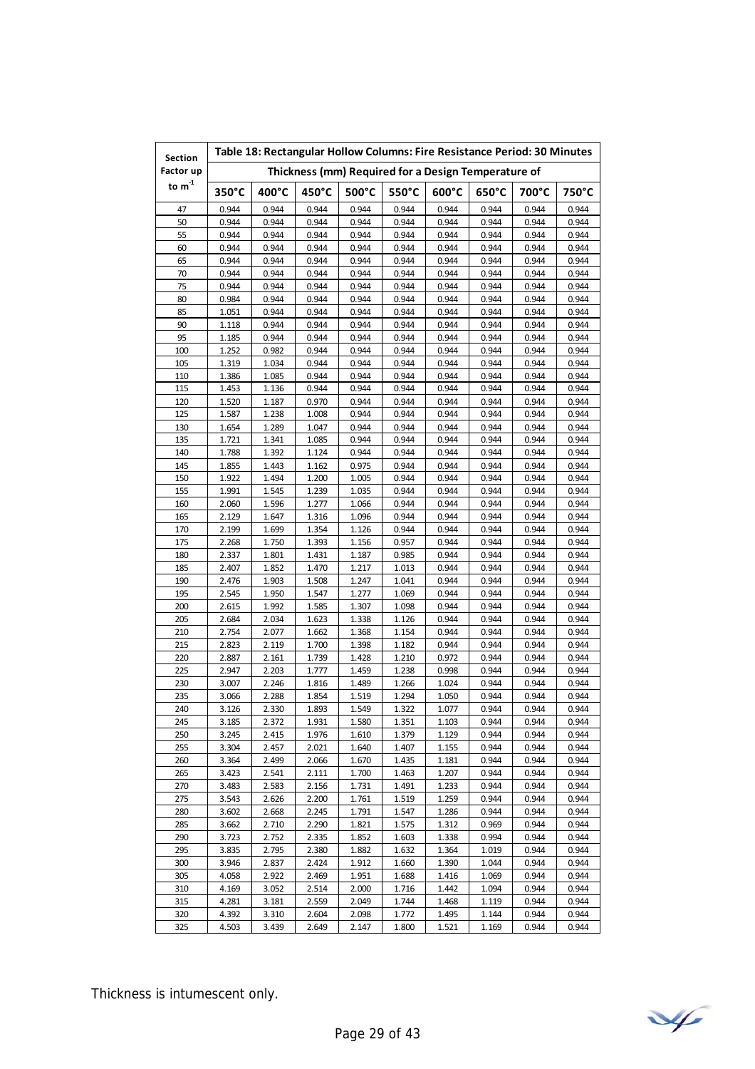| Section Factor up to $m^{-1}$ | Table 18: Rectangular Hollow Columns: Fire Resistance Period: 30 Minutes | | | | | | | | |
|---|---|---|---|---|---|---|---|---|---|
| | Thickness (mm) Required for a Design Temperature of | | | | | | | | |
| | 350°C | 400°C | 450°C | 500°C | 550°C | 600°C | 650°C | 700°C | 750°C |
| 47 | 0.944 | 0.944 | 0.944 | 0.944 | 0.944 | 0.944 | 0.944 | 0.944 | 0.944 |
| 50 | 0.944 | 0.944 | 0.944 | 0.944 | 0.944 | 0.944 | 0.944 | 0.944 | 0.944 |
| 55 | 0.944 | 0.944 | 0.944 | 0.944 | 0.944 | 0.944 | 0.944 | 0.944 | 0.944 |
| 60 | 0.944 | 0.944 | 0.944 | 0.944 | 0.944 | 0.944 | 0.944 | 0.944 | 0.944 |
| 65 | 0.944 | 0.944 | 0.944 | 0.944 | 0.944 | 0.944 | 0.944 | 0.944 | 0.944 |
| 70 | 0.944 | 0.944 | 0.944 | 0.944 | 0.944 | 0.944 | 0.944 | 0.944 | 0.944 |
| 75 | 0.944 | 0.944 | 0.944 | 0.944 | 0.944 | 0.944 | 0.944 | 0.944 | 0.944 |
| 80 | 0.984 | 0.944 | 0.944 | 0.944 | 0.944 | 0.944 | 0.944 | 0.944 | 0.944 |
| 85 | 1.051 | 0.944 | 0.944 | 0.944 | 0.944 | 0.944 | 0.944 | 0.944 | 0.944 |
| 90 | 1.118 | 0.944 | 0.944 | 0.944 | 0.944 | 0.944 | 0.944 | 0.944 | 0.944 |
| 95 | 1.185 | 0.944 | 0.944 | 0.944 | 0.944 | 0.944 | 0.944 | 0.944 | 0.944 |
| 100 | 1.252 | 0.982 | 0.944 | 0.944 | 0.944 | 0.944 | 0.944 | 0.944 | 0.944 |
| 105 | 1.319 | 1.034 | 0.944 | 0.944 | 0.944 | 0.944 | 0.944 | 0.944 | 0.944 |
| 110 | 1.386 | 1.085 | 0.944 | 0.944 | 0.944 | 0.944 | 0.944 | 0.944 | 0.944 |
| 115 | 1.453 | 1.136 | 0.944 | 0.944 | 0.944 | 0.944 | 0.944 | 0.944 | 0.944 |
| 120 | 1.520 | 1.187 | 0.970 | 0.944 | 0.944 | 0.944 | 0.944 | 0.944 | 0.944 |
| 125 | 1.587 | 1.238 | 1.008 | 0.944 | 0.944 | 0.944 | 0.944 | 0.944 | 0.944 |
| 130 | 1.654 | 1.289 | 1.047 | 0.944 | 0.944 | 0.944 | 0.944 | 0.944 | 0.944 |
| 135 | 1.721 | 1.341 | 1.085 | 0.944 | 0.944 | 0.944 | 0.944 | 0.944 | 0.944 |
| 140 | 1.788 | 1.392 | 1.124 | 0.944 | 0.944 | 0.944 | 0.944 | 0.944 | 0.944 |
| 145 | 1.855 | 1.443 | 1.162 | 0.975 | 0.944 | 0.944 | 0.944 | 0.944 | 0.944 |
| 150 | 1.922 | 1.494 | 1.200 | 1.005 | 0.944 | 0.944 | 0.944 | 0.944 | 0.944 |
| 155 | 1.991 | 1.545 | 1.239 | 1.035 | 0.944 | 0.944 | 0.944 | 0.944 | 0.944 |
| 160 | 2.060 | 1.596 | 1.277 | 1.066 | 0.944 | 0.944 | 0.944 | 0.944 | 0.944 |
| 165 | 2.129 | 1.647 | 1.316 | 1.096 | 0.944 | 0.944 | 0.944 | 0.944 | 0.944 |
| 170 | 2.199 | 1.699 | 1.354 | 1.126 | 0.944 | 0.944 | 0.944 | 0.944 | 0.944 |
| 175 | 2.268 | 1.750 | 1.393 | 1.156 | 0.957 | 0.944 | 0.944 | 0.944 | 0.944 |
| 180 | 2.337 | 1.801 | 1.431 | 1.187 | 0.985 | 0.944 | 0.944 | 0.944 | 0.944 |
| 185 | 2.407 | 1.852 | 1.470 | 1.217 | 1.013 | 0.944 | 0.944 | 0.944 | 0.944 |
| 190 | 2.476 | 1.903 | 1.508 | 1.247 | 1.041 | 0.944 | 0.944 | 0.944 | 0.944 |
| 195 | 2.545 | 1.950 | 1.547 | 1.277 | 1.069 | 0.944 | 0.944 | 0.944 | 0.944 |
| 200 | 2.615 | 1.992 | 1.585 | 1.307 | 1.098 | 0.944 | 0.944 | 0.944 | 0.944 |
| 205 | 2.684 | 2.034 | 1.623 | 1.338 | 1.126 | 0.944 | 0.944 | 0.944 | 0.944 |
| 210 | 2.754 | 2.077 | 1.662 | 1.368 | 1.154 | 0.944 | 0.944 | 0.944 | 0.944 |
| 215 | 2.823 | 2.119 | 1.700 | 1.398 | 1.182 | 0.944 | 0.944 | 0.944 | 0.944 |
| 220 | 2.887 | 2.161 | 1.739 | 1.428 | 1.210 | 0.972 | 0.944 | 0.944 | 0.944 |
| 225 | 2.947 | 2.203 | 1.777 | 1.459 | 1.238 | 0.998 | 0.944 | 0.944 | 0.944 |
| 230 | 3.007 | 2.246 | 1.816 | 1.489 | 1.266 | 1.024 | 0.944 | 0.944 | 0.944 |
| 235 | 3.066 | 2.288 | 1.854 | 1.519 | 1.294 | 1.050 | 0.944 | 0.944 | 0.944 |
| 240 | 3.126 | 2.330 | 1.893 | 1.549 | 1.322 | 1.077 | 0.944 | 0.944 | 0.944 |
| 245 | 3.185 | 2.372 | 1.931 | 1.580 | 1.351 | 1.103 | 0.944 | 0.944 | 0.944 |
| 250 | 3.245 | 2.415 | 1.976 | 1.610 | 1.379 | 1.129 | 0.944 | 0.944 | 0.944 |
| 255 | 3.304 | 2.457 | 2.021 | 1.640 | 1.407 | 1.155 | 0.944 | 0.944 | 0.944 |
| 260 | 3.364 | 2.499 | 2.066 | 1.670 | 1.435 | 1.181 | 0.944 | 0.944 | 0.944 |
| 265 | 3.423 | 2.541 | 2.111 | 1.700 | 1.463 | 1.207 | 0.944 | 0.944 | 0.944 |
| 270 | 3.483 | 2.583 | 2.156 | 1.731 | 1.491 | 1.233 | 0.944 | 0.944 | 0.944 |
| 275 | 3.543 | 2.626 | 2.200 | 1.761 | 1.519 | 1.259 | 0.944 | 0.944 | 0.944 |
| 280 | 3.602 | 2.668 | 2.245 | 1.791 | 1.547 | 1.286 | 0.944 | 0.944 | 0.944 |
| 285 | 3.662 | 2.710 | 2.290 | 1.821 | 1.575 | 1.312 | 0.969 | 0.944 | 0.944 |
| 290 | 3.723 | 2.752 | 2.335 | 1.852 | 1.603 | 1.338 | 0.994 | 0.944 | 0.944 |
| 295 | 3.835 | 2.795 | 2.380 | 1.882 | 1.632 | 1.364 | 1.019 | 0.944 | 0.944 |
| 300 | 3.946 | 2.837 | 2.424 | 1.912 | 1.660 | 1.390 | 1.044 | 0.944 | 0.944 |
| 305 | 4.058 | 2.922 | 2.469 | 1.951 | 1.688 | 1.416 | 1.069 | 0.944 | 0.944 |
| 310 | 4.169 | 3.052 | 2.514 | 2.000 | 1.716 | 1.442 | 1.094 | 0.944 | 0.944 |
| 315 | 4.281 | 3.181 | 2.559 | 2.049 | 1.744 | 1.468 | 1.119 | 0.944 | 0.944 |
| 320 | 4.392 | 3.310 | 2.604 | 2.098 | 1.772 | 1.495 | 1.144 | 0.944 | 0.944 |
| 325 | 4.503 | 3.439 | 2.649 | 2.147 | 1.800 | 1.521 | 1.169 | 0.944 | 0.944 |

Thickness is intumescent only.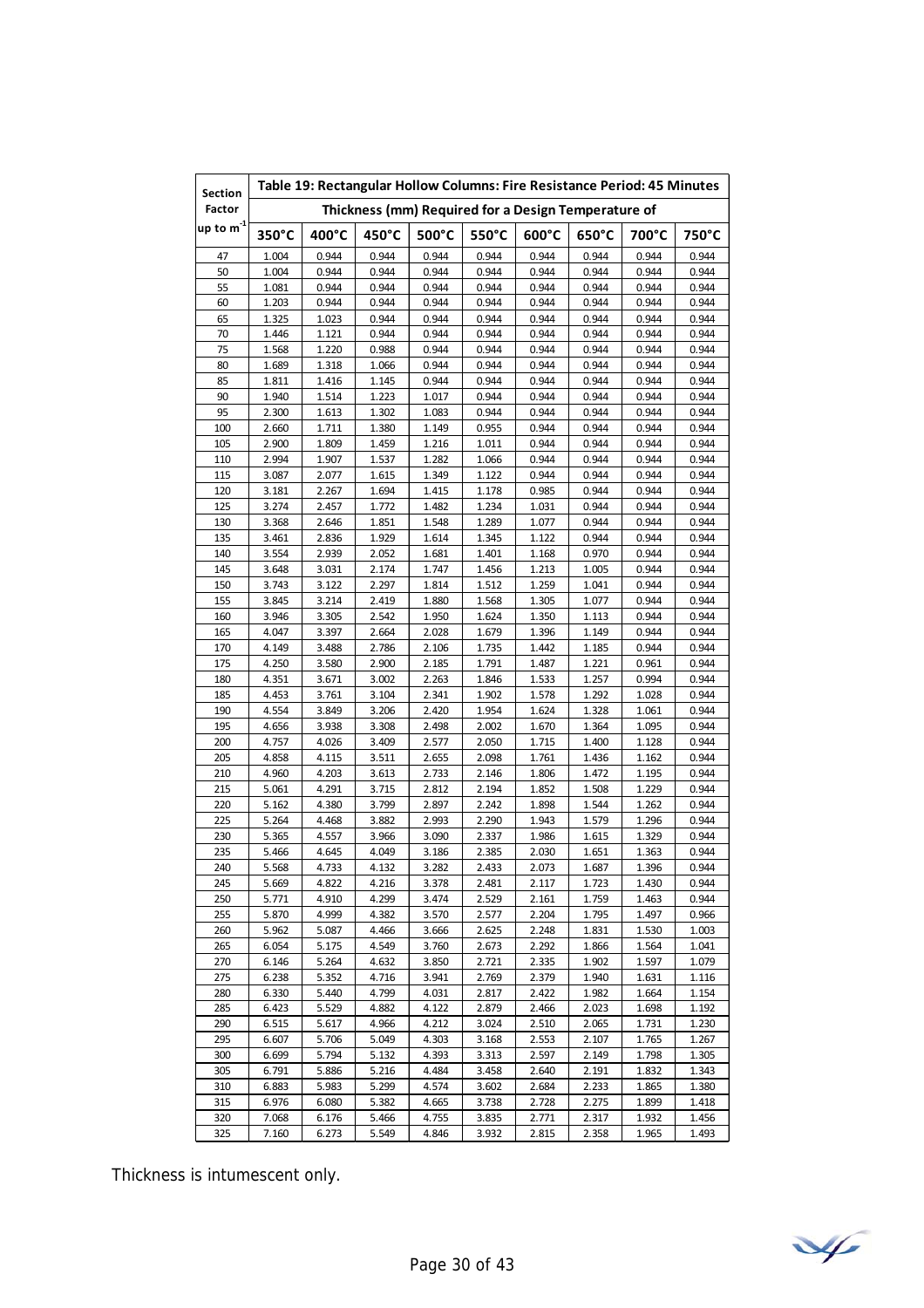| Section Factor up to $m^{-1}$ | Table 19: Rectangular Hollow Columns: Fire Resistance Period: 45 Minutes | | | | | | | | |
|---|---|---|---|---|---|---|---|---|---|
| | Thickness (mm) Required for a Design Temperature of | | | | | | | | |
| | 350°C | 400°C | 450°C | 500°C | 550°C | 600°C | 650°C | 700°C | 750°C |
| 47 | 1.004 | 0.944 | 0.944 | 0.944 | 0.944 | 0.944 | 0.944 | 0.944 | 0.944 |
| 50 | 1.004 | 0.944 | 0.944 | 0.944 | 0.944 | 0.944 | 0.944 | 0.944 | 0.944 |
| 55 | 1.081 | 0.944 | 0.944 | 0.944 | 0.944 | 0.944 | 0.944 | 0.944 | 0.944 |
| 60 | 1.203 | 0.944 | 0.944 | 0.944 | 0.944 | 0.944 | 0.944 | 0.944 | 0.944 |
| 65 | 1.325 | 1.023 | 0.944 | 0.944 | 0.944 | 0.944 | 0.944 | 0.944 | 0.944 |
| 70 | 1.446 | 1.121 | 0.944 | 0.944 | 0.944 | 0.944 | 0.944 | 0.944 | 0.944 |
| 75 | 1.568 | 1.220 | 0.988 | 0.944 | 0.944 | 0.944 | 0.944 | 0.944 | 0.944 |
| 80 | 1.689 | 1.318 | 1.066 | 0.944 | 0.944 | 0.944 | 0.944 | 0.944 | 0.944 |
| 85 | 1.811 | 1.416 | 1.145 | 0.944 | 0.944 | 0.944 | 0.944 | 0.944 | 0.944 |
| 90 | 1.940 | 1.514 | 1.223 | 1.017 | 0.944 | 0.944 | 0.944 | 0.944 | 0.944 |
| 95 | 2.300 | 1.613 | 1.302 | 1.083 | 0.944 | 0.944 | 0.944 | 0.944 | 0.944 |
| 100 | 2.660 | 1.711 | 1.380 | 1.149 | 0.955 | 0.944 | 0.944 | 0.944 | 0.944 |
| 105 | 2.900 | 1.809 | 1.459 | 1.216 | 1.011 | 0.944 | 0.944 | 0.944 | 0.944 |
| 110 | 2.994 | 1.907 | 1.537 | 1.282 | 1.066 | 0.944 | 0.944 | 0.944 | 0.944 |
| 115 | 3.087 | 2.077 | 1.615 | 1.349 | 1.122 | 0.944 | 0.944 | 0.944 | 0.944 |
| 120 | 3.181 | 2.267 | 1.694 | 1.415 | 1.178 | 0.985 | 0.944 | 0.944 | 0.944 |
| 125 | 3.274 | 2.457 | 1.772 | 1.482 | 1.234 | 1.031 | 0.944 | 0.944 | 0.944 |
| 130 | 3.368 | 2.646 | 1.851 | 1.548 | 1.289 | 1.077 | 0.944 | 0.944 | 0.944 |
| 135 | 3.461 | 2.836 | 1.929 | 1.614 | 1.345 | 1.122 | 0.944 | 0.944 | 0.944 |
| 140 | 3.554 | 2.939 | 2.052 | 1.681 | 1.401 | 1.168 | 0.970 | 0.944 | 0.944 |
| 145 | 3.648 | 3.031 | 2.174 | 1.747 | 1.456 | 1.213 | 1.005 | 0.944 | 0.944 |
| 150 | 3.743 | 3.122 | 2.297 | 1.814 | 1.512 | 1.259 | 1.041 | 0.944 | 0.944 |
| 155 | 3.845 | 3.214 | 2.419 | 1.880 | 1.568 | 1.305 | 1.077 | 0.944 | 0.944 |
| 160 | 3.946 | 3.305 | 2.542 | 1.950 | 1.624 | 1.350 | 1.113 | 0.944 | 0.944 |
| 165 | 4.047 | 3.397 | 2.664 | 2.028 | 1.679 | 1.396 | 1.149 | 0.944 | 0.944 |
| 170 | 4.149 | 3.488 | 2.786 | 2.106 | 1.735 | 1.442 | 1.185 | 0.944 | 0.944 |
| 175 | 4.250 | 3.580 | 2.900 | 2.185 | 1.791 | 1.487 | 1.221 | 0.961 | 0.944 |
| 180 | 4.351 | 3.671 | 3.002 | 2.263 | 1.846 | 1.533 | 1.257 | 0.994 | 0.944 |
| 185 | 4.453 | 3.761 | 3.104 | 2.341 | 1.902 | 1.578 | 1.292 | 1.028 | 0.944 |
| 190 | 4.554 | 3.849 | 3.206 | 2.420 | 1.954 | 1.624 | 1.328 | 1.061 | 0.944 |
| 195 | 4.656 | 3.938 | 3.308 | 2.498 | 2.002 | 1.670 | 1.364 | 1.095 | 0.944 |
| 200 | 4.757 | 4.026 | 3.409 | 2.577 | 2.050 | 1.715 | 1.400 | 1.128 | 0.944 |
| 205 | 4.858 | 4.115 | 3.511 | 2.655 | 2.098 | 1.761 | 1.436 | 1.162 | 0.944 |
| 210 | 4.960 | 4.203 | 3.613 | 2.733 | 2.146 | 1.806 | 1.472 | 1.195 | 0.944 |
| 215 | 5.061 | 4.291 | 3.715 | 2.812 | 2.194 | 1.852 | 1.508 | 1.229 | 0.944 |
| 220 | 5.162 | 4.380 | 3.799 | 2.897 | 2.242 | 1.898 | 1.544 | 1.262 | 0.944 |
| 225 | 5.264 | 4.468 | 3.882 | 2.993 | 2.290 | 1.943 | 1.579 | 1.296 | 0.944 |
| 230 | 5.365 | 4.557 | 3.966 | 3.090 | 2.337 | 1.986 | 1.615 | 1.329 | 0.944 |
| 235 | 5.466 | 4.645 | 4.049 | 3.186 | 2.385 | 2.030 | 1.651 | 1.363 | 0.944 |
| 240 | 5.568 | 4.733 | 4.132 | 3.282 | 2.433 | 2.073 | 1.687 | 1.396 | 0.944 |
| 245 | 5.669 | 4.822 | 4.216 | 3.378 | 2.481 | 2.117 | 1.723 | 1.430 | 0.944 |
| 250 | 5.771 | 4.910 | 4.299 | 3.474 | 2.529 | 2.161 | 1.759 | 1.463 | 0.944 |
| 255 | 5.870 | 4.999 | 4.382 | 3.570 | 2.577 | 2.204 | 1.795 | 1.497 | 0.966 |
| 260 | 5.962 | 5.087 | 4.466 | 3.666 | 2.625 | 2.248 | 1.831 | 1.530 | 1.003 |
| 265 | 6.054 | 5.175 | 4.549 | 3.760 | 2.673 | 2.292 | 1.866 | 1.564 | 1.041 |
| 270 | 6.146 | 5.264 | 4.632 | 3.850 | 2.721 | 2.335 | 1.902 | 1.597 | 1.079 |
| 275 | 6.238 | 5.352 | 4.716 | 3.941 | 2.769 | 2.379 | 1.940 | 1.631 | 1.116 |
| 280 | 6.330 | 5.440 | 4.799 | 4.031 | 2.817 | 2.422 | 1.982 | 1.664 | 1.154 |
| 285 | 6.423 | 5.529 | 4.882 | 4.122 | 2.879 | 2.466 | 2.023 | 1.698 | 1.192 |
| 290 | 6.515 | 5.617 | 4.966 | 4.212 | 3.024 | 2.510 | 2.065 | 1.731 | 1.230 |
| 295 | 6.607 | 5.706 | 5.049 | 4.303 | 3.168 | 2.553 | 2.107 | 1.765 | 1.267 |
| 300 | 6.699 | 5.794 | 5.132 | 4.393 | 3.313 | 2.597 | 2.149 | 1.798 | 1.305 |
| 305 | 6.791 | 5.886 | 5.216 | 4.484 | 3.458 | 2.640 | 2.191 | 1.832 | 1.343 |
| 310 | 6.883 | 5.983 | 5.299 | 4.574 | 3.602 | 2.684 | 2.233 | 1.865 | 1.380 |
| 315 | 6.976 | 6.080 | 5.382 | 4.665 | 3.738 | 2.728 | 2.275 | 1.899 | 1.418 |
| 320 | 7.068 | 6.176 | 5.466 | 4.755 | 3.835 | 2.771 | 2.317 | 1.932 | 1.456 |
| 325 | 7.160 | 6.273 | 5.549 | 4.846 | 3.932 | 2.815 | 2.358 | 1.965 | 1.493 |

Thickness is intumescent only.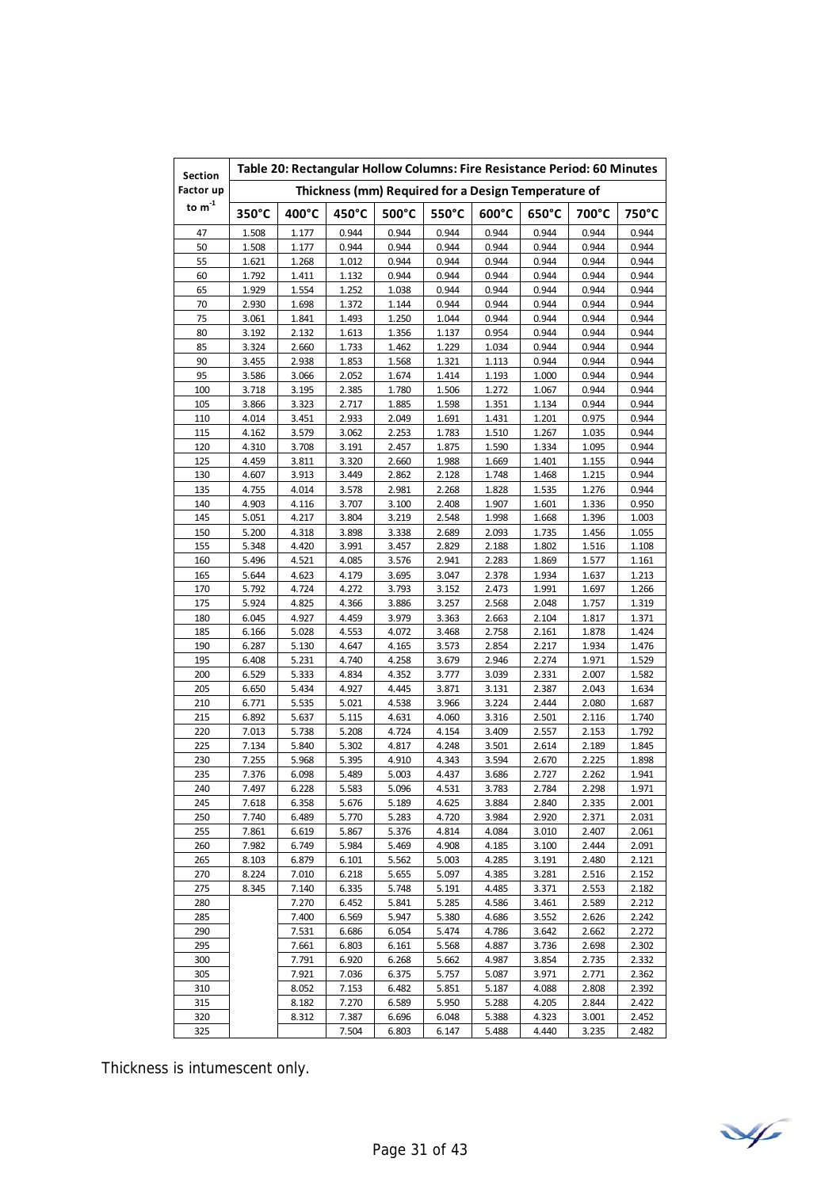| Section Factor up to $m^{-1}$ | Table 20: Rectangular Hollow Columns: Fire Resistance Period: 60 Minutes | | | | | | | | |
|---|---|---|---|---|---|---|---|---|---|
| | Thickness (mm) Required for a Design Temperature of | | | | | | | | |
| | 350°C | 400°C | 450°C | 500°C | 550°C | 600°C | 650°C | 700°C | 750°C |
| 47 | 1.508 | 1.177 | 0.944 | 0.944 | 0.944 | 0.944 | 0.944 | 0.944 | 0.944 |
| 50 | 1.508 | 1.177 | 0.944 | 0.944 | 0.944 | 0.944 | 0.944 | 0.944 | 0.944 |
| 55 | 1.621 | 1.268 | 1.012 | 0.944 | 0.944 | 0.944 | 0.944 | 0.944 | 0.944 |
| 60 | 1.792 | 1.411 | 1.132 | 0.944 | 0.944 | 0.944 | 0.944 | 0.944 | 0.944 |
| 65 | 1.929 | 1.554 | 1.252 | 1.038 | 0.944 | 0.944 | 0.944 | 0.944 | 0.944 |
| 70 | 2.930 | 1.698 | 1.372 | 1.144 | 0.944 | 0.944 | 0.944 | 0.944 | 0.944 |
| 75 | 3.061 | 1.841 | 1.493 | 1.250 | 1.044 | 0.944 | 0.944 | 0.944 | 0.944 |
| 80 | 3.192 | 2.132 | 1.613 | 1.356 | 1.137 | 0.954 | 0.944 | 0.944 | 0.944 |
| 85 | 3.324 | 2.660 | 1.733 | 1.462 | 1.229 | 1.034 | 0.944 | 0.944 | 0.944 |
| 90 | 3.455 | 2.938 | 1.853 | 1.568 | 1.321 | 1.113 | 0.944 | 0.944 | 0.944 |
| 95 | 3.586 | 3.066 | 2.052 | 1.674 | 1.414 | 1.193 | 1.000 | 0.944 | 0.944 |
| 100 | 3.718 | 3.195 | 2.385 | 1.780 | 1.506 | 1.272 | 1.067 | 0.944 | 0.944 |
| 105 | 3.866 | 3.323 | 2.717 | 1.885 | 1.598 | 1.351 | 1.134 | 0.944 | 0.944 |
| 110 | 4.014 | 3.451 | 2.933 | 2.049 | 1.691 | 1.431 | 1.201 | 0.975 | 0.944 |
| 115 | 4.162 | 3.579 | 3.062 | 2.253 | 1.783 | 1.510 | 1.267 | 1.035 | 0.944 |
| 120 | 4.310 | 3.708 | 3.191 | 2.457 | 1.875 | 1.590 | 1.334 | 1.095 | 0.944 |
| 125 | 4.459 | 3.811 | 3.320 | 2.660 | 1.988 | 1.669 | 1.401 | 1.155 | 0.944 |
| 130 | 4.607 | 3.913 | 3.449 | 2.862 | 2.128 | 1.748 | 1.468 | 1.215 | 0.944 |
| 135 | 4.755 | 4.014 | 3.578 | 2.981 | 2.268 | 1.828 | 1.535 | 1.276 | 0.944 |
| 140 | 4.903 | 4.116 | 3.707 | 3.100 | 2.408 | 1.907 | 1.601 | 1.336 | 0.950 |
| 145 | 5.051 | 4.217 | 3.804 | 3.219 | 2.548 | 1.998 | 1.668 | 1.396 | 1.003 |
| 150 | 5.200 | 4.318 | 3.898 | 3.338 | 2.689 | 2.093 | 1.735 | 1.456 | 1.055 |
| 155 | 5.348 | 4.420 | 3.991 | 3.457 | 2.829 | 2.188 | 1.802 | 1.516 | 1.108 |
| 160 | 5.496 | 4.521 | 4.085 | 3.576 | 2.941 | 2.283 | 1.869 | 1.577 | 1.161 |
| 165 | 5.644 | 4.623 | 4.179 | 3.695 | 3.047 | 2.378 | 1.934 | 1.637 | 1.213 |
| 170 | 5.792 | 4.724 | 4.272 | 3.793 | 3.152 | 2.473 | 1.991 | 1.697 | 1.266 |
| 175 | 5.924 | 4.825 | 4.366 | 3.886 | 3.257 | 2.568 | 2.048 | 1.757 | 1.319 |
| 180 | 6.045 | 4.927 | 4.459 | 3.979 | 3.363 | 2.663 | 2.104 | 1.817 | 1.371 |
| 185 | 6.166 | 5.028 | 4.553 | 4.072 | 3.468 | 2.758 | 2.161 | 1.878 | 1.424 |
| 190 | 6.287 | 5.130 | 4.647 | 4.165 | 3.573 | 2.854 | 2.217 | 1.934 | 1.476 |
| 195 | 6.408 | 5.231 | 4.740 | 4.258 | 3.679 | 2.946 | 2.274 | 1.971 | 1.529 |
| 200 | 6.529 | 5.333 | 4.834 | 4.352 | 3.777 | 3.039 | 2.331 | 2.007 | 1.582 |
| 205 | 6.650 | 5.434 | 4.927 | 4.445 | 3.871 | 3.131 | 2.387 | 2.043 | 1.634 |
| 210 | 6.771 | 5.535 | 5.021 | 4.538 | 3.966 | 3.224 | 2.444 | 2.080 | 1.687 |
| 215 | 6.892 | 5.637 | 5.115 | 4.631 | 4.060 | 3.316 | 2.501 | 2.116 | 1.740 |
| 220 | 7.013 | 5.738 | 5.208 | 4.724 | 4.154 | 3.409 | 2.557 | 2.153 | 1.792 |
| 225 | 7.134 | 5.840 | 5.302 | 4.817 | 4.248 | 3.501 | 2.614 | 2.189 | 1.845 |
| 230 | 7.255 | 5.968 | 5.395 | 4.910 | 4.343 | 3.594 | 2.670 | 2.225 | 1.898 |
| 235 | 7.376 | 6.098 | 5.489 | 5.003 | 4.437 | 3.686 | 2.727 | 2.262 | 1.941 |
| 240 | 7.497 | 6.228 | 5.583 | 5.096 | 4.531 | 3.783 | 2.784 | 2.298 | 1.971 |
| 245 | 7.618 | 6.358 | 5.676 | 5.189 | 4.625 | 3.884 | 2.840 | 2.335 | 2.001 |
| 250 | 7.740 | 6.489 | 5.770 | 5.283 | 4.720 | 3.984 | 2.920 | 2.371 | 2.031 |
| 255 | 7.861 | 6.619 | 5.867 | 5.376 | 4.814 | 4.084 | 3.010 | 2.407 | 2.061 |
| 260 | 7.982 | 6.749 | 5.984 | 5.469 | 4.908 | 4.185 | 3.100 | 2.444 | 2.091 |
| 265 | 8.103 | 6.879 | 6.101 | 5.562 | 5.003 | 4.285 | 3.191 | 2.480 | 2.121 |
| 270 | 8.224 | 7.010 | 6.218 | 5.655 | 5.097 | 4.385 | 3.281 | 2.516 | 2.152 |
| 275 | 8.345 | 7.140 | 6.335 | 5.748 | 5.191 | 4.485 | 3.371 | 2.553 | 2.182 |
| 280 | | 7.270 | 6.452 | 5.841 | 5.285 | 4.586 | 3.461 | 2.589 | 2.212 |
| 285 | | 7.400 | 6.569 | 5.947 | 5.380 | 4.686 | 3.552 | 2.626 | 2.242 |
| 290 | | 7.531 | 6.686 | 6.054 | 5.474 | 4.786 | 3.642 | 2.662 | 2.272 |
| 295 | | 7.661 | 6.803 | 6.161 | 5.568 | 4.887 | 3.736 | 2.698 | 2.302 |
| 300 | | 7.791 | 6.920 | 6.268 | 5.662 | 4.987 | 3.854 | 2.735 | 2.332 |
| 305 | | 7.921 | 7.036 | 6.375 | 5.757 | 5.087 | 3.971 | 2.771 | 2.362 |
| 310 | | 8.052 | 7.153 | 6.482 | 5.851 | 5.187 | 4.088 | 2.808 | 2.392 |
| 315 | | 8.182 | 7.270 | 6.589 | 5.950 | 5.288 | 4.205 | 2.844 | 2.422 |
| 320 | | 8.312 | 7.387 | 6.696 | 6.048 | 5.388 | 4.323 | 3.001 | 2.452 |
| 325 | | | 7.504 | 6.803 | 6.147 | 5.488 | 4.440 | 3.235 | 2.482 |

Thickness is intumescent only.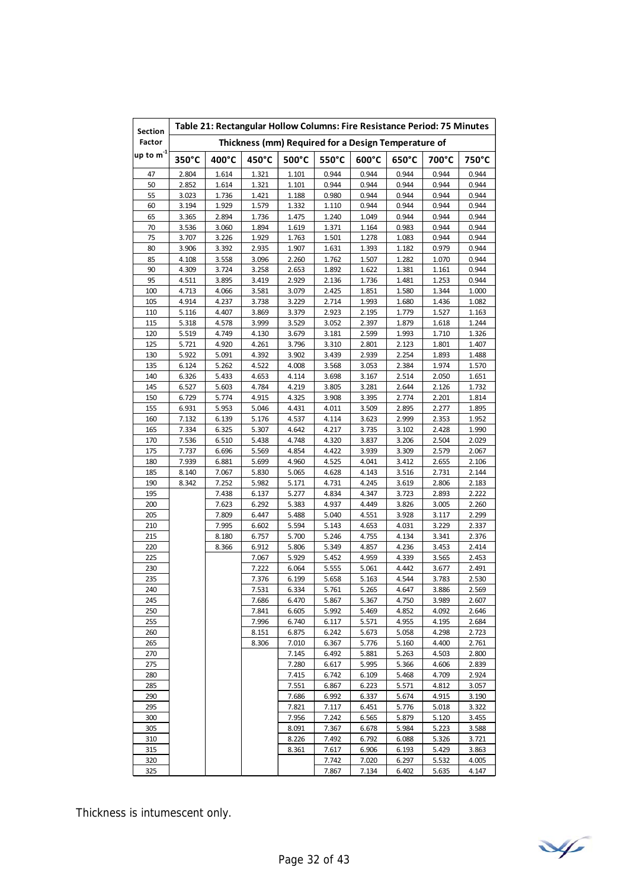| Section Factor up to $m^{-1}$ | Table 21: Rectangular Hollow Columns: Fire Resistance Period: 75 Minutes | | | | | | | | |
|---|---|---|---|---|---|---|---|---|---|
| | Thickness (mm) Required for a Design Temperature of | | | | | | | | |
| | 350°C | 400°C | 450°C | 500°C | 550°C | 600°C | 650°C | 700°C | 750°C |
| 47 | 2.804 | 1.614 | 1.321 | 1.101 | 0.944 | 0.944 | 0.944 | 0.944 | 0.944 |
| 50 | 2.852 | 1.614 | 1.321 | 1.101 | 0.944 | 0.944 | 0.944 | 0.944 | 0.944 |
| 55 | 3.023 | 1.736 | 1.421 | 1.188 | 0.980 | 0.944 | 0.944 | 0.944 | 0.944 |
| 60 | 3.194 | 1.929 | 1.579 | 1.332 | 1.110 | 0.944 | 0.944 | 0.944 | 0.944 |
| 65 | 3.365 | 2.894 | 1.736 | 1.475 | 1.240 | 1.049 | 0.944 | 0.944 | 0.944 |
| 70 | 3.536 | 3.060 | 1.894 | 1.619 | 1.371 | 1.164 | 0.983 | 0.944 | 0.944 |
| 75 | 3.707 | 3.226 | 1.929 | 1.763 | 1.501 | 1.278 | 1.083 | 0.944 | 0.944 |
| 80 | 3.906 | 3.392 | 2.935 | 1.907 | 1.631 | 1.393 | 1.182 | 0.979 | 0.944 |
| 85 | 4.108 | 3.558 | 3.096 | 2.260 | 1.762 | 1.507 | 1.282 | 1.070 | 0.944 |
| 90 | 4.309 | 3.724 | 3.258 | 2.653 | 1.892 | 1.622 | 1.381 | 1.161 | 0.944 |
| 95 | 4.511 | 3.895 | 3.419 | 2.929 | 2.136 | 1.736 | 1.481 | 1.253 | 0.944 |
| 100 | 4.713 | 4.066 | 3.581 | 3.079 | 2.425 | 1.851 | 1.580 | 1.344 | 1.000 |
| 105 | 4.914 | 4.237 | 3.738 | 3.229 | 2.714 | 1.993 | 1.680 | 1.436 | 1.082 |
| 110 | 5.116 | 4.407 | 3.869 | 3.379 | 2.923 | 2.195 | 1.779 | 1.527 | 1.163 |
| 115 | 5.318 | 4.578 | 3.999 | 3.529 | 3.052 | 2.397 | 1.879 | 1.618 | 1.244 |
| 120 | 5.519 | 4.749 | 4.130 | 3.679 | 3.181 | 2.599 | 1.993 | 1.710 | 1.326 |
| 125 | 5.721 | 4.920 | 4.261 | 3.796 | 3.310 | 2.801 | 2.123 | 1.801 | 1.407 |
| 130 | 5.922 | 5.091 | 4.392 | 3.902 | 3.439 | 2.939 | 2.254 | 1.893 | 1.488 |
| 135 | 6.124 | 5.262 | 4.522 | 4.008 | 3.568 | 3.053 | 2.384 | 1.974 | 1.570 |
| 140 | 6.326 | 5.433 | 4.653 | 4.114 | 3.698 | 3.167 | 2.514 | 2.050 | 1.651 |
| 145 | 6.527 | 5.603 | 4.784 | 4.219 | 3.805 | 3.281 | 2.644 | 2.126 | 1.732 |
| 150 | 6.729 | 5.774 | 4.915 | 4.325 | 3.908 | 3.395 | 2.774 | 2.201 | 1.814 |
| 155 | 6.931 | 5.953 | 5.046 | 4.431 | 4.011 | 3.509 | 2.895 | 2.277 | 1.895 |
| 160 | 7.132 | 6.139 | 5.176 | 4.537 | 4.114 | 3.623 | 2.999 | 2.353 | 1.952 |
| 165 | 7.334 | 6.325 | 5.307 | 4.642 | 4.217 | 3.735 | 3.102 | 2.428 | 1.990 |
| 170 | 7.536 | 6.510 | 5.438 | 4.748 | 4.320 | 3.837 | 3.206 | 2.504 | 2.029 |
| 175 | 7.737 | 6.696 | 5.569 | 4.854 | 4.422 | 3.939 | 3.309 | 2.579 | 2.067 |
| 180 | 7.939 | 6.881 | 5.699 | 4.960 | 4.525 | 4.041 | 3.412 | 2.655 | 2.106 |
| 185 | 8.140 | 7.067 | 5.830 | 5.065 | 4.628 | 4.143 | 3.516 | 2.731 | 2.144 |
| 190 | 8.342 | 7.252 | 5.982 | 5.171 | 4.731 | 4.245 | 3.619 | 2.806 | 2.183 |
| 195 | | 7.438 | 6.137 | 5.277 | 4.834 | 4.347 | 3.723 | 2.893 | 2.222 |
| 200 | | 7.623 | 6.292 | 5.383 | 4.937 | 4.449 | 3.826 | 3.005 | 2.260 |
| 205 | | 7.809 | 6.447 | 5.488 | 5.040 | 4.551 | 3.928 | 3.117 | 2.299 |
| 210 | | 7.995 | 6.602 | 5.594 | 5.143 | 4.653 | 4.031 | 3.229 | 2.337 |
| 215 | | 8.180 | 6.757 | 5.700 | 5.246 | 4.755 | 4.134 | 3.341 | 2.376 |
| 220 | | 8.366 | 6.912 | 5.806 | 5.349 | 4.857 | 4.236 | 3.453 | 2.414 |
| 225 | | | 7.067 | 5.929 | 5.452 | 4.959 | 4.339 | 3.565 | 2.453 |
| 230 | | | 7.222 | 6.064 | 5.555 | 5.061 | 4.442 | 3.677 | 2.491 |
| 235 | | | 7.376 | 6.199 | 5.658 | 5.163 | 4.544 | 3.783 | 2.530 |
| 240 | | | 7.531 | 6.334 | 5.761 | 5.265 | 4.647 | 3.886 | 2.569 |
| 245 | | | 7.686 | 6.470 | 5.867 | 5.367 | 4.750 | 3.989 | 2.607 |
| 250 | | | 7.841 | 6.605 | 5.992 | 5.469 | 4.852 | 4.092 | 2.646 |
| 255 | | | 7.996 | 6.740 | 6.117 | 5.571 | 4.955 | 4.195 | 2.684 |
| 260 | | | 8.151 | 6.875 | 6.242 | 5.673 | 5.058 | 4.298 | 2.723 |
| 265 | | | 8.306 | 7.010 | 6.367 | 5.776 | 5.160 | 4.400 | 2.761 |
| 270 | | | | 7.145 | 6.492 | 5.881 | 5.263 | 4.503 | 2.800 |
| 275 | | | | 7.280 | 6.617 | 5.995 | 5.366 | 4.606 | 2.839 |
| 280 | | | | 7.415 | 6.742 | 6.109 | 5.468 | 4.709 | 2.924 |
| 285 | | | | 7.551 | 6.867 | 6.223 | 5.571 | 4.812 | 3.057 |
| 290 | | | | 7.686 | 6.992 | 6.337 | 5.674 | 4.915 | 3.190 |
| 295 | | | | 7.821 | 7.117 | 6.451 | 5.776 | 5.018 | 3.322 |
| 300 | | | | 7.956 | 7.242 | 6.565 | 5.879 | 5.120 | 3.455 |
| 305 | | | | 8.091 | 7.367 | 6.678 | 5.984 | 5.223 | 3.588 |
| 310 | | | | 8.226 | 7.492 | 6.792 | 6.088 | 5.326 | 3.721 |
| 315 | | | | 8.361 | 7.617 | 6.906 | 6.193 | 5.429 | 3.863 |
| 320 | | | | | 7.742 | 7.020 | 6.297 | 5.532 | 4.005 |
| 325 | | | | | 7.867 | 7.134 | 6.402 | 5.635 | 4.147 |

Thickness is intumescent only.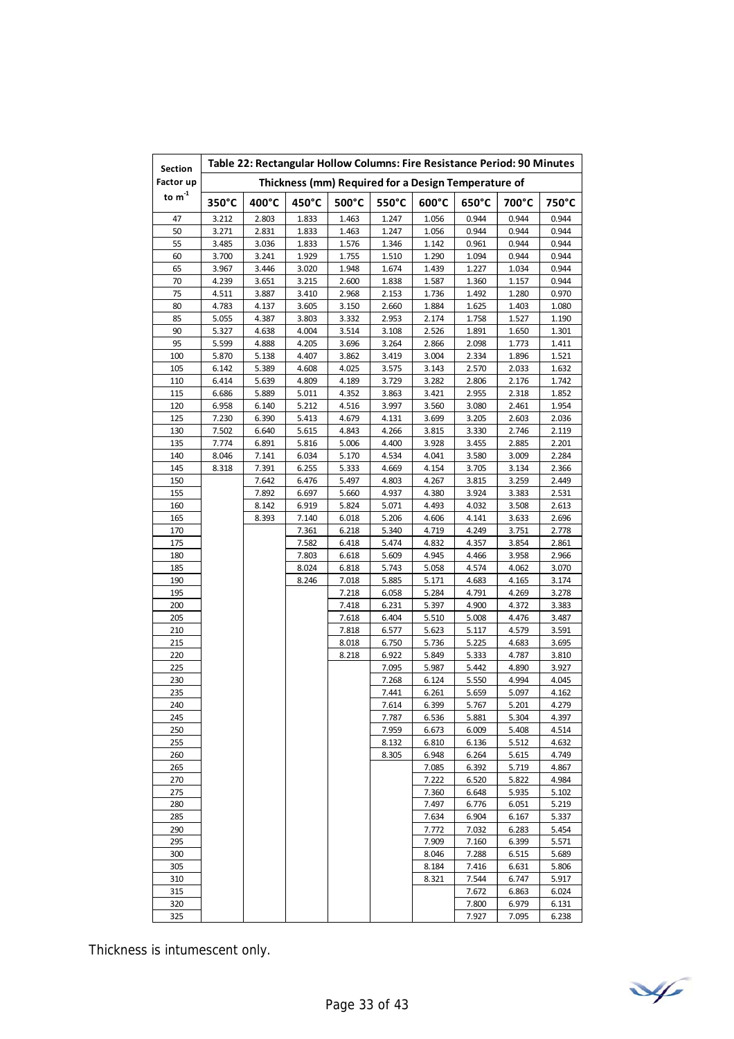| Section Factor up to $m^{-1}$ | Table 22: Rectangular Hollow Columns: Fire Resistance Period: 90 Minutes | | | | | | | | |
|---|---|---|---|---|---|---|---|---|---|
| | Thickness (mm) Required for a Design Temperature of | | | | | | | | |
| | 350°C | 400°C | 450°C | 500°C | 550°C | 600°C | 650°C | 700°C | 750°C |
| 47 | 3.212 | 2.803 | 1.833 | 1.463 | 1.247 | 1.056 | 0.944 | 0.944 | 0.944 |
| 50 | 3.271 | 2.831 | 1.833 | 1.463 | 1.247 | 1.056 | 0.944 | 0.944 | 0.944 |
| 55 | 3.485 | 3.036 | 1.833 | 1.576 | 1.346 | 1.142 | 0.961 | 0.944 | 0.944 |
| 60 | 3.700 | 3.241 | 1.929 | 1.755 | 1.510 | 1.290 | 1.094 | 0.944 | 0.944 |
| 65 | 3.967 | 3.446 | 3.020 | 1.948 | 1.674 | 1.439 | 1.227 | 1.034 | 0.944 |
| 70 | 4.239 | 3.651 | 3.215 | 2.600 | 1.838 | 1.587 | 1.360 | 1.157 | 0.944 |
| 75 | 4.511 | 3.887 | 3.410 | 2.968 | 2.153 | 1.736 | 1.492 | 1.280 | 0.970 |
| 80 | 4.783 | 4.137 | 3.605 | 3.150 | 2.660 | 1.884 | 1.625 | 1.403 | 1.080 |
| 85 | 5.055 | 4.387 | 3.803 | 3.332 | 2.953 | 2.174 | 1.758 | 1.527 | 1.190 |
| 90 | 5.327 | 4.638 | 4.004 | 3.514 | 3.108 | 2.526 | 1.891 | 1.650 | 1.301 |
| 95 | 5.599 | 4.888 | 4.205 | 3.696 | 3.264 | 2.866 | 2.098 | 1.773 | 1.411 |
| 100 | 5.870 | 5.138 | 4.407 | 3.862 | 3.419 | 3.004 | 2.334 | 1.896 | 1.521 |
| 105 | 6.142 | 5.389 | 4.608 | 4.025 | 3.575 | 3.143 | 2.570 | 2.033 | 1.632 |
| 110 | 6.414 | 5.639 | 4.809 | 4.189 | 3.729 | 3.282 | 2.806 | 2.176 | 1.742 |
| 115 | 6.686 | 5.889 | 5.011 | 4.352 | 3.863 | 3.421 | 2.955 | 2.318 | 1.852 |
| 120 | 6.958 | 6.140 | 5.212 | 4.516 | 3.997 | 3.560 | 3.080 | 2.461 | 1.954 |
| 125 | 7.230 | 6.390 | 5.413 | 4.679 | 4.131 | 3.699 | 3.205 | 2.603 | 2.036 |
| 130 | 7.502 | 6.640 | 5.615 | 4.843 | 4.266 | 3.815 | 3.330 | 2.746 | 2.119 |
| 135 | 7.774 | 6.891 | 5.816 | 5.006 | 4.400 | 3.928 | 3.455 | 2.885 | 2.201 |
| 140 | 8.046 | 7.141 | 6.034 | 5.170 | 4.534 | 4.041 | 3.580 | 3.009 | 2.284 |
| 145 | 8.318 | 7.391 | 6.255 | 5.333 | 4.669 | 4.154 | 3.705 | 3.134 | 2.366 |
| 150 | | 7.642 | 6.476 | 5.497 | 4.803 | 4.267 | 3.815 | 3.259 | 2.449 |
| 155 | | 7.892 | 6.697 | 5.660 | 4.937 | 4.380 | 3.924 | 3.383 | 2.531 |
| 160 | | 8.142 | 6.919 | 5.824 | 5.071 | 4.493 | 4.032 | 3.508 | 2.613 |
| 165 | | 8.393 | 7.140 | 6.018 | 5.206 | 4.606 | 4.141 | 3.633 | 2.696 |
| 170 | | | 7.361 | 6.218 | 5.340 | 4.719 | 4.249 | 3.751 | 2.778 |
| 175 | | | 7.582 | 6.418 | 5.474 | 4.832 | 4.357 | 3.854 | 2.861 |
| 180 | | | 7.803 | 6.618 | 5.609 | 4.945 | 4.466 | 3.958 | 2.966 |
| 185 | | | 8.024 | 6.818 | 5.743 | 5.058 | 4.574 | 4.062 | 3.070 |
| 190 | | | 8.246 | 7.018 | 5.885 | 5.171 | 4.683 | 4.165 | 3.174 |
| 195 | | | | 7.218 | 6.058 | 5.284 | 4.791 | 4.269 | 3.278 |
| 200 | | | | 7.418 | 6.231 | 5.397 | 4.900 | 4.372 | 3.383 |
| 205 | | | | 7.618 | 6.404 | 5.510 | 5.008 | 4.476 | 3.487 |
| 210 | | | | 7.818 | 6.577 | 5.623 | 5.117 | 4.579 | 3.591 |
| 215 | | | | 8.018 | 6.750 | 5.736 | 5.225 | 4.683 | 3.695 |
| 220 | | | | 8.218 | 6.922 | 5.849 | 5.333 | 4.787 | 3.810 |
| 225 | | | | | 7.095 | 5.987 | 5.442 | 4.890 | 3.927 |
| 230 | | | | | 7.268 | 6.124 | 5.550 | 4.994 | 4.045 |
| 235 | | | | | 7.441 | 6.261 | 5.659 | 5.097 | 4.162 |
| 240 | | | | | 7.614 | 6.399 | 5.767 | 5.201 | 4.279 |
| 245 | | | | | 7.787 | 6.536 | 5.881 | 5.304 | 4.397 |
| 250 | | | | | 7.959 | 6.673 | 6.009 | 5.408 | 4.514 |
| 255 | | | | | 8.132 | 6.810 | 6.136 | 5.512 | 4.632 |
| 260 | | | | | 8.305 | 6.948 | 6.264 | 5.615 | 4.749 |
| 265 | | | | | | 7.085 | 6.392 | 5.719 | 4.867 |
| 270 | | | | | | 7.222 | 6.520 | 5.822 | 4.984 |
| 275 | | | | | | 7.360 | 6.648 | 5.935 | 5.102 |
| 280 | | | | | | 7.497 | 6.776 | 6.051 | 5.219 |
| 285 | | | | | | 7.634 | 6.904 | 6.167 | 5.337 |
| 290 | | | | | | 7.772 | 7.032 | 6.283 | 5.454 |
| 295 | | | | | | 7.909 | 7.160 | 6.399 | 5.571 |
| 300 | | | | | | 8.046 | 7.288 | 6.515 | 5.689 |
| 305 | | | | | | 8.184 | 7.416 | 6.631 | 5.806 |
| 310 | | | | | | 8.321 | 7.544 | 6.747 | 5.917 |
| 315 | | | | | | | 7.672 | 6.863 | 6.024 |
| 320 | | | | | | | 7.800 | 6.979 | 6.131 |
| 325 | | | | | | | 7.927 | 7.095 | 6.238 |

Thickness is intumescent only.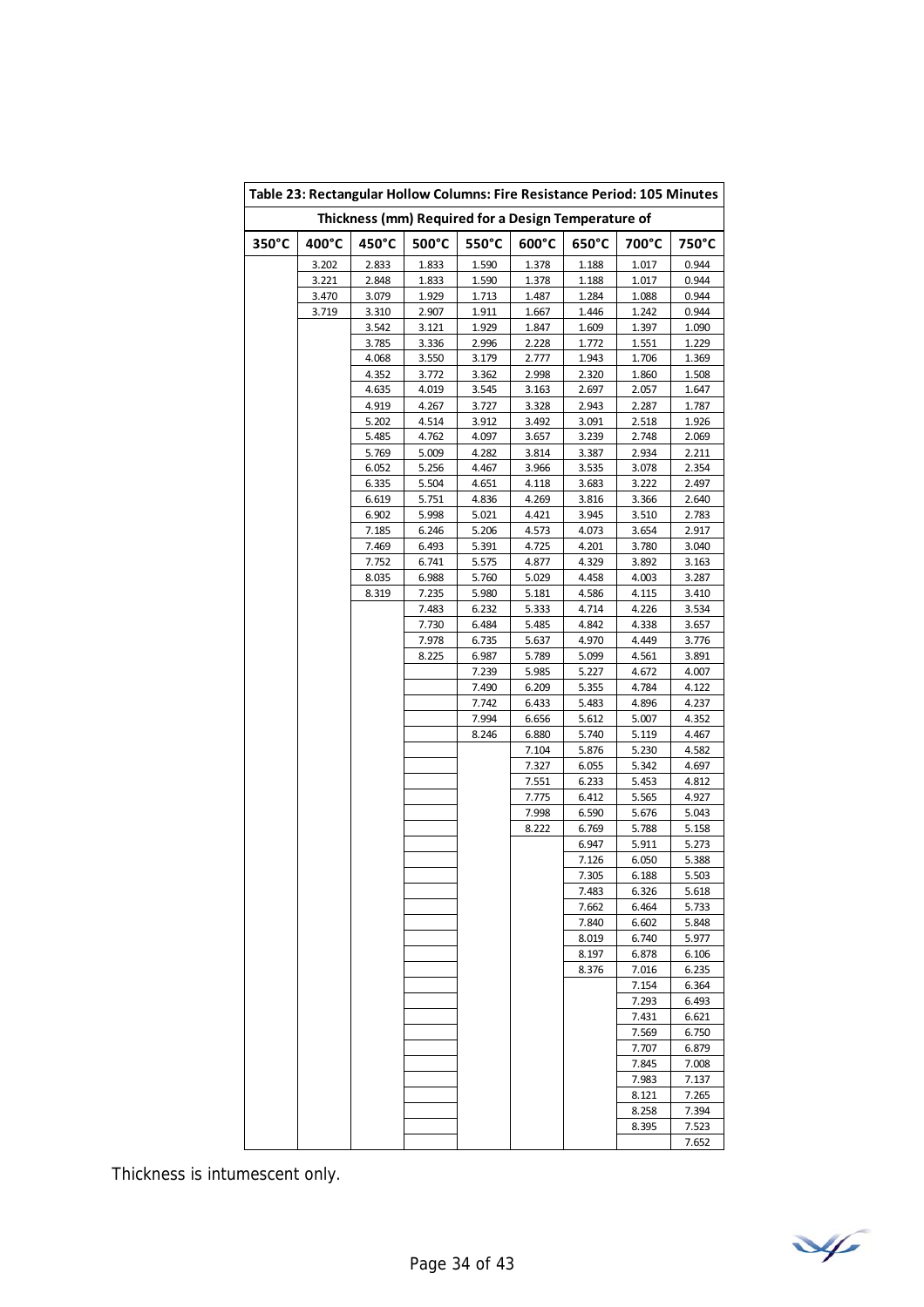| Table 23: Rectangular Hollow Columns: Fire Resistance Period: 105 Minutes | | | | | | | | |
|---|---|---|---|---|---|---|---|---|
| Thickness (mm) Required for a Design Temperature of | | | | | | | | |
| 350°C | 400°C | 450°C | 500°C | 550°C | 600°C | 650°C | 700°C | 750°C |
| | 3.202 | 2.833 | 1.833 | 1.590 | 1.378 | 1.188 | 1.017 | 0.944 |
| | 3.221 | 2.848 | 1.833 | 1.590 | 1.378 | 1.188 | 1.017 | 0.944 |
| | 3.470 | 3.079 | 1.929 | 1.713 | 1.487 | 1.284 | 1.088 | 0.944 |
| | 3.719 | 3.310 | 2.907 | 1.911 | 1.667 | 1.446 | 1.242 | 0.944 |
| | | 3.542 | 3.121 | 1.929 | 1.847 | 1.609 | 1.397 | 1.090 |
| | | 3.785 | 3.336 | 2.996 | 2.228 | 1.772 | 1.551 | 1.229 |
| | | 4.068 | 3.550 | 3.179 | 2.777 | 1.943 | 1.706 | 1.369 |
| | | 4.352 | 3.772 | 3.362 | 2.998 | 2.320 | 1.860 | 1.508 |
| | | 4.635 | 4.019 | 3.545 | 3.163 | 2.697 | 2.057 | 1.647 |
| | | 4.919 | 4.267 | 3.727 | 3.328 | 2.943 | 2.287 | 1.787 |
| | | 5.202 | 4.514 | 3.912 | 3.492 | 3.091 | 2.518 | 1.926 |
| | | 5.485 | 4.762 | 4.097 | 3.657 | 3.239 | 2.748 | 2.069 |
| | | 5.769 | 5.009 | 4.282 | 3.814 | 3.387 | 2.934 | 2.211 |
| | | 6.052 | 5.256 | 4.467 | 3.966 | 3.535 | 3.078 | 2.354 |
| | | 6.335 | 5.504 | 4.651 | 4.118 | 3.683 | 3.222 | 2.497 |
| | | 6.619 | 5.751 | 4.836 | 4.269 | 3.816 | 3.366 | 2.640 |
| | | 6.902 | 5.998 | 5.021 | 4.421 | 3.945 | 3.510 | 2.783 |
| | | 7.185 | 6.246 | 5.206 | 4.573 | 4.073 | 3.654 | 2.917 |
| | | 7.469 | 6.493 | 5.391 | 4.725 | 4.201 | 3.780 | 3.040 |
| | | 7.752 | 6.741 | 5.575 | 4.877 | 4.329 | 3.892 | 3.163 |
| | | 8.035 | 6.988 | 5.760 | 5.029 | 4.458 | 4.003 | 3.287 |
| | | 8.319 | 7.235 | 5.980 | 5.181 | 4.586 | 4.115 | 3.410 |
| | | | 7.483 | 6.232 | 5.333 | 4.714 | 4.226 | 3.534 |
| | | | 7.730 | 6.484 | 5.485 | 4.842 | 4.338 | 3.657 |
| | | | 7.978 | 6.735 | 5.637 | 4.970 | 4.449 | 3.776 |
| | | | 8.225 | 6.987 | 5.789 | 5.099 | 4.561 | 3.891 |
| | | | | 7.239 | 5.985 | 5.227 | 4.672 | 4.007 |
| | | | | 7.490 | 6.209 | 5.355 | 4.784 | 4.122 |
| | | | | 7.742 | 6.433 | 5.483 | 4.896 | 4.237 |
| | | | | 7.994 | 6.656 | 5.612 | 5.007 | 4.352 |
| | | | | 8.246 | 6.880 | 5.740 | 5.119 | 4.467 |
| | | | | | 7.104 | 5.876 | 5.230 | 4.582 |
| | | | | | 7.327 | 6.055 | 5.342 | 4.697 |
| | | | | | 7.551 | 6.233 | 5.453 | 4.812 |
| | | | | | 7.775 | 6.412 | 5.565 | 4.927 |
| | | | | | 7.998 | 6.590 | 5.676 | 5.043 |
| | | | | | 8.222 | 6.769 | 5.788 | 5.158 |
| | | | | | | 6.947 | 5.911 | 5.273 |
| | | | | | | 7.126 | 6.050 | 5.388 |
| | | | | | | 7.305 | 6.188 | 5.503 |
| | | | | | | 7.483 | 6.326 | 5.618 |
| | | | | | | 7.662 | 6.464 | 5.733 |
| | | | | | | 7.840 | 6.602 | 5.848 |
| | | | | | | 8.019 | 6.740 | 5.977 |
| | | | | | | 8.197 | 6.878 | 6.106 |
| | | | | | | 8.376 | 7.016 | 6.235 |
| | | | | | | | 7.154 | 6.364 |
| | | | | | | | 7.293 | 6.493 |
| | | | | | | | 7.431 | 6.621 |
| | | | | | | | 7.569 | 6.750 |
| | | | | | | | 7.707 | 6.879 |
| | | | | | | | 7.845 | 7.008 |
| | | | | | | | 7.983 | 7.137 |
| | | | | | | | 8.121 | 7.265 |
| | | | | | | | 8.258 | 7.394 |
| | | | | | | | 8.395 | 7.523 |
| | | | | | | | | 7.652 |

Thickness is intumescent only.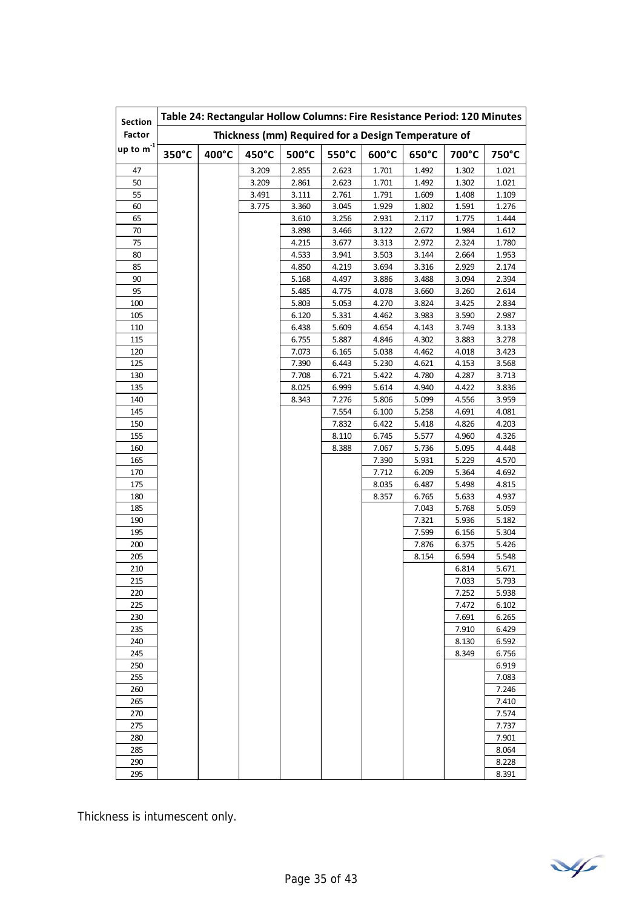| Section Factor up to $m^{-1}$ | Table 24: Rectangular Hollow Columns: Fire Resistance Period: 120 Minutes | | | | | | | | |
|---|---|---|---|---|---|---|---|---|---|
| | Thickness (mm) Required for a Design Temperature of | | | | | | | | |
| | 350°C | 400°C | 450°C | 500°C | 550°C | 600°C | 650°C | 700°C | 750°C |
| 47 | | | 3.209 | 2.855 | 2.623 | 1.701 | 1.492 | 1.302 | 1.021 |
| 50 | | | 3.209 | 2.861 | 2.623 | 1.701 | 1.492 | 1.302 | 1.021 |
| 55 | | | 3.491 | 3.111 | 2.761 | 1.791 | 1.609 | 1.408 | 1.109 |
| 60 | | | 3.775 | 3.360 | 3.045 | 1.929 | 1.802 | 1.591 | 1.276 |
| 65 | | | | 3.610 | 3.256 | 2.931 | 2.117 | 1.775 | 1.444 |
| 70 | | | | 3.898 | 3.466 | 3.122 | 2.672 | 1.984 | 1.612 |
| 75 | | | | 4.215 | 3.677 | 3.313 | 2.972 | 2.324 | 1.780 |
| 80 | | | | 4.533 | 3.941 | 3.503 | 3.144 | 2.664 | 1.953 |
| 85 | | | | 4.850 | 4.219 | 3.694 | 3.316 | 2.929 | 2.174 |
| 90 | | | | 5.168 | 4.497 | 3.886 | 3.488 | 3.094 | 2.394 |
| 95 | | | | 5.485 | 4.775 | 4.078 | 3.660 | 3.260 | 2.614 |
| 100 | | | | 5.803 | 5.053 | 4.270 | 3.824 | 3.425 | 2.834 |
| 105 | | | | 6.120 | 5.331 | 4.462 | 3.983 | 3.590 | 2.987 |
| 110 | | | | 6.438 | 5.609 | 4.654 | 4.143 | 3.749 | 3.133 |
| 115 | | | | 6.755 | 5.887 | 4.846 | 4.302 | 3.883 | 3.278 |
| 120 | | | | 7.073 | 6.165 | 5.038 | 4.462 | 4.018 | 3.423 |
| 125 | | | | 7.390 | 6.443 | 5.230 | 4.621 | 4.153 | 3.568 |
| 130 | | | | 7.708 | 6.721 | 5.422 | 4.780 | 4.287 | 3.713 |
| 135 | | | | 8.025 | 6.999 | 5.614 | 4.940 | 4.422 | 3.836 |
| 140 | | | | 8.343 | 7.276 | 5.806 | 5.099 | 4.556 | 3.959 |
| 145 | | | | | 7.554 | 6.100 | 5.258 | 4.691 | 4.081 |
| 150 | | | | | 7.832 | 6.422 | 5.418 | 4.826 | 4.203 |
| 155 | | | | | 8.110 | 6.745 | 5.577 | 4.960 | 4.326 |
| 160 | | | | | 8.388 | 7.067 | 5.736 | 5.095 | 4.448 |
| 165 | | | | | | 7.390 | 5.931 | 5.229 | 4.570 |
| 170 | | | | | | 7.712 | 6.209 | 5.364 | 4.692 |
| 175 | | | | | | 8.035 | 6.487 | 5.498 | 4.815 |
| 180 | | | | | | 8.357 | 6.765 | 5.633 | 4.937 |
| 185 | | | | | | | 7.043 | 5.768 | 5.059 |
| 190 | | | | | | | 7.321 | 5.936 | 5.182 |
| 195 | | | | | | | 7.599 | 6.156 | 5.304 |
| 200 | | | | | | | 7.876 | 6.375 | 5.426 |
| 205 | | | | | | | 8.154 | 6.594 | 5.548 |
| 210 | | | | | | | | 6.814 | 5.671 |
| 215 | | | | | | | | 7.033 | 5.793 |
| 220 | | | | | | | | 7.252 | 5.938 |
| 225 | | | | | | | | 7.472 | 6.102 |
| 230 | | | | | | | | 7.691 | 6.265 |
| 235 | | | | | | | | 7.910 | 6.429 |
| 240 | | | | | | | | 8.130 | 6.592 |
| 245 | | | | | | | | 8.349 | 6.756 |
| 250 | | | | | | | | | 6.919 |
| 255 | | | | | | | | | 7.083 |
| 260 | | | | | | | | | 7.246 |
| 265 | | | | | | | | | 7.410 |
| 270 | | | | | | | | | 7.574 |
| 275 | | | | | | | | | 7.737 |
| 280 | | | | | | | | | 7.901 |
| 285 | | | | | | | | | 8.064 |
| 290 | | | | | | | | | 8.228 |
| 295 | | | | | | | | | 8.391 |

Thickness is intumescent only.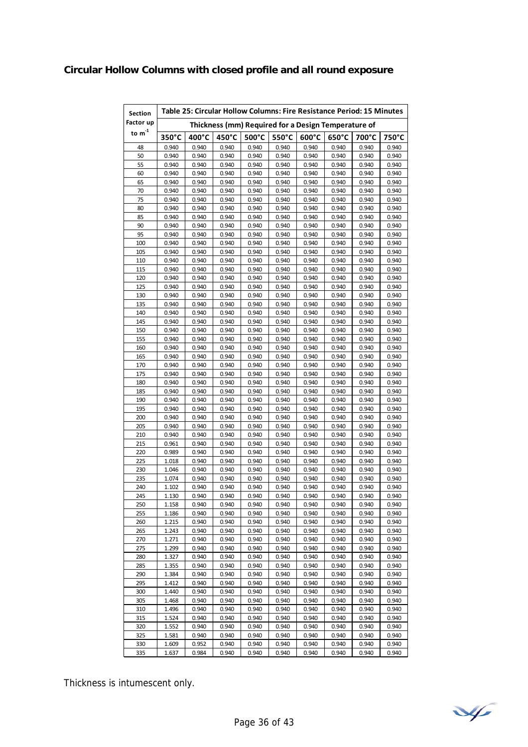# Circular Hollow Columns with closed profile and all round exposure

| Section Factor up to $m^{-1}$ | Table 25: Circular Hollow Columns: Fire Resistance Period: 15 Minutes | | | | | | | | |
|---|---|---|---|---|---|---|---|---|---|
| | Thickness (mm) Required for a Design Temperature of | | | | | | | | |
| | 350°C | 400°C | 450°C | 500°C | 550°C | 600°C | 650°C | 700°C | 750°C |
| 48 | 0.940 | 0.940 | 0.940 | 0.940 | 0.940 | 0.940 | 0.940 | 0.940 | 0.940 |
| 50 | 0.940 | 0.940 | 0.940 | 0.940 | 0.940 | 0.940 | 0.940 | 0.940 | 0.940 |
| 55 | 0.940 | 0.940 | 0.940 | 0.940 | 0.940 | 0.940 | 0.940 | 0.940 | 0.940 |
| 60 | 0.940 | 0.940 | 0.940 | 0.940 | 0.940 | 0.940 | 0.940 | 0.940 | 0.940 |
| 65 | 0.940 | 0.940 | 0.940 | 0.940 | 0.940 | 0.940 | 0.940 | 0.940 | 0.940 |
| 70 | 0.940 | 0.940 | 0.940 | 0.940 | 0.940 | 0.940 | 0.940 | 0.940 | 0.940 |
| 75 | 0.940 | 0.940 | 0.940 | 0.940 | 0.940 | 0.940 | 0.940 | 0.940 | 0.940 |
| 80 | 0.940 | 0.940 | 0.940 | 0.940 | 0.940 | 0.940 | 0.940 | 0.940 | 0.940 |
| 85 | 0.940 | 0.940 | 0.940 | 0.940 | 0.940 | 0.940 | 0.940 | 0.940 | 0.940 |
| 90 | 0.940 | 0.940 | 0.940 | 0.940 | 0.940 | 0.940 | 0.940 | 0.940 | 0.940 |
| 95 | 0.940 | 0.940 | 0.940 | 0.940 | 0.940 | 0.940 | 0.940 | 0.940 | 0.940 |
| 100 | 0.940 | 0.940 | 0.940 | 0.940 | 0.940 | 0.940 | 0.940 | 0.940 | 0.940 |
| 105 | 0.940 | 0.940 | 0.940 | 0.940 | 0.940 | 0.940 | 0.940 | 0.940 | 0.940 |
| 110 | 0.940 | 0.940 | 0.940 | 0.940 | 0.940 | 0.940 | 0.940 | 0.940 | 0.940 |
| 115 | 0.940 | 0.940 | 0.940 | 0.940 | 0.940 | 0.940 | 0.940 | 0.940 | 0.940 |
| 120 | 0.940 | 0.940 | 0.940 | 0.940 | 0.940 | 0.940 | 0.940 | 0.940 | 0.940 |
| 125 | 0.940 | 0.940 | 0.940 | 0.940 | 0.940 | 0.940 | 0.940 | 0.940 | 0.940 |
| 130 | 0.940 | 0.940 | 0.940 | 0.940 | 0.940 | 0.940 | 0.940 | 0.940 | 0.940 |
| 135 | 0.940 | 0.940 | 0.940 | 0.940 | 0.940 | 0.940 | 0.940 | 0.940 | 0.940 |
| 140 | 0.940 | 0.940 | 0.940 | 0.940 | 0.940 | 0.940 | 0.940 | 0.940 | 0.940 |
| 145 | 0.940 | 0.940 | 0.940 | 0.940 | 0.940 | 0.940 | 0.940 | 0.940 | 0.940 |
| 150 | 0.940 | 0.940 | 0.940 | 0.940 | 0.940 | 0.940 | 0.940 | 0.940 | 0.940 |
| 155 | 0.940 | 0.940 | 0.940 | 0.940 | 0.940 | 0.940 | 0.940 | 0.940 | 0.940 |
| 160 | 0.940 | 0.940 | 0.940 | 0.940 | 0.940 | 0.940 | 0.940 | 0.940 | 0.940 |
| 165 | 0.940 | 0.940 | 0.940 | 0.940 | 0.940 | 0.940 | 0.940 | 0.940 | 0.940 |
| 170 | 0.940 | 0.940 | 0.940 | 0.940 | 0.940 | 0.940 | 0.940 | 0.940 | 0.940 |
| 175 | 0.940 | 0.940 | 0.940 | 0.940 | 0.940 | 0.940 | 0.940 | 0.940 | 0.940 |
| 180 | 0.940 | 0.940 | 0.940 | 0.940 | 0.940 | 0.940 | 0.940 | 0.940 | 0.940 |
| 185 | 0.940 | 0.940 | 0.940 | 0.940 | 0.940 | 0.940 | 0.940 | 0.940 | 0.940 |
| 190 | 0.940 | 0.940 | 0.940 | 0.940 | 0.940 | 0.940 | 0.940 | 0.940 | 0.940 |
| 195 | 0.940 | 0.940 | 0.940 | 0.940 | 0.940 | 0.940 | 0.940 | 0.940 | 0.940 |
| 200 | 0.940 | 0.940 | 0.940 | 0.940 | 0.940 | 0.940 | 0.940 | 0.940 | 0.940 |
| 205 | 0.940 | 0.940 | 0.940 | 0.940 | 0.940 | 0.940 | 0.940 | 0.940 | 0.940 |
| 210 | 0.940 | 0.940 | 0.940 | 0.940 | 0.940 | 0.940 | 0.940 | 0.940 | 0.940 |
| 215 | 0.961 | 0.940 | 0.940 | 0.940 | 0.940 | 0.940 | 0.940 | 0.940 | 0.940 |
| 220 | 0.989 | 0.940 | 0.940 | 0.940 | 0.940 | 0.940 | 0.940 | 0.940 | 0.940 |
| 225 | 1.018 | 0.940 | 0.940 | 0.940 | 0.940 | 0.940 | 0.940 | 0.940 | 0.940 |
| 230 | 1.046 | 0.940 | 0.940 | 0.940 | 0.940 | 0.940 | 0.940 | 0.940 | 0.940 |
| 235 | 1.074 | 0.940 | 0.940 | 0.940 | 0.940 | 0.940 | 0.940 | 0.940 | 0.940 |
| 240 | 1.102 | 0.940 | 0.940 | 0.940 | 0.940 | 0.940 | 0.940 | 0.940 | 0.940 |
| 245 | 1.130 | 0.940 | 0.940 | 0.940 | 0.940 | 0.940 | 0.940 | 0.940 | 0.940 |
| 250 | 1.158 | 0.940 | 0.940 | 0.940 | 0.940 | 0.940 | 0.940 | 0.940 | 0.940 |
| 255 | 1.186 | 0.940 | 0.940 | 0.940 | 0.940 | 0.940 | 0.940 | 0.940 | 0.940 |
| 260 | 1.215 | 0.940 | 0.940 | 0.940 | 0.940 | 0.940 | 0.940 | 0.940 | 0.940 |
| 265 | 1.243 | 0.940 | 0.940 | 0.940 | 0.940 | 0.940 | 0.940 | 0.940 | 0.940 |
| 270 | 1.271 | 0.940 | 0.940 | 0.940 | 0.940 | 0.940 | 0.940 | 0.940 | 0.940 |
| 275 | 1.299 | 0.940 | 0.940 | 0.940 | 0.940 | 0.940 | 0.940 | 0.940 | 0.940 |
| 280 | 1.327 | 0.940 | 0.940 | 0.940 | 0.940 | 0.940 | 0.940 | 0.940 | 0.940 |
| 285 | 1.355 | 0.940 | 0.940 | 0.940 | 0.940 | 0.940 | 0.940 | 0.940 | 0.940 |
| 290 | 1.384 | 0.940 | 0.940 | 0.940 | 0.940 | 0.940 | 0.940 | 0.940 | 0.940 |
| 295 | 1.412 | 0.940 | 0.940 | 0.940 | 0.940 | 0.940 | 0.940 | 0.940 | 0.940 |
| 300 | 1.440 | 0.940 | 0.940 | 0.940 | 0.940 | 0.940 | 0.940 | 0.940 | 0.940 |
| 305 | 1.468 | 0.940 | 0.940 | 0.940 | 0.940 | 0.940 | 0.940 | 0.940 | 0.940 |
| 310 | 1.496 | 0.940 | 0.940 | 0.940 | 0.940 | 0.940 | 0.940 | 0.940 | 0.940 |
| 315 | 1.524 | 0.940 | 0.940 | 0.940 | 0.940 | 0.940 | 0.940 | 0.940 | 0.940 |
| 320 | 1.552 | 0.940 | 0.940 | 0.940 | 0.940 | 0.940 | 0.940 | 0.940 | 0.940 |
| 325 | 1.581 | 0.940 | 0.940 | 0.940 | 0.940 | 0.940 | 0.940 | 0.940 | 0.940 |
| 330 | 1.609 | 0.952 | 0.940 | 0.940 | 0.940 | 0.940 | 0.940 | 0.940 | 0.940 |
| 335 | 1.637 | 0.984 | 0.940 | 0.940 | 0.940 | 0.940 | 0.940 | 0.940 | 0.940 |

Thickness is intumescent only.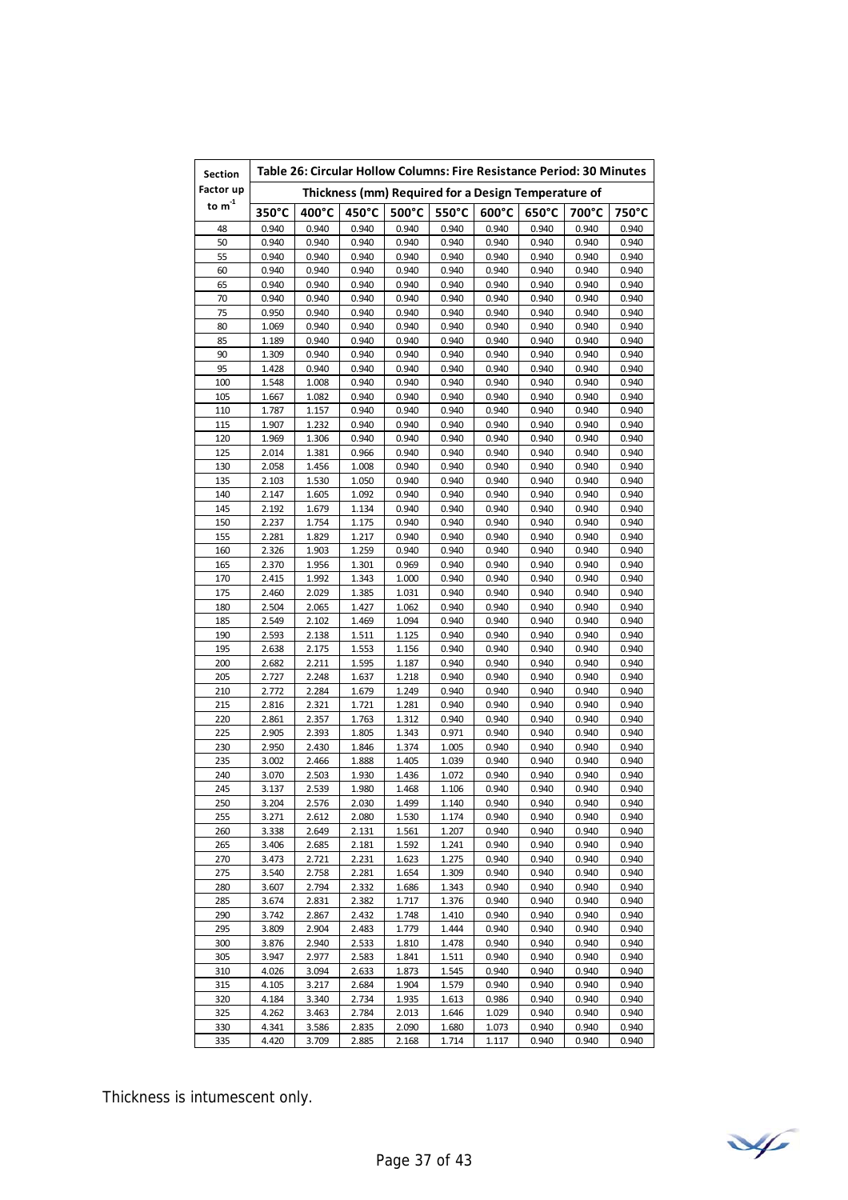| Section Factor up to $m^{-1}$ | Table 26: Circular Hollow Columns: Fire Resistance Period: 30 Minutes | | | | | | | | |
|---|---|---|---|---|---|---|---|---|---|
| | Thickness (mm) Required for a Design Temperature of | | | | | | | | |
| | 350°C | 400°C | 450°C | 500°C | 550°C | 600°C | 650°C | 700°C | 750°C |
| 48 | 0.940 | 0.940 | 0.940 | 0.940 | 0.940 | 0.940 | 0.940 | 0.940 | 0.940 |
| 50 | 0.940 | 0.940 | 0.940 | 0.940 | 0.940 | 0.940 | 0.940 | 0.940 | 0.940 |
| 55 | 0.940 | 0.940 | 0.940 | 0.940 | 0.940 | 0.940 | 0.940 | 0.940 | 0.940 |
| 60 | 0.940 | 0.940 | 0.940 | 0.940 | 0.940 | 0.940 | 0.940 | 0.940 | 0.940 |
| 65 | 0.940 | 0.940 | 0.940 | 0.940 | 0.940 | 0.940 | 0.940 | 0.940 | 0.940 |
| 70 | 0.940 | 0.940 | 0.940 | 0.940 | 0.940 | 0.940 | 0.940 | 0.940 | 0.940 |
| 75 | 0.950 | 0.940 | 0.940 | 0.940 | 0.940 | 0.940 | 0.940 | 0.940 | 0.940 |
| 80 | 1.069 | 0.940 | 0.940 | 0.940 | 0.940 | 0.940 | 0.940 | 0.940 | 0.940 |
| 85 | 1.189 | 0.940 | 0.940 | 0.940 | 0.940 | 0.940 | 0.940 | 0.940 | 0.940 |
| 90 | 1.309 | 0.940 | 0.940 | 0.940 | 0.940 | 0.940 | 0.940 | 0.940 | 0.940 |
| 95 | 1.428 | 0.940 | 0.940 | 0.940 | 0.940 | 0.940 | 0.940 | 0.940 | 0.940 |
| 100 | 1.548 | 1.008 | 0.940 | 0.940 | 0.940 | 0.940 | 0.940 | 0.940 | 0.940 |
| 105 | 1.667 | 1.082 | 0.940 | 0.940 | 0.940 | 0.940 | 0.940 | 0.940 | 0.940 |
| 110 | 1.787 | 1.157 | 0.940 | 0.940 | 0.940 | 0.940 | 0.940 | 0.940 | 0.940 |
| 115 | 1.907 | 1.232 | 0.940 | 0.940 | 0.940 | 0.940 | 0.940 | 0.940 | 0.940 |
| 120 | 1.969 | 1.306 | 0.940 | 0.940 | 0.940 | 0.940 | 0.940 | 0.940 | 0.940 |
| 125 | 2.014 | 1.381 | 0.966 | 0.940 | 0.940 | 0.940 | 0.940 | 0.940 | 0.940 |
| 130 | 2.058 | 1.456 | 1.008 | 0.940 | 0.940 | 0.940 | 0.940 | 0.940 | 0.940 |
| 135 | 2.103 | 1.530 | 1.050 | 0.940 | 0.940 | 0.940 | 0.940 | 0.940 | 0.940 |
| 140 | 2.147 | 1.605 | 1.092 | 0.940 | 0.940 | 0.940 | 0.940 | 0.940 | 0.940 |
| 145 | 2.192 | 1.679 | 1.134 | 0.940 | 0.940 | 0.940 | 0.940 | 0.940 | 0.940 |
| 150 | 2.237 | 1.754 | 1.175 | 0.940 | 0.940 | 0.940 | 0.940 | 0.940 | 0.940 |
| 155 | 2.281 | 1.829 | 1.217 | 0.940 | 0.940 | 0.940 | 0.940 | 0.940 | 0.940 |
| 160 | 2.326 | 1.903 | 1.259 | 0.940 | 0.940 | 0.940 | 0.940 | 0.940 | 0.940 |
| 165 | 2.370 | 1.956 | 1.301 | 0.969 | 0.940 | 0.940 | 0.940 | 0.940 | 0.940 |
| 170 | 2.415 | 1.992 | 1.343 | 1.000 | 0.940 | 0.940 | 0.940 | 0.940 | 0.940 |
| 175 | 2.460 | 2.029 | 1.385 | 1.031 | 0.940 | 0.940 | 0.940 | 0.940 | 0.940 |
| 180 | 2.504 | 2.065 | 1.427 | 1.062 | 0.940 | 0.940 | 0.940 | 0.940 | 0.940 |
| 185 | 2.549 | 2.102 | 1.469 | 1.094 | 0.940 | 0.940 | 0.940 | 0.940 | 0.940 |
| 190 | 2.593 | 2.138 | 1.511 | 1.125 | 0.940 | 0.940 | 0.940 | 0.940 | 0.940 |
| 195 | 2.638 | 2.175 | 1.553 | 1.156 | 0.940 | 0.940 | 0.940 | 0.940 | 0.940 |
| 200 | 2.682 | 2.211 | 1.595 | 1.187 | 0.940 | 0.940 | 0.940 | 0.940 | 0.940 |
| 205 | 2.727 | 2.248 | 1.637 | 1.218 | 0.940 | 0.940 | 0.940 | 0.940 | 0.940 |
| 210 | 2.772 | 2.284 | 1.679 | 1.249 | 0.940 | 0.940 | 0.940 | 0.940 | 0.940 |
| 215 | 2.816 | 2.321 | 1.721 | 1.281 | 0.940 | 0.940 | 0.940 | 0.940 | 0.940 |
| 220 | 2.861 | 2.357 | 1.763 | 1.312 | 0.940 | 0.940 | 0.940 | 0.940 | 0.940 |
| 225 | 2.905 | 2.393 | 1.805 | 1.343 | 0.971 | 0.940 | 0.940 | 0.940 | 0.940 |
| 230 | 2.950 | 2.430 | 1.846 | 1.374 | 1.005 | 0.940 | 0.940 | 0.940 | 0.940 |
| 235 | 3.002 | 2.466 | 1.888 | 1.405 | 1.039 | 0.940 | 0.940 | 0.940 | 0.940 |
| 240 | 3.070 | 2.503 | 1.930 | 1.436 | 1.072 | 0.940 | 0.940 | 0.940 | 0.940 |
| 245 | 3.137 | 2.539 | 1.980 | 1.468 | 1.106 | 0.940 | 0.940 | 0.940 | 0.940 |
| 250 | 3.204 | 2.576 | 2.030 | 1.499 | 1.140 | 0.940 | 0.940 | 0.940 | 0.940 |
| 255 | 3.271 | 2.612 | 2.080 | 1.530 | 1.174 | 0.940 | 0.940 | 0.940 | 0.940 |
| 260 | 3.338 | 2.649 | 2.131 | 1.561 | 1.207 | 0.940 | 0.940 | 0.940 | 0.940 |
| 265 | 3.406 | 2.685 | 2.181 | 1.592 | 1.241 | 0.940 | 0.940 | 0.940 | 0.940 |
| 270 | 3.473 | 2.721 | 2.231 | 1.623 | 1.275 | 0.940 | 0.940 | 0.940 | 0.940 |
| 275 | 3.540 | 2.758 | 2.281 | 1.654 | 1.309 | 0.940 | 0.940 | 0.940 | 0.940 |
| 280 | 3.607 | 2.794 | 2.332 | 1.686 | 1.343 | 0.940 | 0.940 | 0.940 | 0.940 |
| 285 | 3.674 | 2.831 | 2.382 | 1.717 | 1.376 | 0.940 | 0.940 | 0.940 | 0.940 |
| 290 | 3.742 | 2.867 | 2.432 | 1.748 | 1.410 | 0.940 | 0.940 | 0.940 | 0.940 |
| 295 | 3.809 | 2.904 | 2.483 | 1.779 | 1.444 | 0.940 | 0.940 | 0.940 | 0.940 |
| 300 | 3.876 | 2.940 | 2.533 | 1.810 | 1.478 | 0.940 | 0.940 | 0.940 | 0.940 |
| 305 | 3.947 | 2.977 | 2.583 | 1.841 | 1.511 | 0.940 | 0.940 | 0.940 | 0.940 |
| 310 | 4.026 | 3.094 | 2.633 | 1.873 | 1.545 | 0.940 | 0.940 | 0.940 | 0.940 |
| 315 | 4.105 | 3.217 | 2.684 | 1.904 | 1.579 | 0.940 | 0.940 | 0.940 | 0.940 |
| 320 | 4.184 | 3.340 | 2.734 | 1.935 | 1.613 | 0.986 | 0.940 | 0.940 | 0.940 |
| 325 | 4.262 | 3.463 | 2.784 | 2.013 | 1.646 | 1.029 | 0.940 | 0.940 | 0.940 |
| 330 | 4.341 | 3.586 | 2.835 | 2.090 | 1.680 | 1.073 | 0.940 | 0.940 | 0.940 |
| 335 | 4.420 | 3.709 | 2.885 | 2.168 | 1.714 | 1.117 | 0.940 | 0.940 | 0.940 |

Thickness is intumescent only.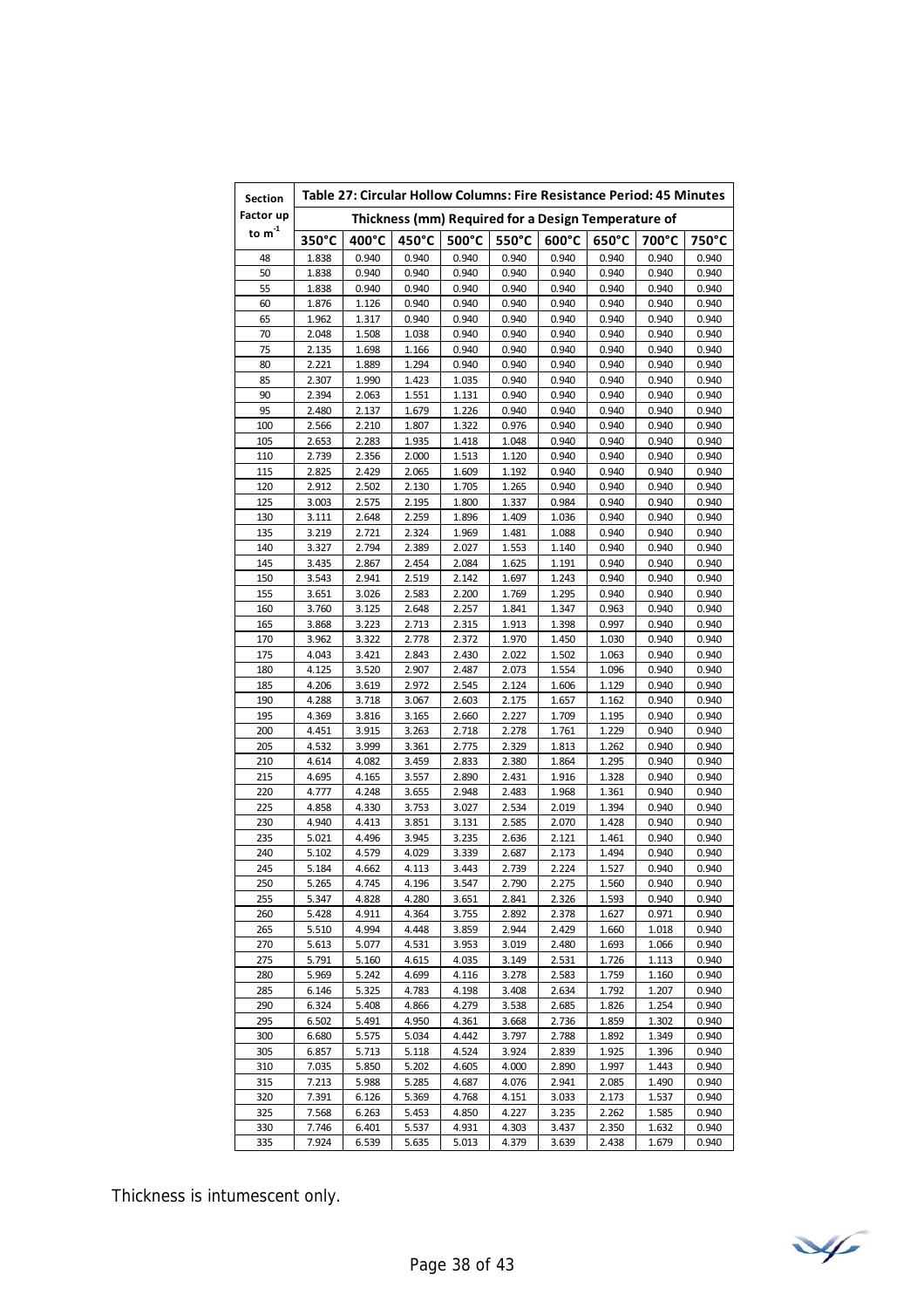| Section Factor up to $m^{-1}$ | Table 27: Circular Hollow Columns: Fire Resistance Period: 45 Minutes | | | | | | | | |
|---|---|---|---|---|---|---|---|---|---|
| | Thickness (mm) Required for a Design Temperature of | | | | | | | | |
| | 350°C | 400°C | 450°C | 500°C | 550°C | 600°C | 650°C | 700°C | 750°C |
| 48 | 1.838 | 0.940 | 0.940 | 0.940 | 0.940 | 0.940 | 0.940 | 0.940 | 0.940 |
| 50 | 1.838 | 0.940 | 0.940 | 0.940 | 0.940 | 0.940 | 0.940 | 0.940 | 0.940 |
| 55 | 1.838 | 0.940 | 0.940 | 0.940 | 0.940 | 0.940 | 0.940 | 0.940 | 0.940 |
| 60 | 1.876 | 1.126 | 0.940 | 0.940 | 0.940 | 0.940 | 0.940 | 0.940 | 0.940 |
| 65 | 1.962 | 1.317 | 0.940 | 0.940 | 0.940 | 0.940 | 0.940 | 0.940 | 0.940 |
| 70 | 2.048 | 1.508 | 1.038 | 0.940 | 0.940 | 0.940 | 0.940 | 0.940 | 0.940 |
| 75 | 2.135 | 1.698 | 1.166 | 0.940 | 0.940 | 0.940 | 0.940 | 0.940 | 0.940 |
| 80 | 2.221 | 1.889 | 1.294 | 0.940 | 0.940 | 0.940 | 0.940 | 0.940 | 0.940 |
| 85 | 2.307 | 1.990 | 1.423 | 1.035 | 0.940 | 0.940 | 0.940 | 0.940 | 0.940 |
| 90 | 2.394 | 2.063 | 1.551 | 1.131 | 0.940 | 0.940 | 0.940 | 0.940 | 0.940 |
| 95 | 2.480 | 2.137 | 1.679 | 1.226 | 0.940 | 0.940 | 0.940 | 0.940 | 0.940 |
| 100 | 2.566 | 2.210 | 1.807 | 1.322 | 0.976 | 0.940 | 0.940 | 0.940 | 0.940 |
| 105 | 2.653 | 2.283 | 1.935 | 1.418 | 1.048 | 0.940 | 0.940 | 0.940 | 0.940 |
| 110 | 2.739 | 2.356 | 2.000 | 1.513 | 1.120 | 0.940 | 0.940 | 0.940 | 0.940 |
| 115 | 2.825 | 2.429 | 2.065 | 1.609 | 1.192 | 0.940 | 0.940 | 0.940 | 0.940 |
| 120 | 2.912 | 2.502 | 2.130 | 1.705 | 1.265 | 0.940 | 0.940 | 0.940 | 0.940 |
| 125 | 3.003 | 2.575 | 2.195 | 1.800 | 1.337 | 0.984 | 0.940 | 0.940 | 0.940 |
| 130 | 3.111 | 2.648 | 2.259 | 1.896 | 1.409 | 1.036 | 0.940 | 0.940 | 0.940 |
| 135 | 3.219 | 2.721 | 2.324 | 1.969 | 1.481 | 1.088 | 0.940 | 0.940 | 0.940 |
| 140 | 3.327 | 2.794 | 2.389 | 2.027 | 1.553 | 1.140 | 0.940 | 0.940 | 0.940 |
| 145 | 3.435 | 2.867 | 2.454 | 2.084 | 1.625 | 1.191 | 0.940 | 0.940 | 0.940 |
| 150 | 3.543 | 2.941 | 2.519 | 2.142 | 1.697 | 1.243 | 0.940 | 0.940 | 0.940 |
| 155 | 3.651 | 3.026 | 2.583 | 2.200 | 1.769 | 1.295 | 0.940 | 0.940 | 0.940 |
| 160 | 3.760 | 3.125 | 2.648 | 2.257 | 1.841 | 1.347 | 0.963 | 0.940 | 0.940 |
| 165 | 3.868 | 3.223 | 2.713 | 2.315 | 1.913 | 1.398 | 0.997 | 0.940 | 0.940 |
| 170 | 3.962 | 3.322 | 2.778 | 2.372 | 1.970 | 1.450 | 1.030 | 0.940 | 0.940 |
| 175 | 4.043 | 3.421 | 2.843 | 2.430 | 2.022 | 1.502 | 1.063 | 0.940 | 0.940 |
| 180 | 4.125 | 3.520 | 2.907 | 2.487 | 2.073 | 1.554 | 1.096 | 0.940 | 0.940 |
| 185 | 4.206 | 3.619 | 2.972 | 2.545 | 2.124 | 1.606 | 1.129 | 0.940 | 0.940 |
| 190 | 4.288 | 3.718 | 3.067 | 2.603 | 2.175 | 1.657 | 1.162 | 0.940 | 0.940 |
| 195 | 4.369 | 3.816 | 3.165 | 2.660 | 2.227 | 1.709 | 1.195 | 0.940 | 0.940 |
| 200 | 4.451 | 3.915 | 3.263 | 2.718 | 2.278 | 1.761 | 1.229 | 0.940 | 0.940 |
| 205 | 4.532 | 3.999 | 3.361 | 2.775 | 2.329 | 1.813 | 1.262 | 0.940 | 0.940 |
| 210 | 4.614 | 4.082 | 3.459 | 2.833 | 2.380 | 1.864 | 1.295 | 0.940 | 0.940 |
| 215 | 4.695 | 4.165 | 3.557 | 2.890 | 2.431 | 1.916 | 1.328 | 0.940 | 0.940 |
| 220 | 4.777 | 4.248 | 3.655 | 2.948 | 2.483 | 1.968 | 1.361 | 0.940 | 0.940 |
| 225 | 4.858 | 4.330 | 3.753 | 3.027 | 2.534 | 2.019 | 1.394 | 0.940 | 0.940 |
| 230 | 4.940 | 4.413 | 3.851 | 3.131 | 2.585 | 2.070 | 1.428 | 0.940 | 0.940 |
| 235 | 5.021 | 4.496 | 3.945 | 3.235 | 2.636 | 2.121 | 1.461 | 0.940 | 0.940 |
| 240 | 5.102 | 4.579 | 4.029 | 3.339 | 2.687 | 2.173 | 1.494 | 0.940 | 0.940 |
| 245 | 5.184 | 4.662 | 4.113 | 3.443 | 2.739 | 2.224 | 1.527 | 0.940 | 0.940 |
| 250 | 5.265 | 4.745 | 4.196 | 3.547 | 2.790 | 2.275 | 1.560 | 0.940 | 0.940 |
| 255 | 5.347 | 4.828 | 4.280 | 3.651 | 2.841 | 2.326 | 1.593 | 0.940 | 0.940 |
| 260 | 5.428 | 4.911 | 4.364 | 3.755 | 2.892 | 2.378 | 1.627 | 0.971 | 0.940 |
| 265 | 5.510 | 4.994 | 4.448 | 3.859 | 2.944 | 2.429 | 1.660 | 1.018 | 0.940 |
| 270 | 5.613 | 5.077 | 4.531 | 3.953 | 3.019 | 2.480 | 1.693 | 1.066 | 0.940 |
| 275 | 5.791 | 5.160 | 4.615 | 4.035 | 3.149 | 2.531 | 1.726 | 1.113 | 0.940 |
| 280 | 5.969 | 5.242 | 4.699 | 4.116 | 3.278 | 2.583 | 1.759 | 1.160 | 0.940 |
| 285 | 6.146 | 5.325 | 4.783 | 4.198 | 3.408 | 2.634 | 1.792 | 1.207 | 0.940 |
| 290 | 6.324 | 5.408 | 4.866 | 4.279 | 3.538 | 2.685 | 1.826 | 1.254 | 0.940 |
| 295 | 6.502 | 5.491 | 4.950 | 4.361 | 3.668 | 2.736 | 1.859 | 1.302 | 0.940 |
| 300 | 6.680 | 5.575 | 5.034 | 4.442 | 3.797 | 2.788 | 1.892 | 1.349 | 0.940 |
| 305 | 6.857 | 5.713 | 5.118 | 4.524 | 3.924 | 2.839 | 1.925 | 1.396 | 0.940 |
| 310 | 7.035 | 5.850 | 5.202 | 4.605 | 4.000 | 2.890 | 1.997 | 1.443 | 0.940 |
| 315 | 7.213 | 5.988 | 5.285 | 4.687 | 4.076 | 2.941 | 2.085 | 1.490 | 0.940 |
| 320 | 7.391 | 6.126 | 5.369 | 4.768 | 4.151 | 3.033 | 2.173 | 1.537 | 0.940 |
| 325 | 7.568 | 6.263 | 5.453 | 4.850 | 4.227 | 3.235 | 2.262 | 1.585 | 0.940 |
| 330 | 7.746 | 6.401 | 5.537 | 4.931 | 4.303 | 3.437 | 2.350 | 1.632 | 0.940 |
| 335 | 7.924 | 6.539 | 5.635 | 5.013 | 4.379 | 3.639 | 2.438 | 1.679 | 0.940 |

Thickness is intumescent only.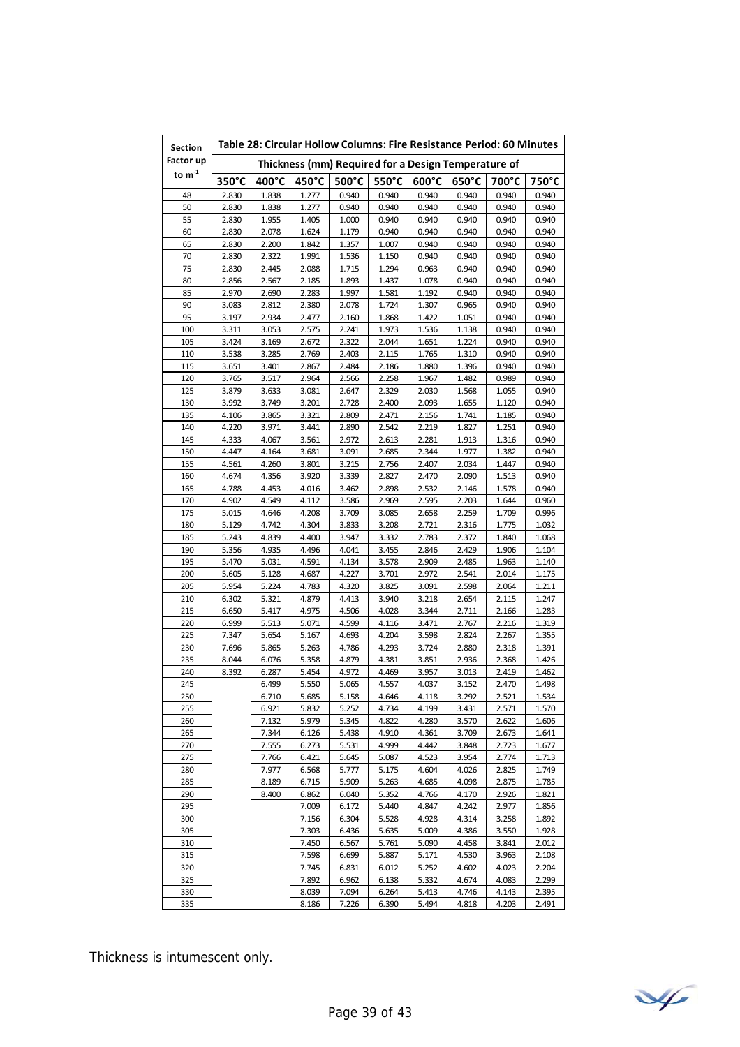| Section Factor up to $m^{-1}$ | Table 28: Circular Hollow Columns: Fire Resistance Period: 60 Minutes | | | | | | | | |
|---|---|---|---|---|---|---|---|---|---|
| | Thickness (mm) Required for a Design Temperature of | | | | | | | | |
| | 350°C | 400°C | 450°C | 500°C | 550°C | 600°C | 650°C | 700°C | 750°C |
| 48 | 2.830 | 1.838 | 1.277 | 0.940 | 0.940 | 0.940 | 0.940 | 0.940 | 0.940 |
| 50 | 2.830 | 1.838 | 1.277 | 0.940 | 0.940 | 0.940 | 0.940 | 0.940 | 0.940 |
| 55 | 2.830 | 1.955 | 1.405 | 1.000 | 0.940 | 0.940 | 0.940 | 0.940 | 0.940 |
| 60 | 2.830 | 2.078 | 1.624 | 1.179 | 0.940 | 0.940 | 0.940 | 0.940 | 0.940 |
| 65 | 2.830 | 2.200 | 1.842 | 1.357 | 1.007 | 0.940 | 0.940 | 0.940 | 0.940 |
| 70 | 2.830 | 2.322 | 1.991 | 1.536 | 1.150 | 0.940 | 0.940 | 0.940 | 0.940 |
| 75 | 2.830 | 2.445 | 2.088 | 1.715 | 1.294 | 0.963 | 0.940 | 0.940 | 0.940 |
| 80 | 2.856 | 2.567 | 2.185 | 1.893 | 1.437 | 1.078 | 0.940 | 0.940 | 0.940 |
| 85 | 2.970 | 2.690 | 2.283 | 1.997 | 1.581 | 1.192 | 0.940 | 0.940 | 0.940 |
| 90 | 3.083 | 2.812 | 2.380 | 2.078 | 1.724 | 1.307 | 0.965 | 0.940 | 0.940 |
| 95 | 3.197 | 2.934 | 2.477 | 2.160 | 1.868 | 1.422 | 1.051 | 0.940 | 0.940 |
| 100 | 3.311 | 3.053 | 2.575 | 2.241 | 1.973 | 1.536 | 1.138 | 0.940 | 0.940 |
| 105 | 3.424 | 3.169 | 2.672 | 2.322 | 2.044 | 1.651 | 1.224 | 0.940 | 0.940 |
| 110 | 3.538 | 3.285 | 2.769 | 2.403 | 2.115 | 1.765 | 1.310 | 0.940 | 0.940 |
| 115 | 3.651 | 3.401 | 2.867 | 2.484 | 2.186 | 1.880 | 1.396 | 0.940 | 0.940 |
| 120 | 3.765 | 3.517 | 2.964 | 2.566 | 2.258 | 1.967 | 1.482 | 0.989 | 0.940 |
| 125 | 3.879 | 3.633 | 3.081 | 2.647 | 2.329 | 2.030 | 1.568 | 1.055 | 0.940 |
| 130 | 3.992 | 3.749 | 3.201 | 2.728 | 2.400 | 2.093 | 1.655 | 1.120 | 0.940 |
| 135 | 4.106 | 3.865 | 3.321 | 2.809 | 2.471 | 2.156 | 1.741 | 1.185 | 0.940 |
| 140 | 4.220 | 3.971 | 3.441 | 2.890 | 2.542 | 2.219 | 1.827 | 1.251 | 0.940 |
| 145 | 4.333 | 4.067 | 3.561 | 2.972 | 2.613 | 2.281 | 1.913 | 1.316 | 0.940 |
| 150 | 4.447 | 4.164 | 3.681 | 3.091 | 2.685 | 2.344 | 1.977 | 1.382 | 0.940 |
| 155 | 4.561 | 4.260 | 3.801 | 3.215 | 2.756 | 2.407 | 2.034 | 1.447 | 0.940 |
| 160 | 4.674 | 4.356 | 3.920 | 3.339 | 2.827 | 2.470 | 2.090 | 1.513 | 0.940 |
| 165 | 4.788 | 4.453 | 4.016 | 3.462 | 2.898 | 2.532 | 2.146 | 1.578 | 0.940 |
| 170 | 4.902 | 4.549 | 4.112 | 3.586 | 2.969 | 2.595 | 2.203 | 1.644 | 0.960 |
| 175 | 5.015 | 4.646 | 4.208 | 3.709 | 3.085 | 2.658 | 2.259 | 1.709 | 0.996 |
| 180 | 5.129 | 4.742 | 4.304 | 3.833 | 3.208 | 2.721 | 2.316 | 1.775 | 1.032 |
| 185 | 5.243 | 4.839 | 4.400 | 3.947 | 3.332 | 2.783 | 2.372 | 1.840 | 1.068 |
| 190 | 5.356 | 4.935 | 4.496 | 4.041 | 3.455 | 2.846 | 2.429 | 1.906 | 1.104 |
| 195 | 5.470 | 5.031 | 4.591 | 4.134 | 3.578 | 2.909 | 2.485 | 1.963 | 1.140 |
| 200 | 5.605 | 5.128 | 4.687 | 4.227 | 3.701 | 2.972 | 2.541 | 2.014 | 1.175 |
| 205 | 5.954 | 5.224 | 4.783 | 4.320 | 3.825 | 3.091 | 2.598 | 2.064 | 1.211 |
| 210 | 6.302 | 5.321 | 4.879 | 4.413 | 3.940 | 3.218 | 2.654 | 2.115 | 1.247 |
| 215 | 6.650 | 5.417 | 4.975 | 4.506 | 4.028 | 3.344 | 2.711 | 2.166 | 1.283 |
| 220 | 6.999 | 5.513 | 5.071 | 4.599 | 4.116 | 3.471 | 2.767 | 2.216 | 1.319 |
| 225 | 7.347 | 5.654 | 5.167 | 4.693 | 4.204 | 3.598 | 2.824 | 2.267 | 1.355 |
| 230 | 7.696 | 5.865 | 5.263 | 4.786 | 4.293 | 3.724 | 2.880 | 2.318 | 1.391 |
| 235 | 8.044 | 6.076 | 5.358 | 4.879 | 4.381 | 3.851 | 2.936 | 2.368 | 1.426 |
| 240 | 8.392 | 6.287 | 5.454 | 4.972 | 4.469 | 3.957 | 3.013 | 2.419 | 1.462 |
| 245 | | 6.499 | 5.550 | 5.065 | 4.557 | 4.037 | 3.152 | 2.470 | 1.498 |
| 250 | | 6.710 | 5.685 | 5.158 | 4.646 | 4.118 | 3.292 | 2.521 | 1.534 |
| 255 | | 6.921 | 5.832 | 5.252 | 4.734 | 4.199 | 3.431 | 2.571 | 1.570 |
| 260 | | 7.132 | 5.979 | 5.345 | 4.822 | 4.280 | 3.570 | 2.622 | 1.606 |
| 265 | | 7.344 | 6.126 | 5.438 | 4.910 | 4.361 | 3.709 | 2.673 | 1.641 |
| 270 | | 7.555 | 6.273 | 5.531 | 4.999 | 4.442 | 3.848 | 2.723 | 1.677 |
| 275 | | 7.766 | 6.421 | 5.645 | 5.087 | 4.523 | 3.954 | 2.774 | 1.713 |
| 280 | | 7.977 | 6.568 | 5.777 | 5.175 | 4.604 | 4.026 | 2.825 | 1.749 |
| 285 | | 8.189 | 6.715 | 5.909 | 5.263 | 4.685 | 4.098 | 2.875 | 1.785 |
| 290 | | 8.400 | 6.862 | 6.040 | 5.352 | 4.766 | 4.170 | 2.926 | 1.821 |
| 295 | | | 7.009 | 6.172 | 5.440 | 4.847 | 4.242 | 2.977 | 1.856 |
| 300 | | | 7.156 | 6.304 | 5.528 | 4.928 | 4.314 | 3.258 | 1.892 |
| 305 | | | 7.303 | 6.436 | 5.635 | 5.009 | 4.386 | 3.550 | 1.928 |
| 310 | | | 7.450 | 6.567 | 5.761 | 5.090 | 4.458 | 3.841 | 2.012 |
| 315 | | | 7.598 | 6.699 | 5.887 | 5.171 | 4.530 | 3.963 | 2.108 |
| 320 | | | 7.745 | 6.831 | 6.012 | 5.252 | 4.602 | 4.023 | 2.204 |
| 325 | | | 7.892 | 6.962 | 6.138 | 5.332 | 4.674 | 4.083 | 2.299 |
| 330 | | | 8.039 | 7.094 | 6.264 | 5.413 | 4.746 | 4.143 | 2.395 |
| 335 | | | 8.186 | 7.226 | 6.390 | 5.494 | 4.818 | 4.203 | 2.491 |

Thickness is intumescent only.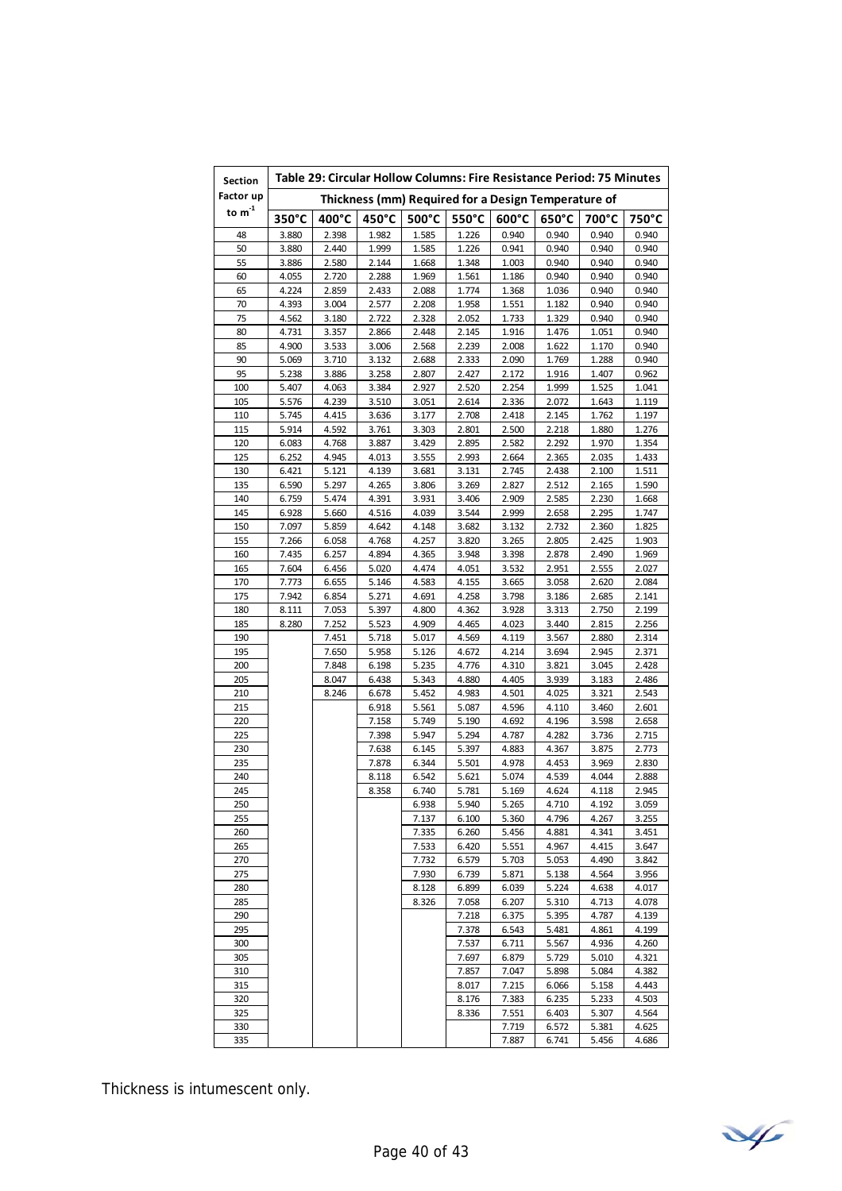| Section Factor up to $m^{-1}$ | Table 29: Circular Hollow Columns: Fire Resistance Period: 75 Minutes | | | | | | | | |
|---|---|---|---|---|---|---|---|---|---|
| | Thickness (mm) Required for a Design Temperature of | | | | | | | | |
| | 350°C | 400°C | 450°C | 500°C | 550°C | 600°C | 650°C | 700°C | 750°C |
| 48 | 3.880 | 2.398 | 1.982 | 1.585 | 1.226 | 0.940 | 0.940 | 0.940 | 0.940 |
| 50 | 3.880 | 2.440 | 1.999 | 1.585 | 1.226 | 0.941 | 0.940 | 0.940 | 0.940 |
| 55 | 3.886 | 2.580 | 2.144 | 1.668 | 1.348 | 1.003 | 0.940 | 0.940 | 0.940 |
| 60 | 4.055 | 2.720 | 2.288 | 1.969 | 1.561 | 1.186 | 0.940 | 0.940 | 0.940 |
| 65 | 4.224 | 2.859 | 2.433 | 2.088 | 1.774 | 1.368 | 1.036 | 0.940 | 0.940 |
| 70 | 4.393 | 3.004 | 2.577 | 2.208 | 1.958 | 1.551 | 1.182 | 0.940 | 0.940 |
| 75 | 4.562 | 3.180 | 2.722 | 2.328 | 2.052 | 1.733 | 1.329 | 0.940 | 0.940 |
| 80 | 4.731 | 3.357 | 2.866 | 2.448 | 2.145 | 1.916 | 1.476 | 1.051 | 0.940 |
| 85 | 4.900 | 3.533 | 3.006 | 2.568 | 2.239 | 2.008 | 1.622 | 1.170 | 0.940 |
| 90 | 5.069 | 3.710 | 3.132 | 2.688 | 2.333 | 2.090 | 1.769 | 1.288 | 0.940 |
| 95 | 5.238 | 3.886 | 3.258 | 2.807 | 2.427 | 2.172 | 1.916 | 1.407 | 0.962 |
| 100 | 5.407 | 4.063 | 3.384 | 2.927 | 2.520 | 2.254 | 1.999 | 1.525 | 1.041 |
| 105 | 5.576 | 4.239 | 3.510 | 3.051 | 2.614 | 2.336 | 2.072 | 1.643 | 1.119 |
| 110 | 5.745 | 4.415 | 3.636 | 3.177 | 2.708 | 2.418 | 2.145 | 1.762 | 1.197 |
| 115 | 5.914 | 4.592 | 3.761 | 3.303 | 2.801 | 2.500 | 2.218 | 1.880 | 1.276 |
| 120 | 6.083 | 4.768 | 3.887 | 3.429 | 2.895 | 2.582 | 2.292 | 1.970 | 1.354 |
| 125 | 6.252 | 4.945 | 4.013 | 3.555 | 2.993 | 2.664 | 2.365 | 2.035 | 1.433 |
| 130 | 6.421 | 5.121 | 4.139 | 3.681 | 3.131 | 2.745 | 2.438 | 2.100 | 1.511 |
| 135 | 6.590 | 5.297 | 4.265 | 3.806 | 3.269 | 2.827 | 2.512 | 2.165 | 1.590 |
| 140 | 6.759 | 5.474 | 4.391 | 3.931 | 3.406 | 2.909 | 2.585 | 2.230 | 1.668 |
| 145 | 6.928 | 5.660 | 4.516 | 4.039 | 3.544 | 2.999 | 2.658 | 2.295 | 1.747 |
| 150 | 7.097 | 5.859 | 4.642 | 4.148 | 3.682 | 3.132 | 2.732 | 2.360 | 1.825 |
| 155 | 7.266 | 6.058 | 4.768 | 4.257 | 3.820 | 3.265 | 2.805 | 2.425 | 1.903 |
| 160 | 7.435 | 6.257 | 4.894 | 4.365 | 3.948 | 3.398 | 2.878 | 2.490 | 1.969 |
| 165 | 7.604 | 6.456 | 5.020 | 4.474 | 4.051 | 3.532 | 2.951 | 2.555 | 2.027 |
| 170 | 7.773 | 6.655 | 5.146 | 4.583 | 4.155 | 3.665 | 3.058 | 2.620 | 2.084 |
| 175 | 7.942 | 6.854 | 5.271 | 4.691 | 4.258 | 3.798 | 3.186 | 2.685 | 2.141 |
| 180 | 8.111 | 7.053 | 5.397 | 4.800 | 4.362 | 3.928 | 3.313 | 2.750 | 2.199 |
| 185 | 8.280 | 7.252 | 5.523 | 4.909 | 4.465 | 4.023 | 3.440 | 2.815 | 2.256 |
| 190 | | 7.451 | 5.718 | 5.017 | 4.569 | 4.119 | 3.567 | 2.880 | 2.314 |
| 195 | | 7.650 | 5.958 | 5.126 | 4.672 | 4.214 | 3.694 | 2.945 | 2.371 |
| 200 | | 7.848 | 6.198 | 5.235 | 4.776 | 4.310 | 3.821 | 3.045 | 2.428 |
| 205 | | 8.047 | 6.438 | 5.343 | 4.880 | 4.405 | 3.939 | 3.183 | 2.486 |
| 210 | | 8.246 | 6.678 | 5.452 | 4.983 | 4.501 | 4.025 | 3.321 | 2.543 |
| 215 | | | 6.918 | 5.561 | 5.087 | 4.596 | 4.110 | 3.460 | 2.601 |
| 220 | | | 7.158 | 5.749 | 5.190 | 4.692 | 4.196 | 3.598 | 2.658 |
| 225 | | | 7.398 | 5.947 | 5.294 | 4.787 | 4.282 | 3.736 | 2.715 |
| 230 | | | 7.638 | 6.145 | 5.397 | 4.883 | 4.367 | 3.875 | 2.773 |
| 235 | | | 7.878 | 6.344 | 5.501 | 4.978 | 4.453 | 3.969 | 2.830 |
| 240 | | | 8.118 | 6.542 | 5.621 | 5.074 | 4.539 | 4.044 | 2.888 |
| 245 | | | 8.358 | 6.740 | 5.781 | 5.169 | 4.624 | 4.118 | 2.945 |
| 250 | | | | 6.938 | 5.940 | 5.265 | 4.710 | 4.192 | 3.059 |
| 255 | | | | 7.137 | 6.100 | 5.360 | 4.796 | 4.267 | 3.255 |
| 260 | | | | 7.335 | 6.260 | 5.456 | 4.881 | 4.341 | 3.451 |
| 265 | | | | 7.533 | 6.420 | 5.551 | 4.967 | 4.415 | 3.647 |
| 270 | | | | 7.732 | 6.579 | 5.703 | 5.053 | 4.490 | 3.842 |
| 275 | | | | 7.930 | 6.739 | 5.871 | 5.138 | 4.564 | 3.956 |
| 280 | | | | 8.128 | 6.899 | 6.039 | 5.224 | 4.638 | 4.017 |
| 285 | | | | 8.326 | 7.058 | 6.207 | 5.310 | 4.713 | 4.078 |
| 290 | | | | | 7.218 | 6.375 | 5.395 | 4.787 | 4.139 |
| 295 | | | | | 7.378 | 6.543 | 5.481 | 4.861 | 4.199 |
| 300 | | | | | 7.537 | 6.711 | 5.567 | 4.936 | 4.260 |
| 305 | | | | | 7.697 | 6.879 | 5.729 | 5.010 | 4.321 |
| 310 | | | | | 7.857 | 7.047 | 5.898 | 5.084 | 4.382 |
| 315 | | | | | 8.017 | 7.215 | 6.066 | 5.158 | 4.443 |
| 320 | | | | | 8.176 | 7.383 | 6.235 | 5.233 | 4.503 |
| 325 | | | | | 8.336 | 7.551 | 6.403 | 5.307 | 4.564 |
| 330 | | | | | | 7.719 | 6.572 | 5.381 | 4.625 |
| 335 | | | | | | 7.887 | 6.741 | 5.456 | 4.686 |

Thickness is intumescent only.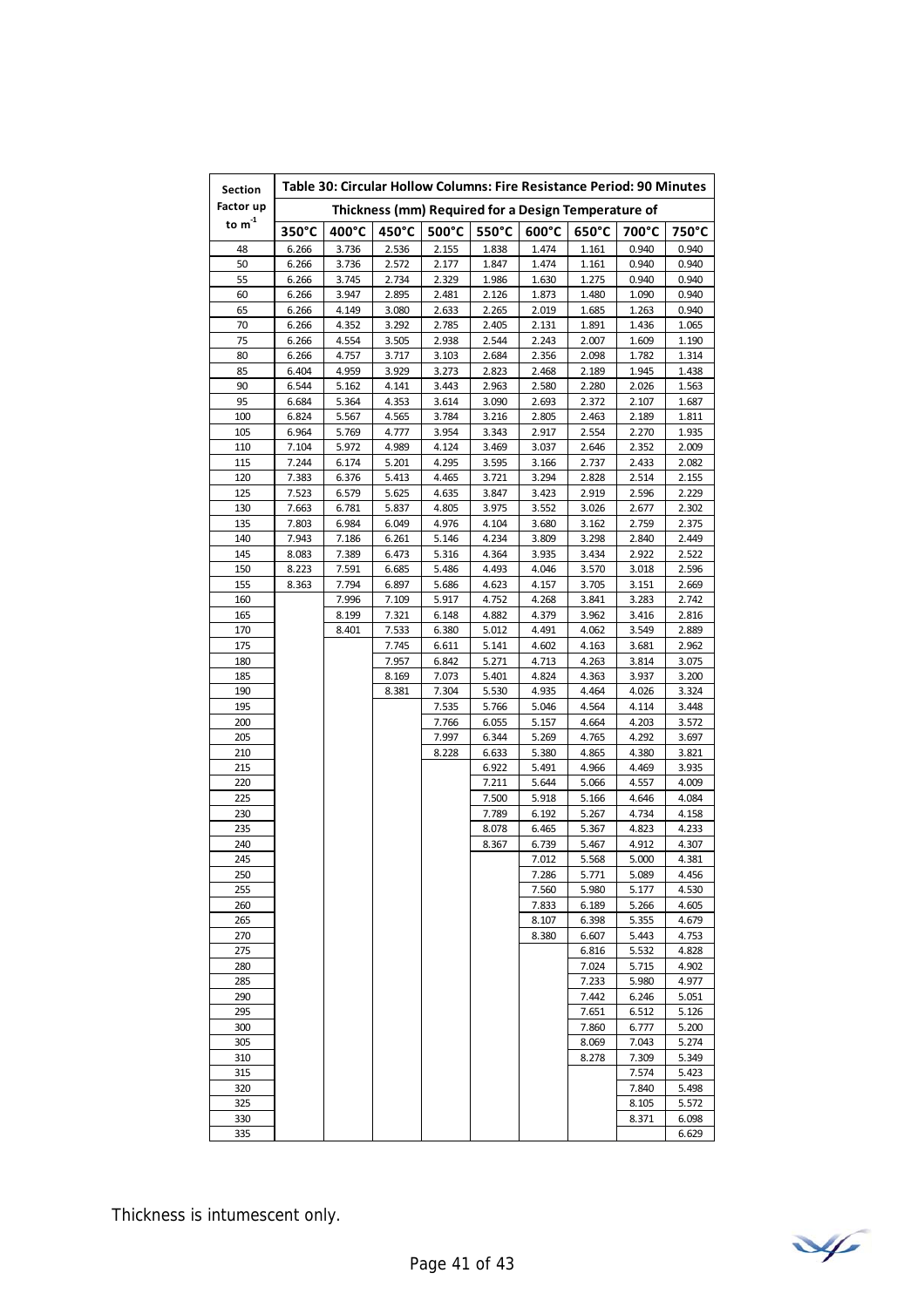| Section Factor up to $m^{-1}$ | Table 30: Circular Hollow Columns: Fire Resistance Period: 90 Minutes | | | | | | | | |
|---|---|---|---|---|---|---|---|---|---|
| | Thickness (mm) Required for a Design Temperature of | | | | | | | | |
| | 350°C | 400°C | 450°C | 500°C | 550°C | 600°C | 650°C | 700°C | 750°C |
| 48 | 6.266 | 3.736 | 2.536 | 2.155 | 1.838 | 1.474 | 1.161 | 0.940 | 0.940 |
| 50 | 6.266 | 3.736 | 2.572 | 2.177 | 1.847 | 1.474 | 1.161 | 0.940 | 0.940 |
| 55 | 6.266 | 3.745 | 2.734 | 2.329 | 1.986 | 1.630 | 1.275 | 0.940 | 0.940 |
| 60 | 6.266 | 3.947 | 2.895 | 2.481 | 2.126 | 1.873 | 1.480 | 1.090 | 0.940 |
| 65 | 6.266 | 4.149 | 3.080 | 2.633 | 2.265 | 2.019 | 1.685 | 1.263 | 0.940 |
| 70 | 6.266 | 4.352 | 3.292 | 2.785 | 2.405 | 2.131 | 1.891 | 1.436 | 1.065 |
| 75 | 6.266 | 4.554 | 3.505 | 2.938 | 2.544 | 2.243 | 2.007 | 1.609 | 1.190 |
| 80 | 6.266 | 4.757 | 3.717 | 3.103 | 2.684 | 2.356 | 2.098 | 1.782 | 1.314 |
| 85 | 6.404 | 4.959 | 3.929 | 3.273 | 2.823 | 2.468 | 2.189 | 1.945 | 1.438 |
| 90 | 6.544 | 5.162 | 4.141 | 3.443 | 2.963 | 2.580 | 2.280 | 2.026 | 1.563 |
| 95 | 6.684 | 5.364 | 4.353 | 3.614 | 3.090 | 2.693 | 2.372 | 2.107 | 1.687 |
| 100 | 6.824 | 5.567 | 4.565 | 3.784 | 3.216 | 2.805 | 2.463 | 2.189 | 1.811 |
| 105 | 6.964 | 5.769 | 4.777 | 3.954 | 3.343 | 2.917 | 2.554 | 2.270 | 1.935 |
| 110 | 7.104 | 5.972 | 4.989 | 4.124 | 3.469 | 3.037 | 2.646 | 2.352 | 2.009 |
| 115 | 7.244 | 6.174 | 5.201 | 4.295 | 3.595 | 3.166 | 2.737 | 2.433 | 2.082 |
| 120 | 7.383 | 6.376 | 5.413 | 4.465 | 3.721 | 3.294 | 2.828 | 2.514 | 2.155 |
| 125 | 7.523 | 6.579 | 5.625 | 4.635 | 3.847 | 3.423 | 2.919 | 2.596 | 2.229 |
| 130 | 7.663 | 6.781 | 5.837 | 4.805 | 3.975 | 3.552 | 3.026 | 2.677 | 2.302 |
| 135 | 7.803 | 6.984 | 6.049 | 4.976 | 4.104 | 3.680 | 3.162 | 2.759 | 2.375 |
| 140 | 7.943 | 7.186 | 6.261 | 5.146 | 4.234 | 3.809 | 3.298 | 2.840 | 2.449 |
| 145 | 8.083 | 7.389 | 6.473 | 5.316 | 4.364 | 3.935 | 3.434 | 2.922 | 2.522 |
| 150 | 8.223 | 7.591 | 6.685 | 5.486 | 4.493 | 4.046 | 3.570 | 3.018 | 2.596 |
| 155 | 8.363 | 7.794 | 6.897 | 5.686 | 4.623 | 4.157 | 3.705 | 3.151 | 2.669 |
| 160 | | 7.996 | 7.109 | 5.917 | 4.752 | 4.268 | 3.841 | 3.283 | 2.742 |
| 165 | | 8.199 | 7.321 | 6.148 | 4.882 | 4.379 | 3.962 | 3.416 | 2.816 |
| 170 | | 8.401 | 7.533 | 6.380 | 5.012 | 4.491 | 4.062 | 3.549 | 2.889 |
| 175 | | | 7.745 | 6.611 | 5.141 | 4.602 | 4.163 | 3.681 | 2.962 |
| 180 | | | 7.957 | 6.842 | 5.271 | 4.713 | 4.263 | 3.814 | 3.075 |
| 185 | | | 8.169 | 7.073 | 5.401 | 4.824 | 4.363 | 3.937 | 3.200 |
| 190 | | | 8.381 | 7.304 | 5.530 | 4.935 | 4.464 | 4.026 | 3.324 |
| 195 | | | | 7.535 | 5.766 | 5.046 | 4.564 | 4.114 | 3.448 |
| 200 | | | | 7.766 | 6.055 | 5.157 | 4.664 | 4.203 | 3.572 |
| 205 | | | | 7.997 | 6.344 | 5.269 | 4.765 | 4.292 | 3.697 |
| 210 | | | | 8.228 | 6.633 | 5.380 | 4.865 | 4.380 | 3.821 |
| 215 | | | | | 6.922 | 5.491 | 4.966 | 4.469 | 3.935 |
| 220 | | | | | 7.211 | 5.644 | 5.066 | 4.557 | 4.009 |
| 225 | | | | | 7.500 | 5.918 | 5.166 | 4.646 | 4.084 |
| 230 | | | | | 7.789 | 6.192 | 5.267 | 4.734 | 4.158 |
| 235 | | | | | 8.078 | 6.465 | 5.367 | 4.823 | 4.233 |
| 240 | | | | | 8.367 | 6.739 | 5.467 | 4.912 | 4.307 |
| 245 | | | | | | 7.012 | 5.568 | 5.000 | 4.381 |
| 250 | | | | | | 7.286 | 5.771 | 5.089 | 4.456 |
| 255 | | | | | | 7.560 | 5.980 | 5.177 | 4.530 |
| 260 | | | | | | 7.833 | 6.189 | 5.266 | 4.605 |
| 265 | | | | | | 8.107 | 6.398 | 5.355 | 4.679 |
| 270 | | | | | | 8.380 | 6.607 | 5.443 | 4.753 |
| 275 | | | | | | | 6.816 | 5.532 | 4.828 |
| 280 | | | | | | | 7.024 | 5.715 | 4.902 |
| 285 | | | | | | | 7.233 | 5.980 | 4.977 |
| 290 | | | | | | | 7.442 | 6.246 | 5.051 |
| 295 | | | | | | | 7.651 | 6.512 | 5.126 |
| 300 | | | | | | | 7.860 | 6.777 | 5.200 |
| 305 | | | | | | | 8.069 | 7.043 | 5.274 |
| 310 | | | | | | | 8.278 | 7.309 | 5.349 |
| 315 | | | | | | | | 7.574 | 5.423 |
| 320 | | | | | | | | 7.840 | 5.498 |
| 325 | | | | | | | | 8.105 | 5.572 |
| 330 | | | | | | | | 8.371 | 6.098 |
| 335 | | | | | | | | | 6.629 |

Thickness is intumescent only.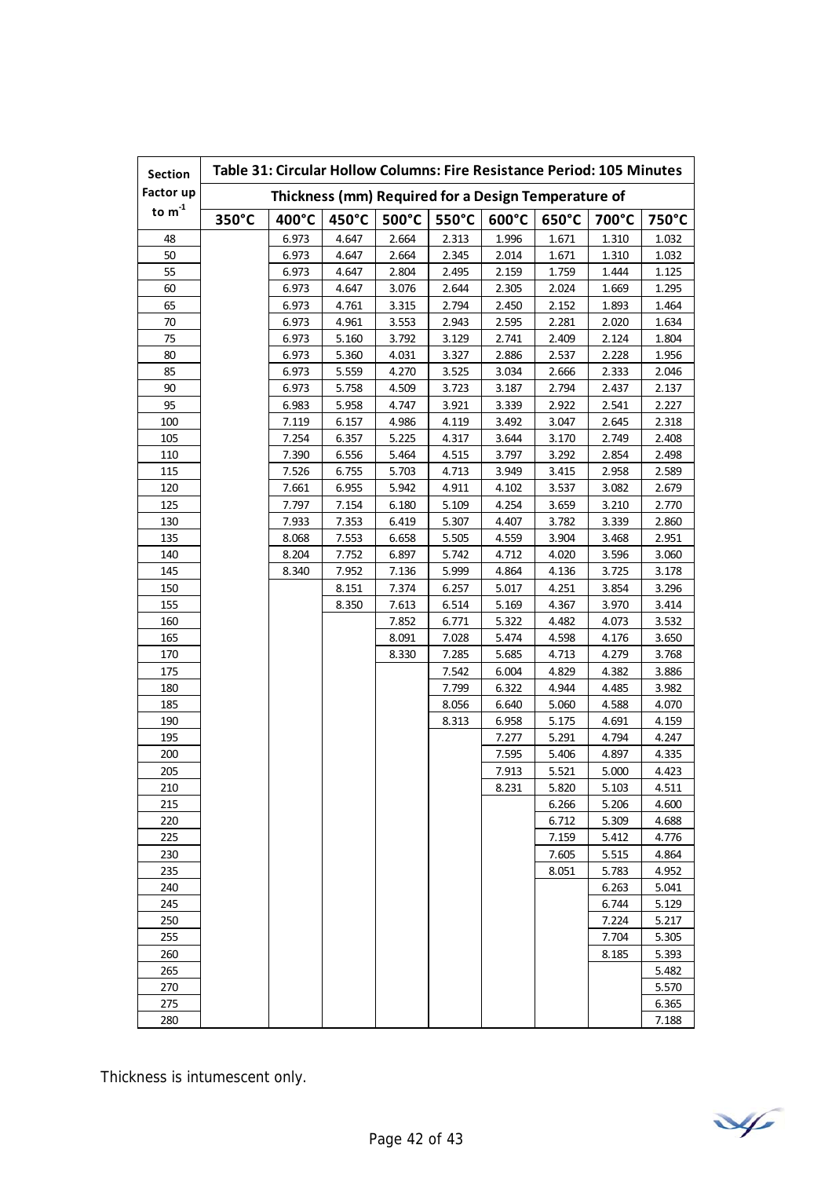| Section Factor up to $m^{-1}$ | Table 31: Circular Hollow Columns: Fire Resistance Period: 105 Minutes | | | | | | | | |
|---|---|---|---|---|---|---|---|---|---|
| | Thickness (mm) Required for a Design Temperature of | | | | | | | | |
| | 350°C | 400°C | 450°C | 500°C | 550°C | 600°C | 650°C | 700°C | 750°C |
| 48 | | 6.973 | 4.647 | 2.664 | 2.313 | 1.996 | 1.671 | 1.310 | 1.032 |
| 50 | | 6.973 | 4.647 | 2.664 | 2.345 | 2.014 | 1.671 | 1.310 | 1.032 |
| 55 | | 6.973 | 4.647 | 2.804 | 2.495 | 2.159 | 1.759 | 1.444 | 1.125 |
| 60 | | 6.973 | 4.647 | 3.076 | 2.644 | 2.305 | 2.024 | 1.669 | 1.295 |
| 65 | | 6.973 | 4.761 | 3.315 | 2.794 | 2.450 | 2.152 | 1.893 | 1.464 |
| 70 | | 6.973 | 4.961 | 3.553 | 2.943 | 2.595 | 2.281 | 2.020 | 1.634 |
| 75 | | 6.973 | 5.160 | 3.792 | 3.129 | 2.741 | 2.409 | 2.124 | 1.804 |
| 80 | | 6.973 | 5.360 | 4.031 | 3.327 | 2.886 | 2.537 | 2.228 | 1.956 |
| 85 | | 6.973 | 5.559 | 4.270 | 3.525 | 3.034 | 2.666 | 2.333 | 2.046 |
| 90 | | 6.973 | 5.758 | 4.509 | 3.723 | 3.187 | 2.794 | 2.437 | 2.137 |
| 95 | | 6.983 | 5.958 | 4.747 | 3.921 | 3.339 | 2.922 | 2.541 | 2.227 |
| 100 | | 7.119 | 6.157 | 4.986 | 4.119 | 3.492 | 3.047 | 2.645 | 2.318 |
| 105 | | 7.254 | 6.357 | 5.225 | 4.317 | 3.644 | 3.170 | 2.749 | 2.408 |
| 110 | | 7.390 | 6.556 | 5.464 | 4.515 | 3.797 | 3.292 | 2.854 | 2.498 |
| 115 | | 7.526 | 6.755 | 5.703 | 4.713 | 3.949 | 3.415 | 2.958 | 2.589 |
| 120 | | 7.661 | 6.955 | 5.942 | 4.911 | 4.102 | 3.537 | 3.082 | 2.679 |
| 125 | | 7.797 | 7.154 | 6.180 | 5.109 | 4.254 | 3.659 | 3.210 | 2.770 |
| 130 | | 7.933 | 7.353 | 6.419 | 5.307 | 4.407 | 3.782 | 3.339 | 2.860 |
| 135 | | 8.068 | 7.553 | 6.658 | 5.505 | 4.559 | 3.904 | 3.468 | 2.951 |
| 140 | | 8.204 | 7.752 | 6.897 | 5.742 | 4.712 | 4.020 | 3.596 | 3.060 |
| 145 | | 8.340 | 7.952 | 7.136 | 5.999 | 4.864 | 4.136 | 3.725 | 3.178 |
| 150 | | | 8.151 | 7.374 | 6.257 | 5.017 | 4.251 | 3.854 | 3.296 |
| 155 | | | 8.350 | 7.613 | 6.514 | 5.169 | 4.367 | 3.970 | 3.414 |
| 160 | | | | 7.852 | 6.771 | 5.322 | 4.482 | 4.073 | 3.532 |
| 165 | | | | 8.091 | 7.028 | 5.474 | 4.598 | 4.176 | 3.650 |
| 170 | | | | 8.330 | 7.285 | 5.685 | 4.713 | 4.279 | 3.768 |
| 175 | | | | | 7.542 | 6.004 | 4.829 | 4.382 | 3.886 |
| 180 | | | | | 7.799 | 6.322 | 4.944 | 4.485 | 3.982 |
| 185 | | | | | 8.056 | 6.640 | 5.060 | 4.588 | 4.070 |
| 190 | | | | | 8.313 | 6.958 | 5.175 | 4.691 | 4.159 |
| 195 | | | | | | 7.277 | 5.291 | 4.794 | 4.247 |
| 200 | | | | | | 7.595 | 5.406 | 4.897 | 4.335 |
| 205 | | | | | | 7.913 | 5.521 | 5.000 | 4.423 |
| 210 | | | | | | 8.231 | 5.820 | 5.103 | 4.511 |
| 215 | | | | | | | 6.266 | 5.206 | 4.600 |
| 220 | | | | | | | 6.712 | 5.309 | 4.688 |
| 225 | | | | | | | 7.159 | 5.412 | 4.776 |
| 230 | | | | | | | 7.605 | 5.515 | 4.864 |
| 235 | | | | | | | 8.051 | 5.783 | 4.952 |
| 240 | | | | | | | | 6.263 | 5.041 |
| 245 | | | | | | | | 6.744 | 5.129 |
| 250 | | | | | | | | 7.224 | 5.217 |
| 255 | | | | | | | | 7.704 | 5.305 |
| 260 | | | | | | | | 8.185 | 5.393 |
| 265 | | | | | | | | | 5.482 |
| 270 | | | | | | | | | 5.570 |
| 275 | | | | | | | | | 6.365 |
| 280 | | | | | | | | | 7.188 |

Thickness is intumescent only.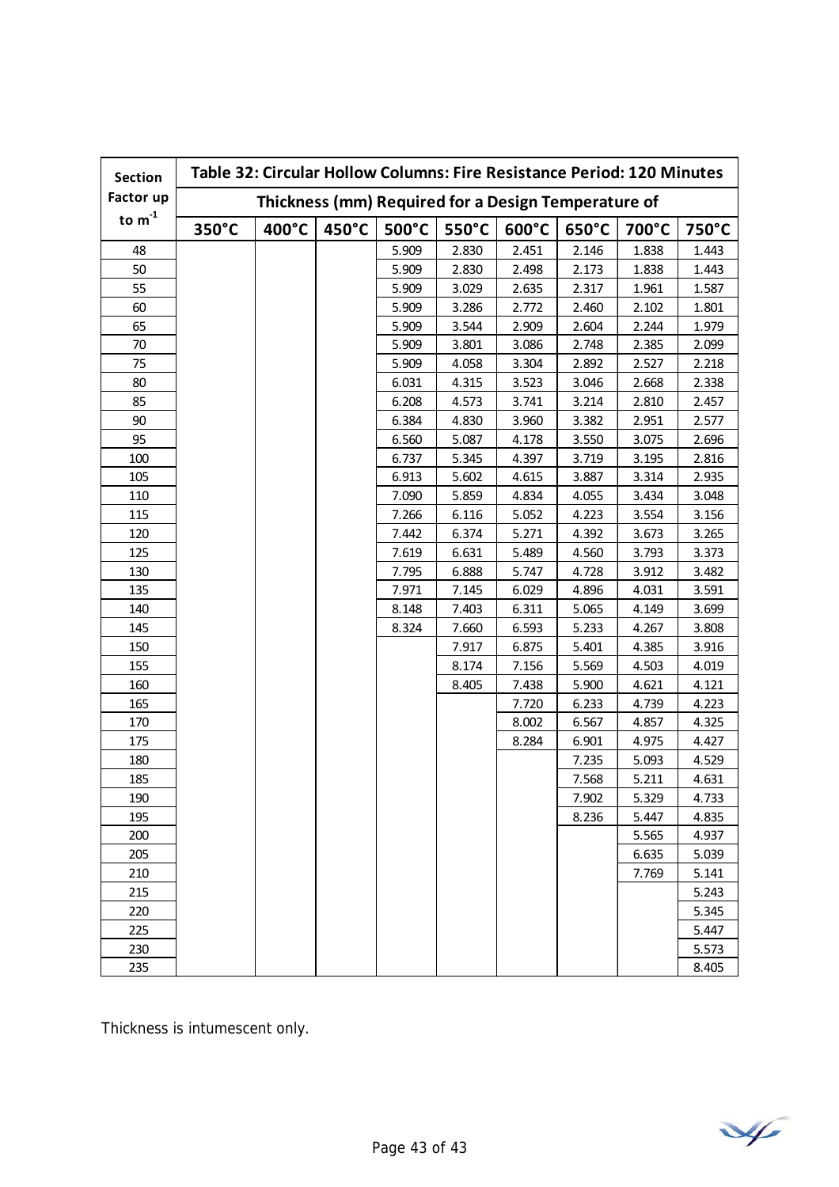| Section Factor up to $m^{-1}$ | Table 32: Circular Hollow Columns: Fire Resistance Period: 120 Minutes | | | | | | | | |
|---|---|---|---|---|---|---|---|---|---|
| | Thickness (mm) Required for a Design Temperature of | | | | | | | | |
| | 350°C | 400°C | 450°C | 500°C | 550°C | 600°C | 650°C | 700°C | 750°C |
| 48 | | | | 5.909 | 2.830 | 2.451 | 2.146 | 1.838 | 1.443 |
| 50 | | | | 5.909 | 2.830 | 2.498 | 2.173 | 1.838 | 1.443 |
| 55 | | | | 5.909 | 3.029 | 2.635 | 2.317 | 1.961 | 1.587 |
| 60 | | | | 5.909 | 3.286 | 2.772 | 2.460 | 2.102 | 1.801 |
| 65 | | | | 5.909 | 3.544 | 2.909 | 2.604 | 2.244 | 1.979 |
| 70 | | | | 5.909 | 3.801 | 3.086 | 2.748 | 2.385 | 2.099 |
| 75 | | | | 5.909 | 4.058 | 3.304 | 2.892 | 2.527 | 2.218 |
| 80 | | | | 6.031 | 4.315 | 3.523 | 3.046 | 2.668 | 2.338 |
| 85 | | | | 6.208 | 4.573 | 3.741 | 3.214 | 2.810 | 2.457 |
| 90 | | | | 6.384 | 4.830 | 3.960 | 3.382 | 2.951 | 2.577 |
| 95 | | | | 6.560 | 5.087 | 4.178 | 3.550 | 3.075 | 2.696 |
| 100 | | | | 6.737 | 5.345 | 4.397 | 3.719 | 3.195 | 2.816 |
| 105 | | | | 6.913 | 5.602 | 4.615 | 3.887 | 3.314 | 2.935 |
| 110 | | | | 7.090 | 5.859 | 4.834 | 4.055 | 3.434 | 3.048 |
| 115 | | | | 7.266 | 6.116 | 5.052 | 4.223 | 3.554 | 3.156 |
| 120 | | | | 7.442 | 6.374 | 5.271 | 4.392 | 3.673 | 3.265 |
| 125 | | | | 7.619 | 6.631 | 5.489 | 4.560 | 3.793 | 3.373 |
| 130 | | | | 7.795 | 6.888 | 5.747 | 4.728 | 3.912 | 3.482 |
| 135 | | | | 7.971 | 7.145 | 6.029 | 4.896 | 4.031 | 3.591 |
| 140 | | | | 8.148 | 7.403 | 6.311 | 5.065 | 4.149 | 3.699 |
| 145 | | | | 8.324 | 7.660 | 6.593 | 5.233 | 4.267 | 3.808 |
| 150 | | | | | 7.917 | 6.875 | 5.401 | 4.385 | 3.916 |
| 155 | | | | | 8.174 | 7.156 | 5.569 | 4.503 | 4.019 |
| 160 | | | | | 8.405 | 7.438 | 5.900 | 4.621 | 4.121 |
| 165 | | | | | | 7.720 | 6.233 | 4.739 | 4.223 |
| 170 | | | | | | 8.002 | 6.567 | 4.857 | 4.325 |
| 175 | | | | | | 8.284 | 6.901 | 4.975 | 4.427 |
| 180 | | | | | | | 7.235 | 5.093 | 4.529 |
| 185 | | | | | | | 7.568 | 5.211 | 4.631 |
| 190 | | | | | | | 7.902 | 5.329 | 4.733 |
| 195 | | | | | | | 8.236 | 5.447 | 4.835 |
| 200 | | | | | | | | 5.565 | 4.937 |
| 205 | | | | | | | | 6.635 | 5.039 |
| 210 | | | | | | | | 7.769 | 5.141 |
| 215 | | | | | | | | | 5.243 |
| 220 | | | | | | | | | 5.345 |
| 225 | | | | | | | | | 5.447 |
| 230 | | | | | | | | | 5.573 |
| 235 | | | | | | | | | 8.405 |

Thickness is intumescent only.